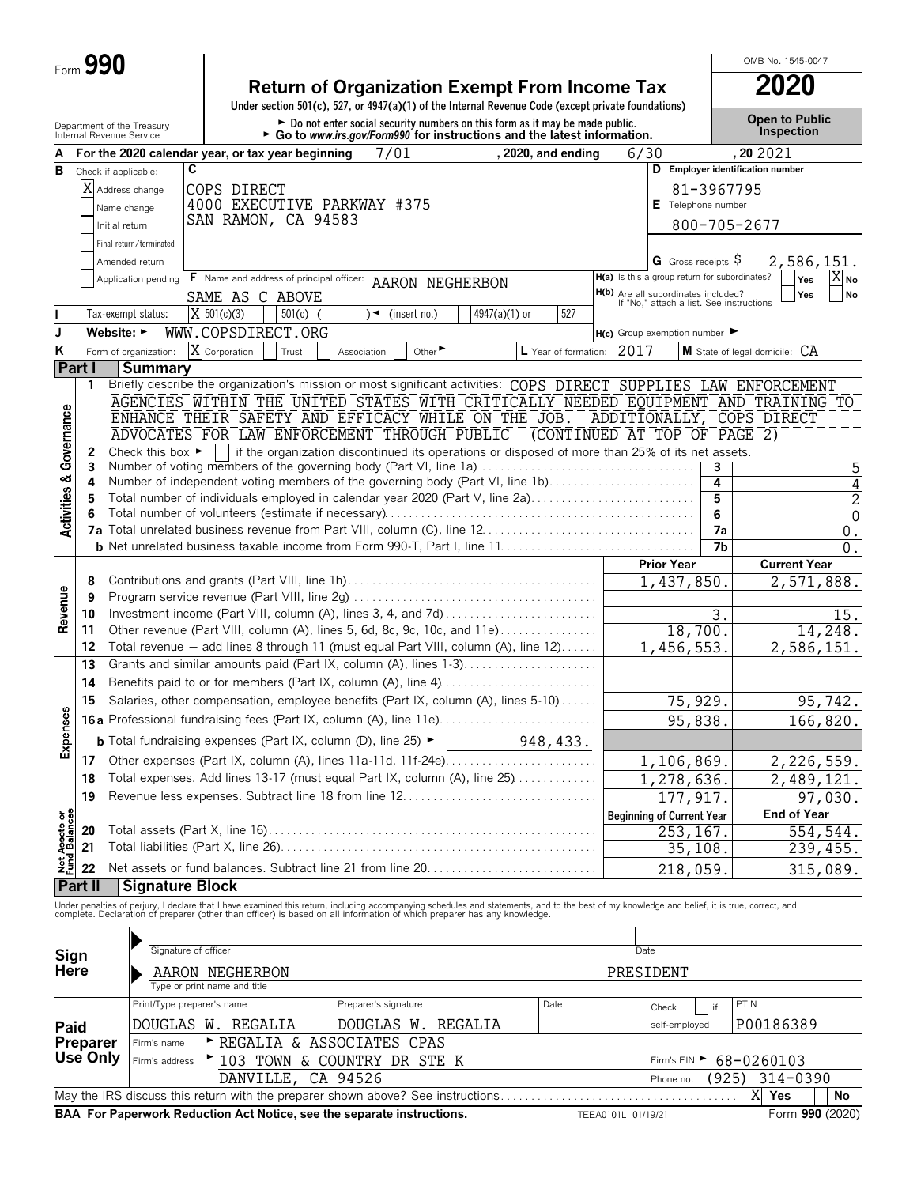Form **990**

# Return of Organization Exempt From Income Tax

**2020**

OMB No. 1545-0047

Under section 501(c), 527, or 4947(a)(1) of the Internal Revenue Code (except private foundations)

► Do not enter social security numbers on this form as it may be made public.
► Go to *www.irs.gov/Form990* for instructions and the latest information.

Department of the Treasury
Internal Revenue Service

**Open to Public Inspection**

**A** For the 2020 calendar year, or tax year beginning 7/01, 2020, and ending 6/30, 20 2021

**B** Check if applicable:
- [X] Address change
- [ ] Name change
- [ ] Initial return
- [ ] Final return/terminated
- [ ] Amended return
- [ ] Application pending

**C** COPS DIRECT
4000 EXECUTIVE PARKWAY #375
SAN RAMON, CA 94583

**D** Employer identification number: 81-3967795

**E** Telephone number: 800-705-2677

**G** Gross receipts $ 2,586,151.

**F** Name and address of principal officer: AARON NEGHERBON
SAME AS C ABOVE

**H(a)** Is this a group return for subordinates? [ ] Yes [X] No

**H(b)** Are all subordinates included? [ ] Yes [ ] No
If "No," attach a list. See instructions

**I** Tax-exempt status: [X] 501(c)(3) [ ] 501(c) ( ) ◄ (insert no.) [ ] 4947(a)(1) or [ ] 527

**J** Website: ► WWW.COPSDIRECT.ORG

**H(c)** Group exemption number ►

**K** Form of organization: [X] Corporation [ ] Trust [ ] Association [ ] Other ►

**L** Year of formation: 2017

**M** State of legal domicile: CA

## Part I Summary

**Activities & Governance**

1 Briefly describe the organization's mission or most significant activities: COPS DIRECT SUPPLIES LAW ENFORCEMENT AGENCIES WITHIN THE UNITED STATES WITH CRITICALLY NEEDED EQUIPMENT AND TRAINING TO ENHANCE THEIR SAFETY AND EFFICACY WHILE ON THE JOB. ADDITIONALLY, COPS DIRECT ADVOCATES FOR LAW ENFORCEMENT THROUGH PUBLIC (CONTINUED AT TOP OF PAGE 2)

2 Check this box ► [ ] if the organization discontinued its operations or disposed of more than 25% of its net assets.

| | | | |
|---|---|---|---|
| 3 | Number of voting members of the governing body (Part VI, line 1a) | 3 | 5 |
| 4 | Number of independent voting members of the governing body (Part VI, line 1b) | 4 | 4 |
| 5 | Total number of individuals employed in calendar year 2020 (Part V, line 2a) | 5 | 2 |
| 6 | Total number of volunteers (estimate if necessary) | 6 | 0 |
| 7a | Total unrelated business revenue from Part VIII, column (C), line 12 | 7a | 0. |
| b | Net unrelated business taxable income from Form 990-T, Part I, line 11 | 7b | 0. |

| | | Prior Year | Current Year |
|---|---|---|---|
| **Revenue** | | | |
| 8 | Contributions and grants (Part VIII, line 1h) | 1,437,850. | 2,571,888. |
| 9 | Program service revenue (Part VIII, line 2g) | | |
| 10 | Investment income (Part VIII, column (A), lines 3, 4, and 7d) | 3. | 15. |
| 11 | Other revenue (Part VIII, column (A), lines 5, 6d, 8c, 9c, 10c, and 11e) | 18,700. | 14,248. |
| 12 | Total revenue – add lines 8 through 11 (must equal Part VIII, column (A), line 12) | 1,456,553. | 2,586,151. |
| **Expenses** | | | |
| 13 | Grants and similar amounts paid (Part IX, column (A), lines 1-3) | | |
| 14 | Benefits paid to or for members (Part IX, column (A), line 4) | | |
| 15 | Salaries, other compensation, employee benefits (Part IX, column (A), lines 5-10) | 75,929. | 95,742. |
| 16a | Professional fundraising fees (Part IX, column (A), line 11e) | 95,838. | 166,820. |
| b | Total fundraising expenses (Part IX, column (D), line 25) ► 948,433. | | |
| 17 | Other expenses (Part IX, column (A), lines 11a-11d, 11f-24e) | 1,106,869. | 2,226,559. |
| 18 | Total expenses. Add lines 13-17 (must equal Part IX, column (A), line 25) | 1,278,636. | 2,489,121. |
| 19 | Revenue less expenses. Subtract line 18 from line 12 | 177,917. | 97,030. |

| **Net Assets or Fund Balances** | | Beginning of Current Year | End of Year |
|---|---|---|---|
| 20 | Total assets (Part X, line 16) | 253,167. | 554,544. |
| 21 | Total liabilities (Part X, line 26) | 35,108. | 239,455. |
| 22 | Net assets or fund balances. Subtract line 21 from line 20 | 218,059. | 315,089. |

## Part II Signature Block

Under penalties of perjury, I declare that I have examined this return, including accompanying schedules and statements, and to the best of my knowledge and belief, it is true, correct, and complete. Declaration of preparer (other than officer) is based on all information of which preparer has any knowledge.

**Sign Here**

Signature of officer ___________________ Date ________

AARON NEGHERBON PRESIDENT
Type or print name and title

**Paid Preparer Use Only**

| Print/Type preparer's name | Preparer's signature | Date | Check [ ] if self-employed | PTIN |
|---|---|---|---|---|
| DOUGLAS W. REGALIA | DOUGLAS W. REGALIA | | | P00186389 |

Firm's name ► REGALIA & ASSOCIATES CPAS

Firm's address ► 103 TOWN & COUNTRY DR STE K
DANVILLE, CA 94526

Firm's EIN ► 68-0260103

Phone no. (925) 314-0390

May the IRS discuss this return with the preparer shown above? See instructions [X] Yes [ ] No

**BAA For Paperwork Reduction Act Notice, see the separate instructions.** TEEA0101L 01/19/21 Form **990** (2020)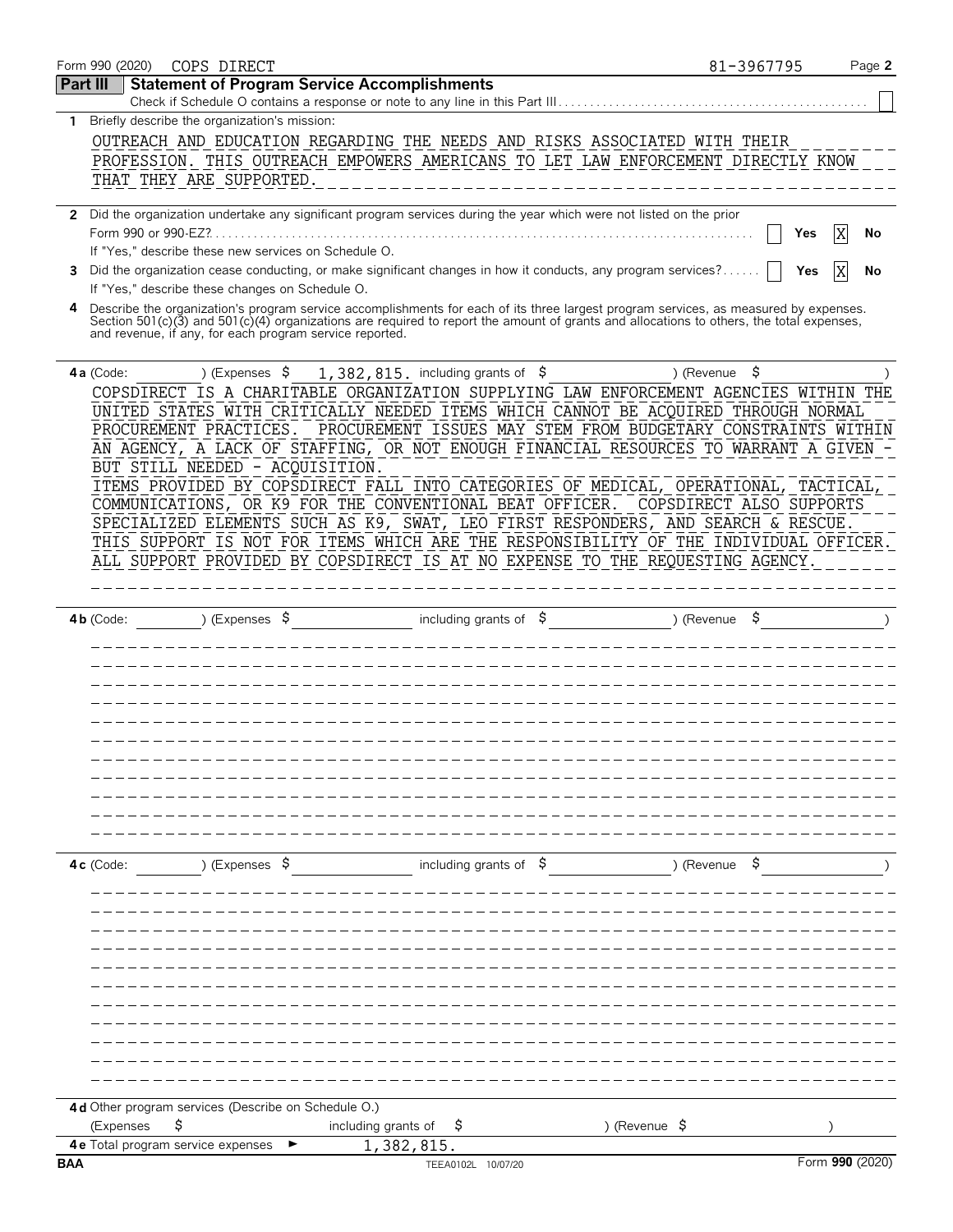Form 990 (2020) COPS DIRECT 81-3967795 Page **2**

## Part III Statement of Program Service Accomplishments

Check if Schedule O contains a response or note to any line in this Part III . . . . . ☐

**1** Briefly describe the organization's mission:

OUTREACH AND EDUCATION REGARDING THE NEEDS AND RISKS ASSOCIATED WITH THEIR PROFESSION. THIS OUTREACH EMPOWERS AMERICANS TO LET LAW ENFORCEMENT DIRECTLY KNOW THAT THEY ARE SUPPORTED.

**2** Did the organization undertake any significant program services during the year which were not listed on the prior Form 990 or 990-EZ? . . . . . ☐ Yes ☒ No

If "Yes," describe these new services on Schedule O.

**3** Did the organization cease conducting, or make significant changes in how it conducts, any program services? . . . . . ☐ Yes ☒ No

If "Yes," describe these changes on Schedule O.

**4** Describe the organization's program service accomplishments for each of its three largest program services, as measured by expenses. Section 501(c)(3) and 501(c)(4) organizations are required to report the amount of grants and allocations to others, the total expenses, and revenue, if any, for each program service reported.

**4a** (Code: ) (Expenses $ 1,382,815. including grants of $ ) (Revenue $ )

COPSDIRECT IS A CHARITABLE ORGANIZATION SUPPLYING LAW ENFORCEMENT AGENCIES WITHIN THE UNITED STATES WITH CRITICALLY NEEDED ITEMS WHICH CANNOT BE ACQUIRED THROUGH NORMAL PROCUREMENT PRACTICES. PROCUREMENT ISSUES MAY STEM FROM BUDGETARY CONSTRAINTS WITHIN AN AGENCY, A LACK OF STAFFING, OR NOT ENOUGH FINANCIAL RESOURCES TO WARRANT A GIVEN - BUT STILL NEEDED - ACQUISITION.
ITEMS PROVIDED BY COPSDIRECT FALL INTO CATEGORIES OF MEDICAL, OPERATIONAL, TACTICAL, COMMUNICATIONS, OR K9 FOR THE CONVENTIONAL BEAT OFFICER. COPSDIRECT ALSO SUPPORTS SPECIALIZED ELEMENTS SUCH AS K9, SWAT, LEO FIRST RESPONDERS, AND SEARCH & RESCUE. THIS SUPPORT IS NOT FOR ITEMS WHICH ARE THE RESPONSIBILITY OF THE INDIVIDUAL OFFICER. ALL SUPPORT PROVIDED BY COPSDIRECT IS AT NO EXPENSE TO THE REQUESTING AGENCY.

**4b** (Code: ) (Expenses $ including grants of $ ) (Revenue $ )

**4c** (Code: ) (Expenses $ including grants of $ ) (Revenue $ )

**4d** Other program services (Describe on Schedule O.)

(Expenses $ including grants of $ ) (Revenue $ )

**4e** Total program service expenses ► 1,382,815.

BAA TEEA0102L 10/07/20 Form **990** (2020)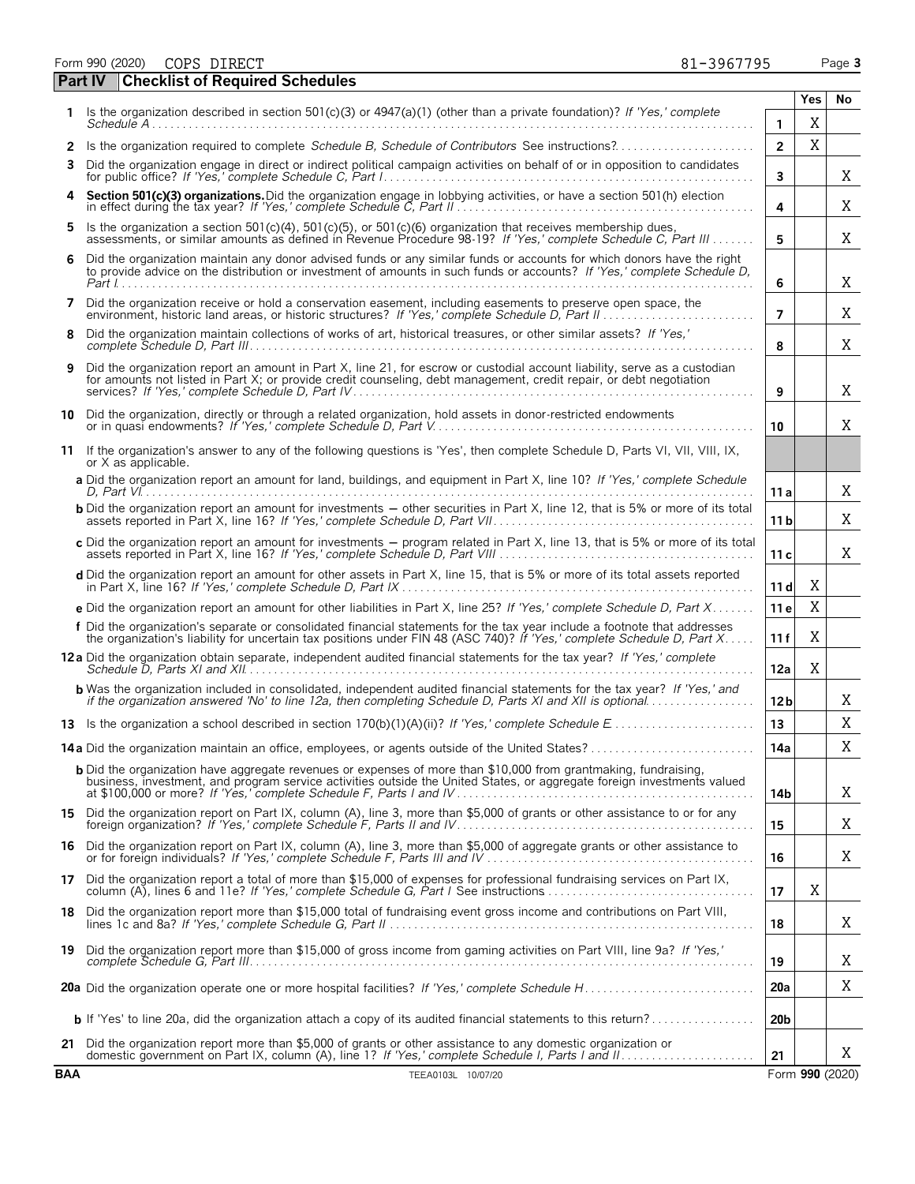Form 990 (2020) COPS DIRECT 81-3967795

## Part IV Checklist of Required Schedules

| | | | Yes | No |
|---|---|---|---|---|
| 1 | Is the organization described in section 501(c)(3) or 4947(a)(1) (other than a private foundation)? *If 'Yes,' complete Schedule A* | 1 | X | |
| 2 | Is the organization required to complete *Schedule B, Schedule of Contributors* See instructions? | 2 | X | |
| 3 | Did the organization engage in direct or indirect political campaign activities on behalf of or in opposition to candidates for public office? *If 'Yes,' complete Schedule C, Part I* | 3 | | X |
| 4 | **Section 501(c)(3) organizations.** Did the organization engage in lobbying activities, or have a section 501(h) election in effect during the tax year? *If 'Yes,' complete Schedule C, Part II* | 4 | | X |
| 5 | Is the organization a section 501(c)(4), 501(c)(5), or 501(c)(6) organization that receives membership dues, assessments, or similar amounts as defined in Revenue Procedure 98-19? *If 'Yes,' complete Schedule C, Part III* | 5 | | X |
| 6 | Did the organization maintain any donor advised funds or any similar funds or accounts for which donors have the right to provide advice on the distribution or investment of amounts in such funds or accounts? *If 'Yes,' complete Schedule D, Part I* | 6 | | X |
| 7 | Did the organization receive or hold a conservation easement, including easements to preserve open space, the environment, historic land areas, or historic structures? *If 'Yes,' complete Schedule D, Part II* | 7 | | X |
| 8 | Did the organization maintain collections of works of art, historical treasures, or other similar assets? *If 'Yes,' complete Schedule D, Part III* | 8 | | X |
| 9 | Did the organization report an amount in Part X, line 21, for escrow or custodial account liability, serve as a custodian for amounts not listed in Part X; or provide credit counseling, debt management, credit repair, or debt negotiation services? *If 'Yes,' complete Schedule D, Part IV* | 9 | | X |
| 10 | Did the organization, directly or through a related organization, hold assets in donor-restricted endowments or in quasi endowments? *If 'Yes,' complete Schedule D, Part V* | 10 | | X |
| 11 | If the organization's answer to any of the following questions is 'Yes', then complete Schedule D, Parts VI, VII, VIII, IX, or X as applicable. | | | |
| | **a** Did the organization report an amount for land, buildings, and equipment in Part X, line 10? *If 'Yes,' complete Schedule D, Part VI* | 11a | | X |
| | **b** Did the organization report an amount for investments — other securities in Part X, line 12, that is 5% or more of its total assets reported in Part X, line 16? *If 'Yes,' complete Schedule D, Part VII* | 11b | | X |
| | **c** Did the organization report an amount for investments — program related in Part X, line 13, that is 5% or more of its total assets reported in Part X, line 16? *If 'Yes,' complete Schedule D, Part VIII* | 11c | | X |
| | **d** Did the organization report an amount for other assets in Part X, line 15, that is 5% or more of its total assets reported in Part X, line 16? *If 'Yes,' complete Schedule D, Part IX* | 11d | X | |
| | **e** Did the organization report an amount for other liabilities in Part X, line 25? *If 'Yes,' complete Schedule D, Part X* | 11e | X | |
| | **f** Did the organization's separate or consolidated financial statements for the tax year include a footnote that addresses the organization's liability for uncertain tax positions under FIN 48 (ASC 740)? *If 'Yes,' complete Schedule D, Part X* | 11f | X | |
| 12a | Did the organization obtain separate, independent audited financial statements for the tax year? *If 'Yes,' complete Schedule D, Parts XI and XII* | 12a | X | |
| | **b** Was the organization included in consolidated, independent audited financial statements for the tax year? *If 'Yes,' and if the organization answered 'No' to line 12a, then completing Schedule D, Parts XI and XII is optional* | 12b | | X |
| 13 | Is the organization a school described in section 170(b)(1)(A)(ii)? *If 'Yes,' complete Schedule E* | 13 | | X |
| 14a | Did the organization maintain an office, employees, or agents outside of the United States? | 14a | | X |
| | **b** Did the organization have aggregate revenues or expenses of more than $10,000 from grantmaking, fundraising, business, investment, and program service activities outside the United States, or aggregate foreign investments valued at $100,000 or more? *If 'Yes,' complete Schedule F, Parts I and IV* | 14b | | X |
| 15 | Did the organization report on Part IX, column (A), line 3, more than $5,000 of grants or other assistance to or for any foreign organization? *If 'Yes,' complete Schedule F, Parts II and IV* | 15 | | X |
| 16 | Did the organization report on Part IX, column (A), line 3, more than $5,000 of aggregate grants or other assistance to or for foreign individuals? *If 'Yes,' complete Schedule F, Parts III and IV* | 16 | | X |
| 17 | Did the organization report a total of more than $15,000 of expenses for professional fundraising services on Part IX, column (A), lines 6 and 11e? *If 'Yes,' complete Schedule G, Part I* See instructions | 17 | X | |
| 18 | Did the organization report more than $15,000 total of fundraising event gross income and contributions on Part VIII, lines 1c and 8a? *If 'Yes,' complete Schedule G, Part II* | 18 | | X |
| 19 | Did the organization report more than $15,000 of gross income from gaming activities on Part VIII, line 9a? *If 'Yes,' complete Schedule G, Part III* | 19 | | X |
| 20a | Did the organization operate one or more hospital facilities? *If 'Yes,' complete Schedule H* | 20a | | X |
| | **b** If 'Yes' to line 20a, did the organization attach a copy of its audited financial statements to this return? | 20b | | |
| 21 | Did the organization report more than $5,000 of grants or other assistance to any domestic organization or domestic government on Part IX, column (A), line 1? *If 'Yes,' complete Schedule I, Parts I and II* | 21 | | X |

BAA TEEA0103L 10/07/20 Form **990** (2020)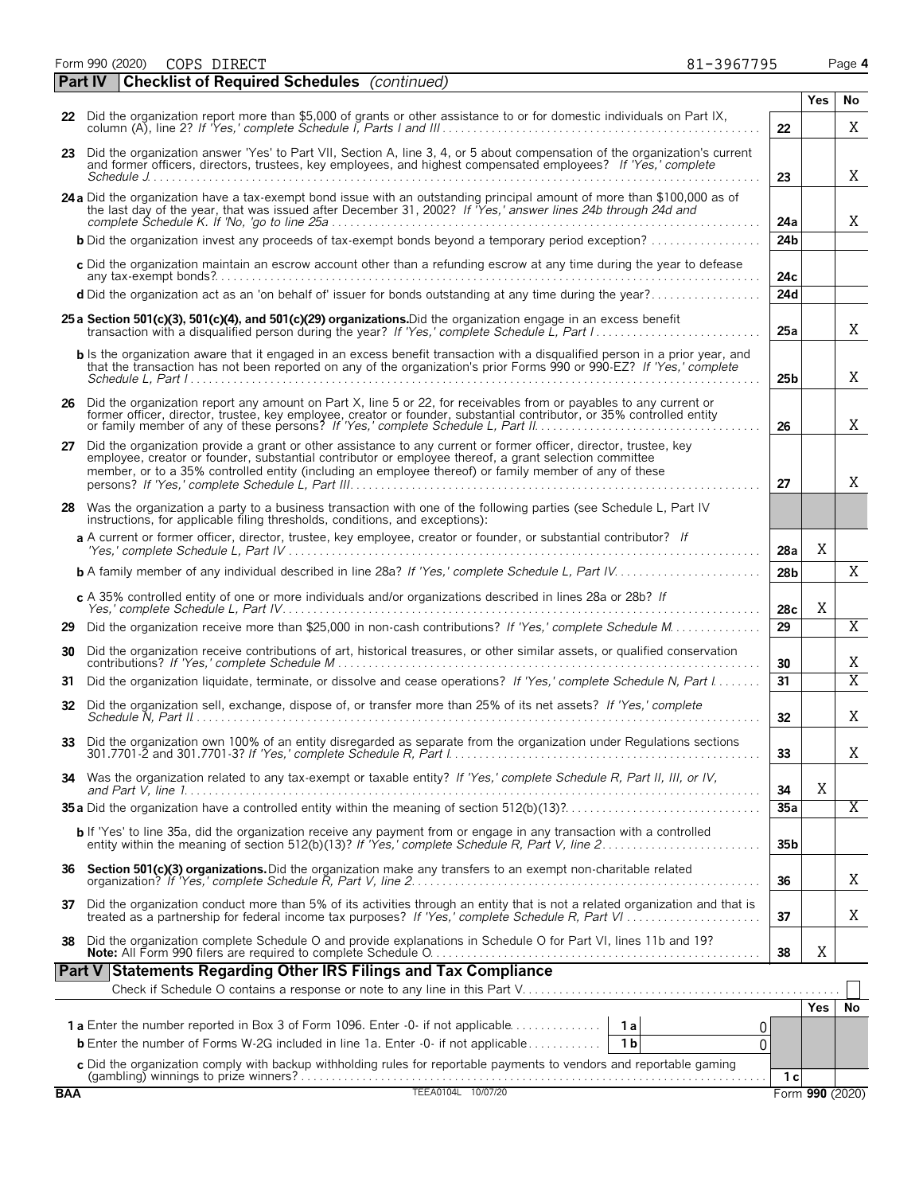Form 990 (2020) COPS DIRECT 81-3967795 Page 4

## Part IV Checklist of Required Schedules *(continued)*

| | | | Yes | No |
|---|---|---|---|---|
| 22 | Did the organization report more than $5,000 of grants or other assistance to or for domestic individuals on Part IX, column (A), line 2? *If 'Yes,' complete Schedule I, Parts I and III* | 22 | | X |
| 23 | Did the organization answer 'Yes' to Part VII, Section A, line 3, 4, or 5 about compensation of the organization's current and former officers, directors, trustees, key employees, and highest compensated employees? *If 'Yes,' complete Schedule J* | 23 | | X |
| 24a | Did the organization have a tax-exempt bond issue with an outstanding principal amount of more than $100,000 as of the last day of the year, that was issued after December 31, 2002? *If 'Yes,' answer lines 24b through 24d and complete Schedule K. If 'No,' go to line 25a* | 24a | | X |
| b | Did the organization invest any proceeds of tax-exempt bonds beyond a temporary period exception? | 24b | | |
| c | Did the organization maintain an escrow account other than a refunding escrow at any time during the year to defease any tax-exempt bonds? | 24c | | |
| d | Did the organization act as an 'on behalf of' issuer for bonds outstanding at any time during the year? | 24d | | |
| 25a | **Section 501(c)(3), 501(c)(4), and 501(c)(29) organizations.** Did the organization engage in an excess benefit transaction with a disqualified person during the year? *If 'Yes,' complete Schedule L, Part I* | 25a | | X |
| b | Is the organization aware that it engaged in an excess benefit transaction with a disqualified person in a prior year, and that the transaction has not been reported on any of the organization's prior Forms 990 or 990-EZ? *If 'Yes,' complete Schedule L, Part I* | 25b | | X |
| 26 | Did the organization report any amount on Part X, line 5 or 22, for receivables from or payables to any current or former officer, director, trustee, key employee, creator or founder, substantial contributor, or 35% controlled entity or family member of any of these persons? *If 'Yes,' complete Schedule L, Part II* | 26 | | X |
| 27 | Did the organization provide a grant or other assistance to any current or former officer, director, trustee, key employee, creator or founder, substantial contributor or employee thereof, a grant selection committee member, or to a 35% controlled entity (including an employee thereof) or family member of any of these persons? *If 'Yes,' complete Schedule L, Part III* | 27 | | X |
| 28 | Was the organization a party to a business transaction with one of the following parties (see Schedule L, Part IV instructions, for applicable filing thresholds, conditions, and exceptions): | | | |
| a | A current or former officer, director, trustee, key employee, creator or founder, or substantial contributor? *If 'Yes,' complete Schedule L, Part IV* | 28a | X | |
| b | A family member of any individual described in line 28a? *If 'Yes,' complete Schedule L, Part IV* | 28b | | X |
| c | A 35% controlled entity of one or more individuals and/or organizations described in lines 28a or 28b? *If 'Yes,' complete Schedule L, Part IV* | 28c | X | |
| 29 | Did the organization receive more than $25,000 in non-cash contributions? *If 'Yes,' complete Schedule M* | 29 | | X |
| 30 | Did the organization receive contributions of art, historical treasures, or other similar assets, or qualified conservation contributions? *If 'Yes,' complete Schedule M* | 30 | | X |
| 31 | Did the organization liquidate, terminate, or dissolve and cease operations? *If 'Yes,' complete Schedule N, Part I* | 31 | | X |
| 32 | Did the organization sell, exchange, dispose of, or transfer more than 25% of its net assets? *If 'Yes,' complete Schedule N, Part II* | 32 | | X |
| 33 | Did the organization own 100% of an entity disregarded as separate from the organization under Regulations sections 301.7701-2 and 301.7701-3? *If 'Yes,' complete Schedule R, Part I* | 33 | | X |
| 34 | Was the organization related to any tax-exempt or taxable entity? *If 'Yes,' complete Schedule R, Part II, III, or IV, and Part V, line 1* | 34 | X | |
| 35a | Did the organization have a controlled entity within the meaning of section 512(b)(13)? | 35a | | X |
| b | If 'Yes' to line 35a, did the organization receive any payment from or engage in any transaction with a controlled entity within the meaning of section 512(b)(13)? *If 'Yes,' complete Schedule R, Part V, line 2* | 35b | | |
| 36 | **Section 501(c)(3) organizations.** Did the organization make any transfers to an exempt non-charitable related organization? *If 'Yes,' complete Schedule R, Part V, line 2* | 36 | | X |
| 37 | Did the organization conduct more than 5% of its activities through an entity that is not a related organization and that is treated as a partnership for federal income tax purposes? *If 'Yes,' complete Schedule R, Part VI* | 37 | | X |
| 38 | Did the organization complete Schedule O and provide explanations in Schedule O for Part VI, lines 11b and 19? **Note:** All Form 990 filers are required to complete Schedule O | 38 | X | |

## Part V Statements Regarding Other IRS Filings and Tax Compliance

Check if Schedule O contains a response or note to any line in this Part V ☐

| | | | | | Yes | No |
|---|---|---|---|---|---|---|
| 1a | Enter the number reported in Box 3 of Form 1096. Enter -0- if not applicable | 1a | 0 | | | |
| b | Enter the number of Forms W-2G included in line 1a. Enter -0- if not applicable | 1b | 0 | | | |
| c | Did the organization comply with backup withholding rules for reportable payments to vendors and reportable gaming (gambling) winnings to prize winners? | | | 1c | | |

BAA TEEA0104L 10/07/20 Form **990** (2020)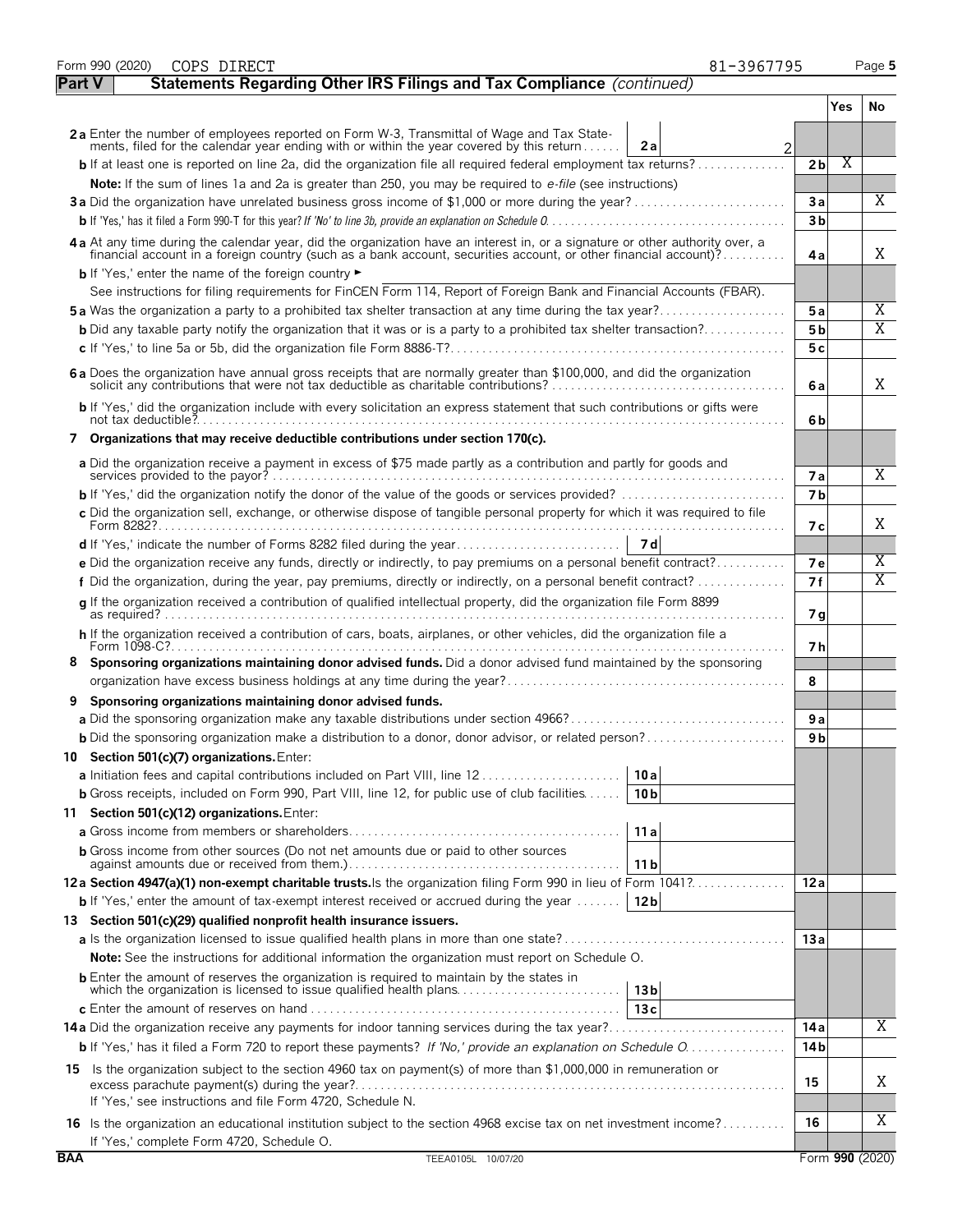Form 990 (2020) COPS DIRECT 81-3967795

## Part V — Statements Regarding Other IRS Filings and Tax Compliance *(continued)*

| | | | Yes | No |
|---|---|---|---|---|
| **2a** Enter the number of employees reported on Form W-3, Transmittal of Wage and Tax Statements, filed for the calendar year ending with or within the year covered by this return | 2a | 2 | | |
| **b** If at least one is reported on line 2a, did the organization file all required federal employment tax returns? | | 2b | X | |
| **Note:** If the sum of lines 1a and 2a is greater than 250, you may be required to *e-file* (see instructions) | | | | |
| **3a** Did the organization have unrelated business gross income of $1,000 or more during the year? | | 3a | | X |
| **b** If 'Yes,' has it filed a Form 990-T for this year? *If 'No' to line 3b, provide an explanation on Schedule O* | | 3b | | |
| **4a** At any time during the calendar year, did the organization have an interest in, or a signature or other authority over, a financial account in a foreign country (such as a bank account, securities account, or other financial account)? | | 4a | | X |
| **b** If 'Yes,' enter the name of the foreign country ► | | | | |
| See instructions for filing requirements for FinCEN Form 114, Report of Foreign Bank and Financial Accounts (FBAR). | | | | |
| **5a** Was the organization a party to a prohibited tax shelter transaction at any time during the tax year? | | 5a | | X |
| **b** Did any taxable party notify the organization that it was or is a party to a prohibited tax shelter transaction? | | 5b | | X |
| **c** If 'Yes,' to line 5a or 5b, did the organization file Form 8886-T? | | 5c | | |
| **6a** Does the organization have annual gross receipts that are normally greater than $100,000, and did the organization solicit any contributions that were not tax deductible as charitable contributions? | | 6a | | X |
| **b** If 'Yes,' did the organization include with every solicitation an express statement that such contributions or gifts were not tax deductible? | | 6b | | |
| **7 Organizations that may receive deductible contributions under section 170(c).** | | | | |
| **a** Did the organization receive a payment in excess of $75 made partly as a contribution and partly for goods and services provided to the payor? | | 7a | | X |
| **b** If 'Yes,' did the organization notify the donor of the value of the goods or services provided? | | 7b | | |
| **c** Did the organization sell, exchange, or otherwise dispose of tangible personal property for which it was required to file Form 8282? | | 7c | | X |
| **d** If 'Yes,' indicate the number of Forms 8282 filed during the year | 7d | | | |
| **e** Did the organization receive any funds, directly or indirectly, to pay premiums on a personal benefit contract? | | 7e | | X |
| **f** Did the organization, during the year, pay premiums, directly or indirectly, on a personal benefit contract? | | 7f | | X |
| **g** If the organization received a contribution of qualified intellectual property, did the organization file Form 8899 as required? | | 7g | | |
| **h** If the organization received a contribution of cars, boats, airplanes, or other vehicles, did the organization file a Form 1098-C? | | 7h | | |
| **8 Sponsoring organizations maintaining donor advised funds.** Did a donor advised fund maintained by the sponsoring organization have excess business holdings at any time during the year? | | 8 | | |
| **9 Sponsoring organizations maintaining donor advised funds.** | | | | |
| **a** Did the sponsoring organization make any taxable distributions under section 4966? | | 9a | | |
| **b** Did the sponsoring organization make a distribution to a donor, donor advisor, or related person? | | 9b | | |
| **10 Section 501(c)(7) organizations.** Enter: | | | | |
| **a** Initiation fees and capital contributions included on Part VIII, line 12 | 10a | | | |
| **b** Gross receipts, included on Form 990, Part VIII, line 12, for public use of club facilities | 10b | | | |
| **11 Section 501(c)(12) organizations.** Enter: | | | | |
| **a** Gross income from members or shareholders | 11a | | | |
| **b** Gross income from other sources (Do not net amounts due or paid to other sources against amounts due or received from them.) | 11b | | | |
| **12a Section 4947(a)(1) non-exempt charitable trusts.** Is the organization filing Form 990 in lieu of Form 1041? | | 12a | | |
| **b** If 'Yes,' enter the amount of tax-exempt interest received or accrued during the year | 12b | | | |
| **13 Section 501(c)(29) qualified nonprofit health insurance issuers.** | | | | |
| **a** Is the organization licensed to issue qualified health plans in more than one state? | | 13a | | |
| **Note:** See the instructions for additional information the organization must report on Schedule O. | | | | |
| **b** Enter the amount of reserves the organization is required to maintain by the states in which the organization is licensed to issue qualified health plans | 13b | | | |
| **c** Enter the amount of reserves on hand | 13c | | | |
| **14a** Did the organization receive any payments for indoor tanning services during the tax year? | | 14a | | X |
| **b** If 'Yes,' has it filed a Form 720 to report these payments? *If 'No,' provide an explanation on Schedule O* | | 14b | | |
| **15** Is the organization subject to the section 4960 tax on payment(s) of more than $1,000,000 in remuneration or excess parachute payment(s) during the year? If 'Yes,' see instructions and file Form 4720, Schedule N. | | 15 | | X |
| **16** Is the organization an educational institution subject to the section 4968 excise tax on net investment income? If 'Yes,' complete Form 4720, Schedule O. | | 16 | | X |

BAA TEEA0105L 10/07/20 Form **990** (2020)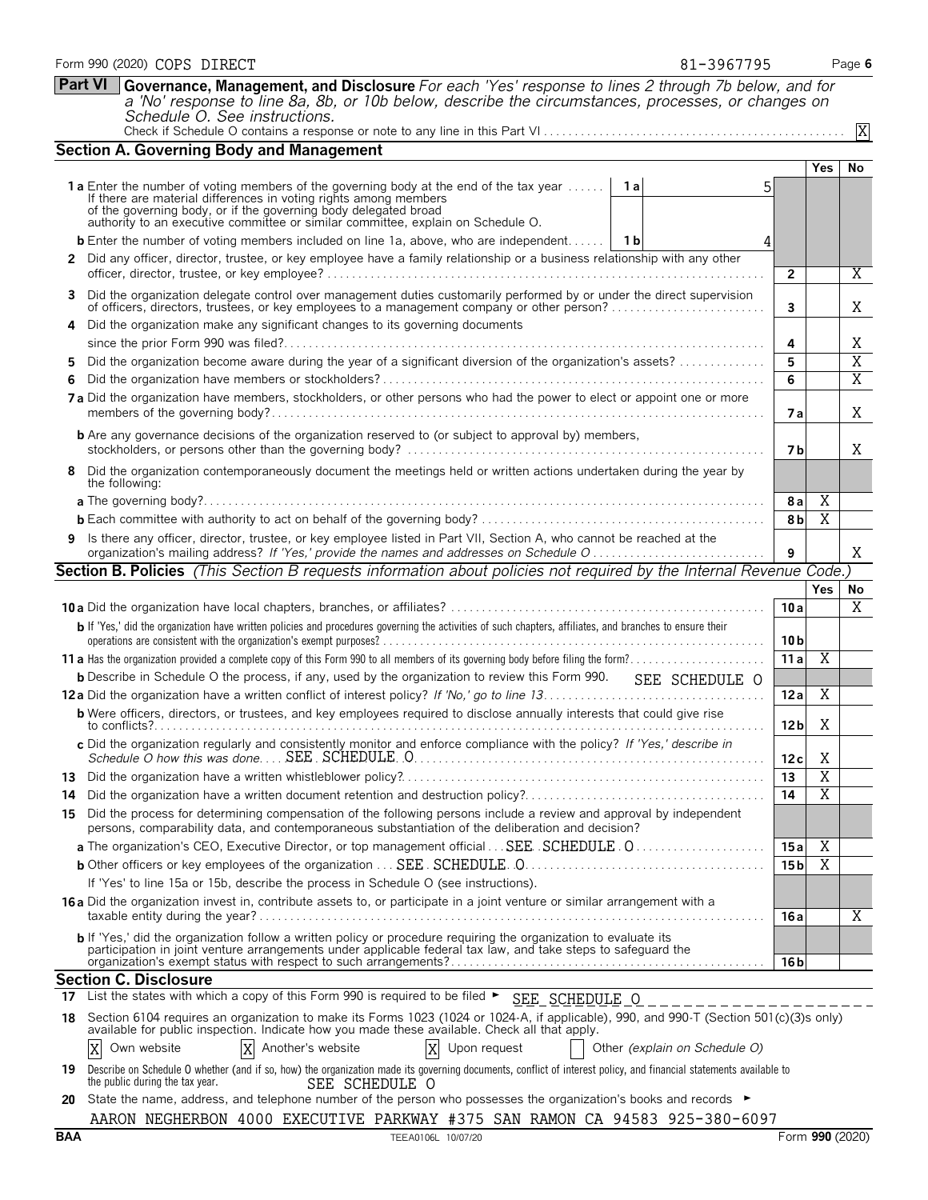Form 990 (2020) COPS DIRECT 81-3967795 Page 6

**Part VI** **Governance, Management, and Disclosure** *For each 'Yes' response to lines 2 through 7b below, and for a 'No' response to line 8a, 8b, or 10b below, describe the circumstances, processes, or changes on Schedule O. See instructions.*

Check if Schedule O contains a response or note to any line in this Part VI . . . . . . X

## Section A. Governing Body and Management

| | | | Yes | No |
|---|---|---|---|---|
| **1a** Enter the number of voting members of the governing body at the end of the tax year. If there are material differences in voting rights among members of the governing body, or if the governing body delegated broad authority to an executive committee or similar committee, explain on Schedule O. | 1a: 5 | | | |
| **b** Enter the number of voting members included on line 1a, above, who are independent | 1b: 4 | | | |
| **2** Did any officer, director, trustee, or key employee have a family relationship or a business relationship with any other officer, director, trustee, or key employee? | | 2 | | X |
| **3** Did the organization delegate control over management duties customarily performed by or under the direct supervision of officers, directors, trustees, or key employees to a management company or other person? | | 3 | | X |
| **4** Did the organization make any significant changes to its governing documents since the prior Form 990 was filed? | | 4 | | X |
| **5** Did the organization become aware during the year of a significant diversion of the organization's assets? | | 5 | | X |
| **6** Did the organization have members or stockholders? | | 6 | | X |
| **7a** Did the organization have members, stockholders, or other persons who had the power to elect or appoint one or more members of the governing body? | | 7a | | X |
| **b** Are any governance decisions of the organization reserved to (or subject to approval by) members, stockholders, or persons other than the governing body? | | 7b | | X |
| **8** Did the organization contemporaneously document the meetings held or written actions undertaken during the year by the following: | | | | |
| **a** The governing body? | | 8a | X | |
| **b** Each committee with authority to act on behalf of the governing body? | | 8b | X | |
| **9** Is there any officer, director, trustee, or key employee listed in Part VII, Section A, who cannot be reached at the organization's mailing address? *If 'Yes,' provide the names and addresses on Schedule O* | | 9 | | X |

## Section B. Policies *(This Section B requests information about policies not required by the Internal Revenue Code.)*

| | | Yes | No |
|---|---|---|---|
| **10a** Did the organization have local chapters, branches, or affiliates? | 10a | | X |
| **b** If 'Yes,' did the organization have written policies and procedures governing the activities of such chapters, affiliates, and branches to ensure their operations are consistent with the organization's exempt purposes? | 10b | | |
| **11a** Has the organization provided a complete copy of this Form 990 to all members of its governing body before filing the form? | 11a | X | |
| **b** Describe in Schedule O the process, if any, used by the organization to review this Form 990. SEE SCHEDULE O | | | |
| **12a** Did the organization have a written conflict of interest policy? *If 'No,' go to line 13* | 12a | X | |
| **b** Were officers, directors, or trustees, and key employees required to disclose annually interests that could give rise to conflicts? | 12b | X | |
| **c** Did the organization regularly and consistently monitor and enforce compliance with the policy? *If 'Yes,' describe in Schedule O how this was done* SEE SCHEDULE O | 12c | X | |
| **13** Did the organization have a written whistleblower policy? | 13 | X | |
| **14** Did the organization have a written document retention and destruction policy? | 14 | X | |
| **15** Did the process for determining compensation of the following persons include a review and approval by independent persons, comparability data, and contemporaneous substantiation of the deliberation and decision? | | | |
| **a** The organization's CEO, Executive Director, or top management official SEE SCHEDULE O | 15a | X | |
| **b** Other officers or key employees of the organization SEE SCHEDULE O | 15b | X | |
| If 'Yes' to line 15a or 15b, describe the process in Schedule O (see instructions). | | | |
| **16a** Did the organization invest in, contribute assets to, or participate in a joint venture or similar arrangement with a taxable entity during the year? | 16a | | X |
| **b** If 'Yes,' did the organization follow a written policy or procedure requiring the organization to evaluate its participation in joint venture arrangements under applicable federal tax law, and take steps to safeguard the organization's exempt status with respect to such arrangements? | 16b | | |

## Section C. Disclosure

**17** List the states with which a copy of this Form 990 is required to be filed ► SEE SCHEDULE O

**18** Section 6104 requires an organization to make its Forms 1023 (1024 or 1024-A, if applicable), 990, and 990-T (Section 501(c)(3)s only) available for public inspection. Indicate how you made these available. Check all that apply.

[X] Own website [X] Another's website [X] Upon request [ ] Other *(explain on Schedule O)*

**19** Describe on Schedule O whether (and if so, how) the organization made its governing documents, conflict of interest policy, and financial statements available to the public during the tax year. SEE SCHEDULE O

**20** State the name, address, and telephone number of the person who possesses the organization's books and records ►

AARON NEGHERBON 4000 EXECUTIVE PARKWAY #375 SAN RAMON CA 94583 925-380-6097

BAA TEEA0106L 10/07/20 Form **990** (2020)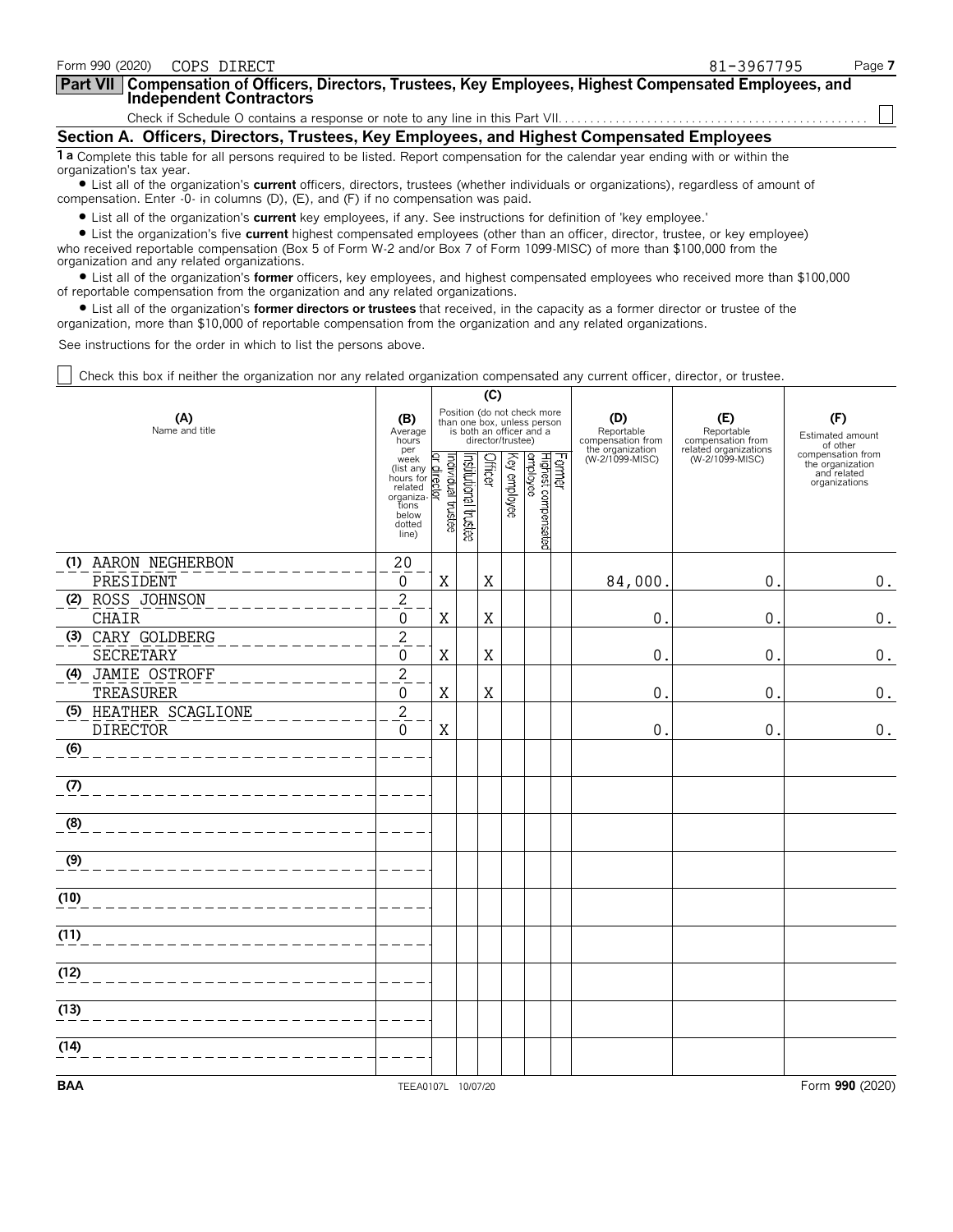Form 990 (2020) COPS DIRECT 81-3967795

**Part VII Compensation of Officers, Directors, Trustees, Key Employees, Highest Compensated Employees, and Independent Contractors**

Check if Schedule O contains a response or note to any line in this Part VII. ☐

## Section A. Officers, Directors, Trustees, Key Employees, and Highest Compensated Employees

**1 a** Complete this table for all persons required to be listed. Report compensation for the calendar year ending with or within the organization's tax year.

- List all of the organization's **current** officers, directors, trustees (whether individuals or organizations), regardless of amount of compensation. Enter -0- in columns (D), (E), and (F) if no compensation was paid.
- List all of the organization's **current** key employees, if any. See instructions for definition of 'key employee.'
- List the organization's five **current** highest compensated employees (other than an officer, director, trustee, or key employee) who received reportable compensation (Box 5 of Form W-2 and/or Box 7 of Form 1099-MISC) of more than $100,000 from the organization and any related organizations.
- List all of the organization's **former** officers, key employees, and highest compensated employees who received more than $100,000 of reportable compensation from the organization and any related organizations.
- List all of the organization's **former directors or trustees** that received, in the capacity as a former director or trustee of the organization, more than $10,000 of reportable compensation from the organization and any related organizations.

See instructions for the order in which to list the persons above.

☐ Check this box if neither the organization nor any related organization compensated any current officer, director, or trustee.

| (A) Name and title | (B) Average hours per week (list any hours for related organizations below dotted line) | (C) Position: Individual trustee or director | Institutional trustee | Officer | Key employee | Highest compensated employee | Former | (D) Reportable compensation from the organization (W-2/1099-MISC) | (E) Reportable compensation from related organizations (W-2/1099-MISC) | (F) Estimated amount of other compensation from the organization and related organizations |
|---|---|---|---|---|---|---|---|---|---|---|
| (1) AARON NEGHERBON<br>PRESIDENT | 20<br>0 | X | | X | | | | 84,000. | 0. | 0. |
| (2) ROSS JOHNSON<br>CHAIR | 2<br>0 | X | | X | | | | 0. | 0. | 0. |
| (3) CARY GOLDBERG<br>SECRETARY | 2<br>0 | X | | X | | | | 0. | 0. | 0. |
| (4) JAMIE OSTROFF<br>TREASURER | 2<br>0 | X | | X | | | | 0. | 0. | 0. |
| (5) HEATHER SCAGLIONE<br>DIRECTOR | 2<br>0 | X | | | | | | 0. | 0. | 0. |
| (6) | | | | | | | | | | |
| (7) | | | | | | | | | | |
| (8) | | | | | | | | | | |
| (9) | | | | | | | | | | |
| (10) | | | | | | | | | | |
| (11) | | | | | | | | | | |
| (12) | | | | | | | | | | |
| (13) | | | | | | | | | | |
| (14) | | | | | | | | | | |

BAA TEEA0107L 10/07/20 Form **990** (2020)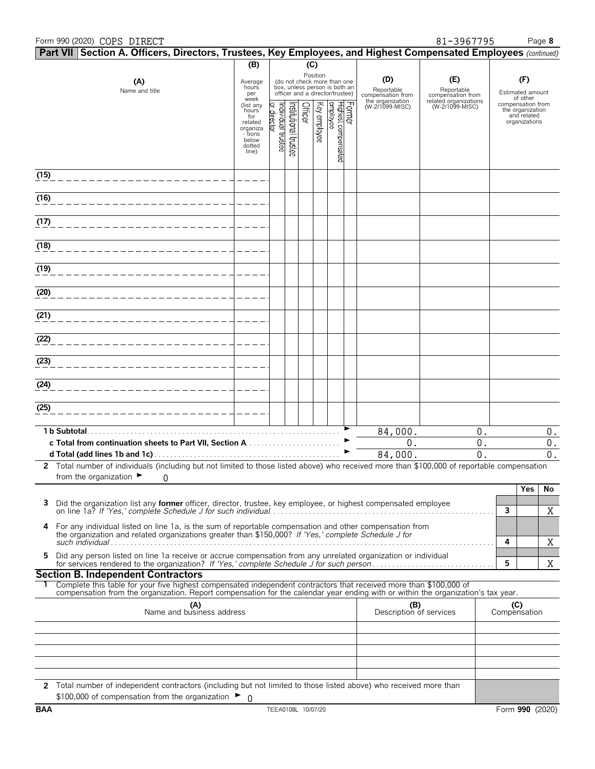Form 990 (2020) COPS DIRECT 81-3967795

## Part VII Section A. Officers, Directors, Trustees, Key Employees, and Highest Compensated Employees *(continued)*

| (A) Name and title | (B) Average hours per week (list any hours for related organizations below dotted line) | (C) Position (do not check more than one box, unless person is both an officer and a director/trustee) | | | | | | (D) Reportable compensation from the organization (W-2/1099-MISC) | (E) Reportable compensation from related organizations (W-2/1099-MISC) | (F) Estimated amount of other compensation from the organization and related organizations |
|---|---|---|---|---|---|---|---|---|---|---|
| | | Individual trustee or director | Institutional trustee | Officer | Key employee | Highest compensated employee | Former | | | |
| (15) | | | | | | | | | | |
| (16) | | | | | | | | | | |
| (17) | | | | | | | | | | |
| (18) | | | | | | | | | | |
| (19) | | | | | | | | | | |
| (20) | | | | | | | | | | |
| (21) | | | | | | | | | | |
| (22) | | | | | | | | | | |
| (23) | | | | | | | | | | |
| (24) | | | | | | | | | | |
| (25) | | | | | | | | | | |
| **1 b Subtotal** | | | | | | | | 84,000. | 0. | 0. |
| **c Total from continuation sheets to Part VII, Section A** | | | | | | | | 0. | 0. | 0. |
| **d Total (add lines 1b and 1c)** | | | | | | | | 84,000. | 0. | 0. |

**2** Total number of individuals (including but not limited to those listed above) who received more than $100,000 of reportable compensation from the organization ► 0

| | | | Yes | No |
|---|---|---|---|---|
| **3** | Did the organization list any **former** officer, director, trustee, key employee, or highest compensated employee on line 1a? *If 'Yes,' complete Schedule J for such individual* | 3 | | X |
| **4** | For any individual listed on line 1a, is the sum of reportable compensation and other compensation from the organization and related organizations greater than $150,000? *If 'Yes,' complete Schedule J for such individual* | 4 | | X |
| **5** | Did any person listed on line 1a receive or accrue compensation from any unrelated organization or individual for services rendered to the organization? *If 'Yes,' complete Schedule J for such person* | 5 | | X |

### Section B. Independent Contractors

**1** Complete this table for your five highest compensated independent contractors that received more than $100,000 of compensation from the organization. Report compensation for the calendar year ending with or within the organization's tax year.

| (A) Name and business address | (B) Description of services | (C) Compensation |
|---|---|---|
| | | |
| | | |
| | | |
| | | |
| | | |

**2** Total number of independent contractors (including but not limited to those listed above) who received more than $100,000 of compensation from the organization ► 0

BAA TEEA0108L 10/07/20 Form **990** (2020)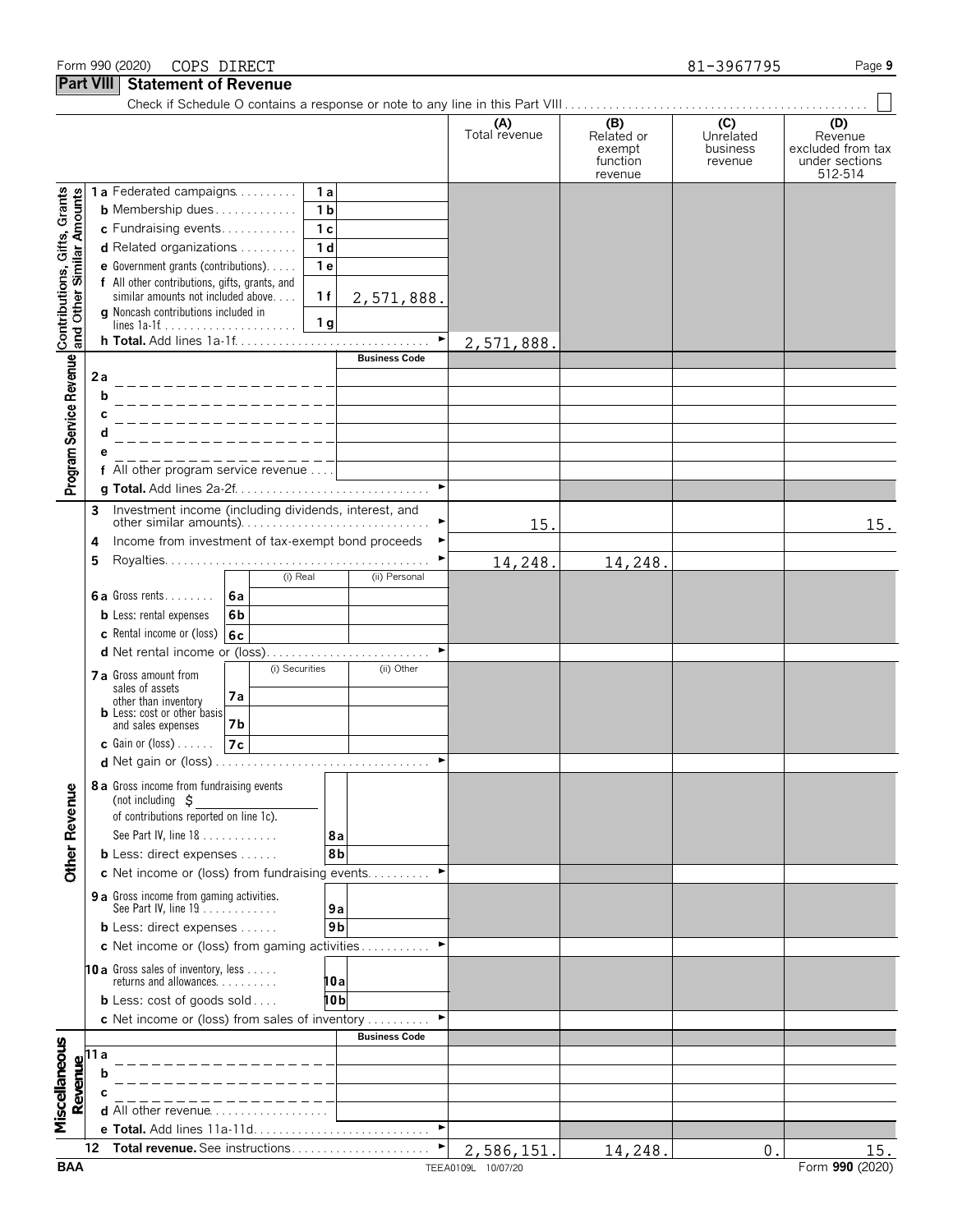Form 990 (2020) COPS DIRECT 81-3967795

## Part VIII Statement of Revenue

Check if Schedule O contains a response or note to any line in this Part VIII

| | | | (A) Total revenue | (B) Related or exempt function revenue | (C) Unrelated business revenue | (D) Revenue excluded from tax under sections 512-514 |
|---|---|---|---|---|---|---|
| **Contributions, Gifts, Grants and Other Similar Amounts** | 1a Federated campaigns | 1a | | | | |
| | b Membership dues | 1b | | | | |
| | c Fundraising events | 1c | | | | |
| | d Related organizations | 1d | | | | |
| | e Government grants (contributions) | 1e | | | | |
| | f All other contributions, gifts, grants, and similar amounts not included above | 1f 2,571,888. | | | | |
| | g Noncash contributions included in lines 1a-1f | 1g | | | | |
| | h Total. Add lines 1a-1f | | 2,571,888. | | | |
| **Program Service Revenue** | | Business Code | | | | |
| | 2a | | | | | |
| | b | | | | | |
| | c | | | | | |
| | d | | | | | |
| | e | | | | | |
| | f All other program service revenue | | | | | |
| | g Total. Add lines 2a-2f | | | | | |
| **Other Revenue** | 3 Investment income (including dividends, interest, and other similar amounts) | | 15. | | | 15. |
| | 4 Income from investment of tax-exempt bond proceeds | | | | | |
| | 5 Royalties | | 14,248. | 14,248. | | |
| | | (i) Real / (ii) Personal | | | | |
| | 6a Gross rents | 6a | | | | |
| | b Less: rental expenses | 6b | | | | |
| | c Rental income or (loss) | 6c | | | | |
| | d Net rental income or (loss) | | | | | |
| | | (i) Securities / (ii) Other | | | | |
| | 7a Gross amount from sales of assets other than inventory | 7a | | | | |
| | b Less: cost or other basis and sales expenses | 7b | | | | |
| | c Gain or (loss) | 7c | | | | |
| | d Net gain or (loss) | | | | | |
| | 8a Gross income from fundraising events (not including $ of contributions reported on line 1c). See Part IV, line 18 | 8a | | | | |
| | b Less: direct expenses | 8b | | | | |
| | c Net income or (loss) from fundraising events | | | | | |
| | 9a Gross income from gaming activities. See Part IV, line 19 | 9a | | | | |
| | b Less: direct expenses | 9b | | | | |
| | c Net income or (loss) from gaming activities | | | | | |
| | 10a Gross sales of inventory, less returns and allowances | 10a | | | | |
| | b Less: cost of goods sold | 10b | | | | |
| | c Net income or (loss) from sales of inventory | | | | | |
| **Miscellaneous Revenue** | | Business Code | | | | |
| | 11a | | | | | |
| | b | | | | | |
| | c | | | | | |
| | d All other revenue | | | | | |
| | e Total. Add lines 11a-11d | | | | | |
| | 12 Total revenue. See instructions | | 2,586,151. | 14,248. | 0. | 15. |

BAA TEEA0109L 10/07/20 Form 990 (2020)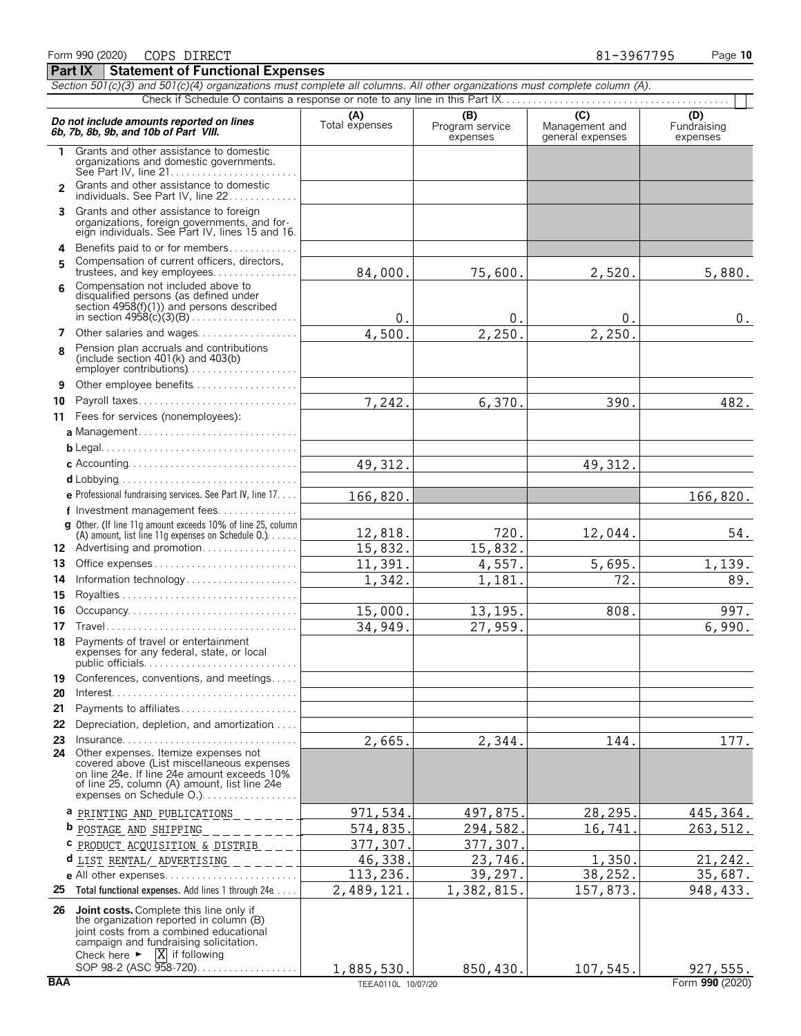Form 990 (2020) COPS DIRECT 81-3967795

## Part IX Statement of Functional Expenses

*Section 501(c)(3) and 501(c)(4) organizations must complete all columns. All other organizations must complete column (A).*

Check if Schedule O contains a response or note to any line in this Part IX . . . . . . ☐

| *Do not include amounts reported on lines 6b, 7b, 8b, 9b, and 10b of Part VIII.* | (A) Total expenses | (B) Program service expenses | (C) Management and general expenses | (D) Fundraising expenses |
|---|---|---|---|---|
| 1 Grants and other assistance to domestic organizations and domestic governments. See Part IV, line 21 | | | | |
| 2 Grants and other assistance to domestic individuals. See Part IV, line 22 | | | | |
| 3 Grants and other assistance to foreign organizations, foreign governments, and foreign individuals. See Part IV, lines 15 and 16 | | | | |
| 4 Benefits paid to or for members | | | | |
| 5 Compensation of current officers, directors, trustees, and key employees | 84,000. | 75,600. | 2,520. | 5,880. |
| 6 Compensation not included above to disqualified persons (as defined under section 4958(f)(1)) and persons described in section 4958(c)(3)(B) | 0. | 0. | 0. | 0. |
| 7 Other salaries and wages | 4,500. | 2,250. | 2,250. | |
| 8 Pension plan accruals and contributions (include section 401(k) and 403(b) employer contributions) | | | | |
| 9 Other employee benefits | | | | |
| 10 Payroll taxes | 7,242. | 6,370. | 390. | 482. |
| 11 Fees for services (nonemployees): | | | | |
| a Management | | | | |
| b Legal | | | | |
| c Accounting | 49,312. | | 49,312. | |
| d Lobbying | | | | |
| e Professional fundraising services. See Part IV, line 17 | 166,820. | | | 166,820. |
| f Investment management fees | | | | |
| g Other. (If line 11g amount exceeds 10% of line 25, column (A) amount, list line 11g expenses on Schedule O.) | 12,818. | 720. | 12,044. | 54. |
| 12 Advertising and promotion | 15,832. | 15,832. | | |
| 13 Office expenses | 11,391. | 4,557. | 5,695. | 1,139. |
| 14 Information technology | 1,342. | 1,181. | 72. | 89. |
| 15 Royalties | | | | |
| 16 Occupancy | 15,000. | 13,195. | 808. | 997. |
| 17 Travel | 34,949. | 27,959. | | 6,990. |
| 18 Payments of travel or entertainment expenses for any federal, state, or local public officials | | | | |
| 19 Conferences, conventions, and meetings | | | | |
| 20 Interest | | | | |
| 21 Payments to affiliates | | | | |
| 22 Depreciation, depletion, and amortization | | | | |
| 23 Insurance | 2,665. | 2,344. | 144. | 177. |
| 24 Other expenses. Itemize expenses not covered above (List miscellaneous expenses on line 24e. If line 24e amount exceeds 10% of line 25, column (A) amount, list line 24e expenses on Schedule O.) | | | | |
| a PRINTING AND PUBLICATIONS | 971,534. | 497,875. | 28,295. | 445,364. |
| b POSTAGE AND SHIPPING | 574,835. | 294,582. | 16,741. | 263,512. |
| c PRODUCT ACQUISITION & DISTRIB | 377,307. | 377,307. | | |
| d LIST RENTAL/ ADVERTISING | 46,338. | 23,746. | 1,350. | 21,242. |
| e All other expenses | 113,236. | 39,297. | 38,252. | 35,687. |
| 25 **Total functional expenses.** Add lines 1 through 24e | 2,489,121. | 1,382,815. | 157,873. | 948,433. |
| 26 **Joint costs.** Complete this line only if the organization reported in column (B) joint costs from a combined educational campaign and fundraising solicitation. Check here ► [X] if following SOP 98-2 (ASC 958-720) | 1,885,530. | 850,430. | 107,545. | 927,555. |

BAA TEEA0110L 10/07/20 Form **990** (2020)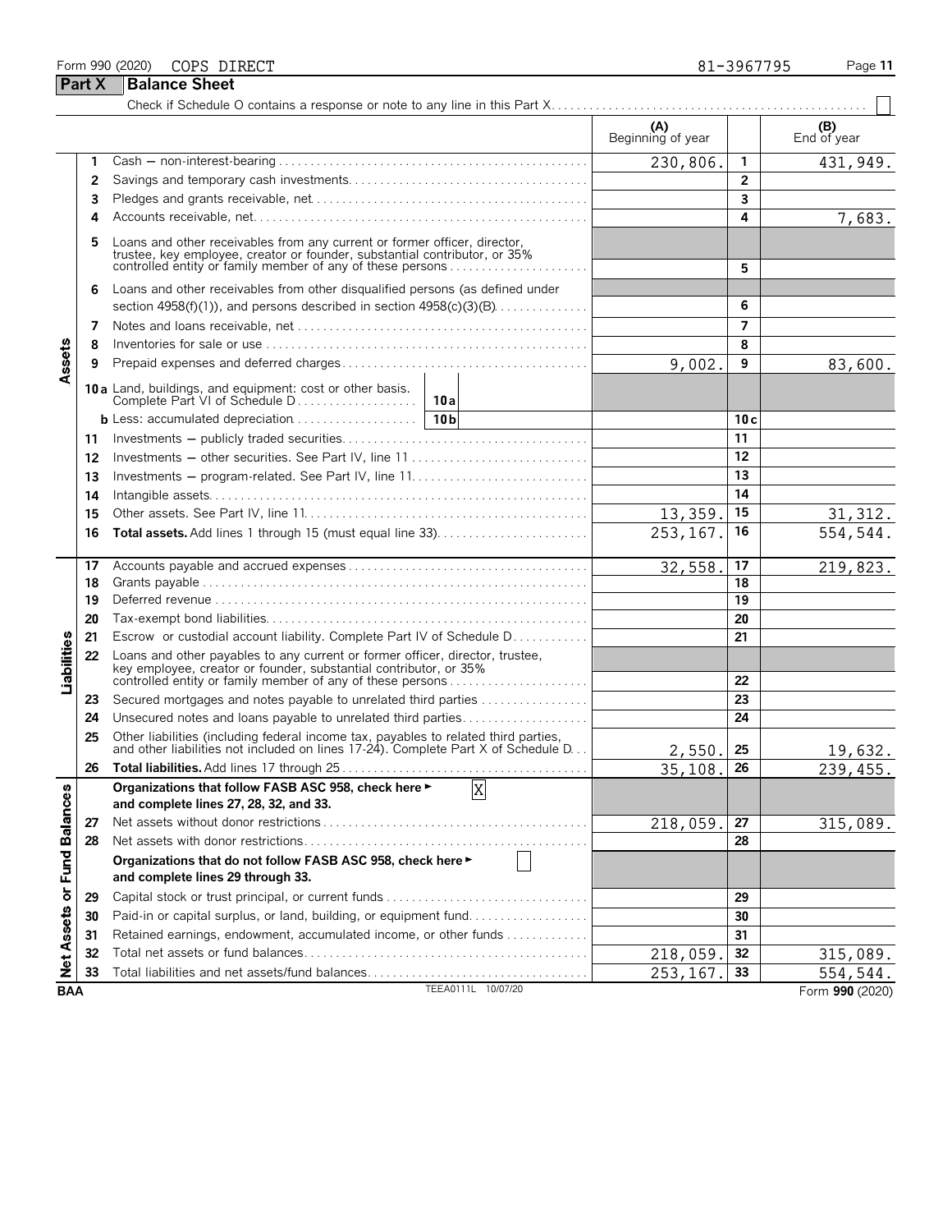Form 990 (2020) COPS DIRECT 81-3967795

## Part X Balance Sheet

Check if Schedule O contains a response or note to any line in this Part X

| | | | (A) Beginning of year | | (B) End of year |
|---|---|---|---|---|---|
| Assets | 1 | Cash — non-interest-bearing | 230,806. | 1 | 431,949. |
| | 2 | Savings and temporary cash investments | | 2 | |
| | 3 | Pledges and grants receivable, net | | 3 | |
| | 4 | Accounts receivable, net | | 4 | 7,683. |
| | 5 | Loans and other receivables from any current or former officer, director, trustee, key employee, creator or founder, substantial contributor, or 35% controlled entity or family member of any of these persons | | 5 | |
| | 6 | Loans and other receivables from other disqualified persons (as defined under section 4958(f)(1)), and persons described in section 4958(c)(3)(B) | | 6 | |
| | 7 | Notes and loans receivable, net | | 7 | |
| | 8 | Inventories for sale or use | | 8 | |
| | 9 | Prepaid expenses and deferred charges | 9,002. | 9 | 83,600. |
| | 10a | Land, buildings, and equipment: cost or other basis. Complete Part VI of Schedule D — 10a | | | |
| | b | Less: accumulated depreciation — 10b | | 10c | |
| | 11 | Investments — publicly traded securities | | 11 | |
| | 12 | Investments — other securities. See Part IV, line 11 | | 12 | |
| | 13 | Investments — program-related. See Part IV, line 11 | | 13 | |
| | 14 | Intangible assets | | 14 | |
| | 15 | Other assets. See Part IV, line 11 | 13,359. | 15 | 31,312. |
| | 16 | **Total assets.** Add lines 1 through 15 (must equal line 33) | 253,167. | 16 | 554,544. |
| Liabilities | 17 | Accounts payable and accrued expenses | 32,558. | 17 | 219,823. |
| | 18 | Grants payable | | 18 | |
| | 19 | Deferred revenue | | 19 | |
| | 20 | Tax-exempt bond liabilities | | 20 | |
| | 21 | Escrow or custodial account liability. Complete Part IV of Schedule D | | 21 | |
| | 22 | Loans and other payables to any current or former officer, director, trustee, key employee, creator or founder, substantial contributor, or 35% controlled entity or family member of any of these persons | | 22 | |
| | 23 | Secured mortgages and notes payable to unrelated third parties | | 23 | |
| | 24 | Unsecured notes and loans payable to unrelated third parties | | 24 | |
| | 25 | Other liabilities (including federal income tax, payables to related third parties, and other liabilities not included on lines 17-24). Complete Part X of Schedule D | 2,550. | 25 | 19,632. |
| | 26 | **Total liabilities.** Add lines 17 through 25 | 35,108. | 26 | 239,455. |
| Net Assets or Fund Balances | | **Organizations that follow FASB ASC 958, check here** ► X **and complete lines 27, 28, 32, and 33.** | | | |
| | 27 | Net assets without donor restrictions | 218,059. | 27 | 315,089. |
| | 28 | Net assets with donor restrictions | | 28 | |
| | | **Organizations that do not follow FASB ASC 958, check here** ► ☐ **and complete lines 29 through 33.** | | | |
| | 29 | Capital stock or trust principal, or current funds | | 29 | |
| | 30 | Paid-in or capital surplus, or land, building, or equipment fund | | 30 | |
| | 31 | Retained earnings, endowment, accumulated income, or other funds | | 31 | |
| | 32 | Total net assets or fund balances | 218,059. | 32 | 315,089. |
| | 33 | Total liabilities and net assets/fund balances | 253,167. | 33 | 554,544. |

BAA TEEA0111L 10/07/20 Form **990** (2020)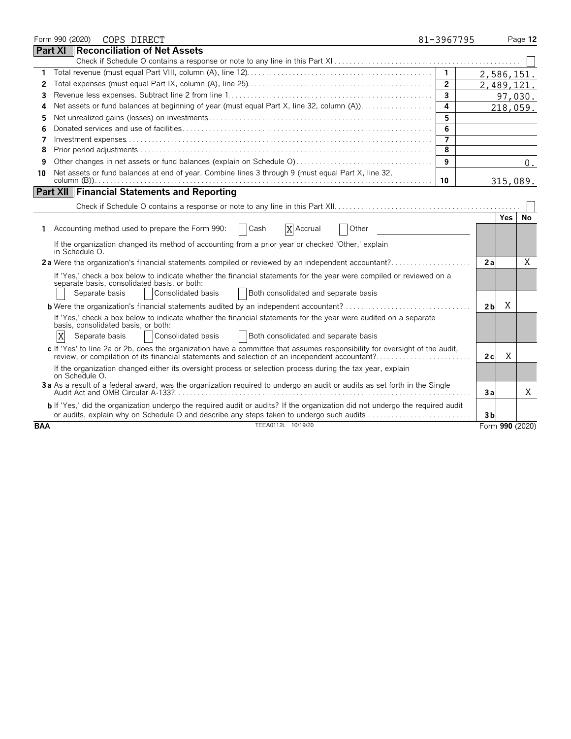Form 990 (2020) COPS DIRECT 81-3967795

## Part XI Reconciliation of Net Assets

Check if Schedule O contains a response or note to any line in this Part XI ☐

| | | | |
|---|---|---|---|
| 1 | Total revenue (must equal Part VIII, column (A), line 12) | 1 | 2,586,151. |
| 2 | Total expenses (must equal Part IX, column (A), line 25) | 2 | 2,489,121. |
| 3 | Revenue less expenses. Subtract line 2 from line 1 | 3 | 97,030. |
| 4 | Net assets or fund balances at beginning of year (must equal Part X, line 32, column (A)) | 4 | 218,059. |
| 5 | Net unrealized gains (losses) on investments | 5 | |
| 6 | Donated services and use of facilities | 6 | |
| 7 | Investment expenses | 7 | |
| 8 | Prior period adjustments | 8 | |
| 9 | Other changes in net assets or fund balances (explain on Schedule O) | 9 | 0. |
| 10 | Net assets or fund balances at end of year. Combine lines 3 through 9 (must equal Part X, line 32, column (B)) | 10 | 315,089. |

## Part XII Financial Statements and Reporting

Check if Schedule O contains a response or note to any line in this Part XII ☐

| | | | Yes | No |
|---|---|---|---|---|
| 1 | Accounting method used to prepare the Form 990: ☐ Cash ☒ Accrual ☐ Other | | | |
| | If the organization changed its method of accounting from a prior year or checked 'Other,' explain in Schedule O. | | | |
| 2a | Were the organization's financial statements compiled or reviewed by an independent accountant? | 2a | | X |
| | If 'Yes,' check a box below to indicate whether the financial statements for the year were compiled or reviewed on a separate basis, consolidated basis, or both: ☐ Separate basis ☐ Consolidated basis ☐ Both consolidated and separate basis | | | |
| b | Were the organization's financial statements audited by an independent accountant? | 2b | X | |
| | If 'Yes,' check a box below to indicate whether the financial statements for the year were audited on a separate basis, consolidated basis, or both: ☒ Separate basis ☐ Consolidated basis ☐ Both consolidated and separate basis | | | |
| c | If 'Yes' to line 2a or 2b, does the organization have a committee that assumes responsibility for oversight of the audit, review, or compilation of its financial statements and selection of an independent accountant? | 2c | X | |
| | If the organization changed either its oversight process or selection process during the tax year, explain on Schedule O. | | | |
| 3a | As a result of a federal award, was the organization required to undergo an audit or audits as set forth in the Single Audit Act and OMB Circular A-133? | 3a | | X |
| b | If 'Yes,' did the organization undergo the required audit or audits? If the organization did not undergo the required audit or audits, explain why on Schedule O and describe any steps taken to undergo such audits | 3b | | |

BAA TEEA0112L 10/19/20 Form 990 (2020)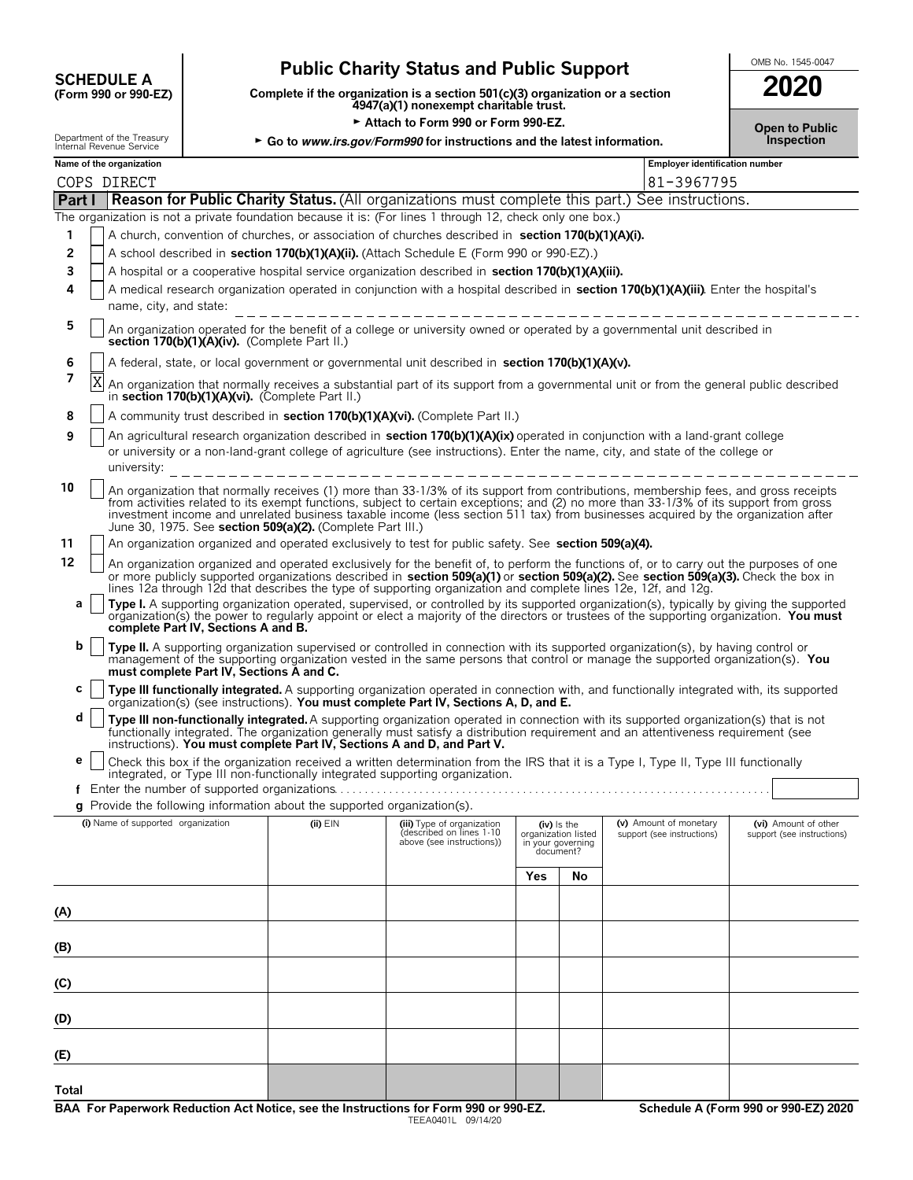**SCHEDULE A**
**(Form 990 or 990-EZ)**

Department of the Treasury
Internal Revenue Service

# Public Charity Status and Public Support

**Complete if the organization is a section 501(c)(3) organization or a section 4947(a)(1) nonexempt charitable trust.**

► **Attach to Form 990 or Form 990-EZ.**

► **Go to *www.irs.gov/Form990* for instructions and the latest information.**

OMB No. 1545-0047

**2020**

**Open to Public Inspection**

**Name of the organization:** COPS DIRECT

**Employer identification number:** 81-3967795

## Part I — Reason for Public Charity Status. (All organizations must complete this part.) See instructions.

The organization is not a private foundation because it is: (For lines 1 through 12, check only one box.)

1. [ ] A church, convention of churches, or association of churches described in **section 170(b)(1)(A)(i).**
2. [ ] A school described in **section 170(b)(1)(A)(ii).** (Attach Schedule E (Form 990 or 990-EZ).)
3. [ ] A hospital or a cooperative hospital service organization described in **section 170(b)(1)(A)(iii).**
4. [ ] A medical research organization operated in conjunction with a hospital described in **section 170(b)(1)(A)(iii)**. Enter the hospital's name, city, and state:
5. [ ] An organization operated for the benefit of a college or university owned or operated by a governmental unit described in **section 170(b)(1)(A)(iv).** (Complete Part II.)
6. [ ] A federal, state, or local government or governmental unit described in **section 170(b)(1)(A)(v).**
7. [X] An organization that normally receives a substantial part of its support from a governmental unit or from the general public described in **section 170(b)(1)(A)(vi).** (Complete Part II.)
8. [ ] A community trust described in **section 170(b)(1)(A)(vi).** (Complete Part II.)
9. [ ] An agricultural research organization described in **section 170(b)(1)(A)(ix)** operated in conjunction with a land-grant college or university or a non-land-grant college of agriculture (see instructions). Enter the name, city, and state of the college or university:
10. [ ] An organization that normally receives (1) more than 33-1/3% of its support from contributions, membership fees, and gross receipts from activities related to its exempt functions, subject to certain exceptions; and (2) no more than 33-1/3% of its support from gross investment income and unrelated business taxable income (less section 511 tax) from businesses acquired by the organization after June 30, 1975. See **section 509(a)(2).** (Complete Part III.)
11. [ ] An organization organized and operated exclusively to test for public safety. See **section 509(a)(4).**
12. [ ] An organization organized and operated exclusively for the benefit of, to perform the functions of, or to carry out the purposes of one or more publicly supported organizations described in **section 509(a)(1)** or **section 509(a)(2).** See **section 509(a)(3).** Check the box in lines 12a through 12d that describes the type of supporting organization and complete lines 12e, 12f, and 12g.
   - **a** [ ] **Type I.** A supporting organization operated, supervised, or controlled by its supported organization(s), typically by giving the supported organization(s) the power to regularly appoint or elect a majority of the directors or trustees of the supporting organization. **You must complete Part IV, Sections A and B.**
   - **b** [ ] **Type II.** A supporting organization supervised or controlled in connection with its supported organization(s), by having control or management of the supporting organization vested in the same persons that control or manage the supported organization(s). **You must complete Part IV, Sections A and C.**
   - **c** [ ] **Type III functionally integrated.** A supporting organization operated in connection with, and functionally integrated with, its supported organization(s) (see instructions). **You must complete Part IV, Sections A, D, and E.**
   - **d** [ ] **Type III non-functionally integrated.** A supporting organization operated in connection with its supported organization(s) that is not functionally integrated. The organization generally must satisfy a distribution requirement and an attentiveness requirement (see instructions). **You must complete Part IV, Sections A and D, and Part V.**
   - **e** [ ] Check this box if the organization received a written determination from the IRS that it is a Type I, Type II, Type III functionally integrated, or Type III non-functionally integrated supporting organization.
   - **f** Enter the number of supported organizations
   - **g** Provide the following information about the supported organization(s).

| (i) Name of supported organization | (ii) EIN | (iii) Type of organization (described on lines 1-10 above (see instructions)) | (iv) Is the organization listed in your governing document? | | (v) Amount of monetary support (see instructions) | (vi) Amount of other support (see instructions) |
|---|---|---|---|---|---|---|
| | | | Yes | No | | |
| (A) | | | | | | |
| (B) | | | | | | |
| (C) | | | | | | |
| (D) | | | | | | |
| (E) | | | | | | |
| Total | | | | | | |

**BAA For Paperwork Reduction Act Notice, see the Instructions for Form 990 or 990-EZ.** TEEA0401L 09/14/20 **Schedule A (Form 990 or 990-EZ) 2020**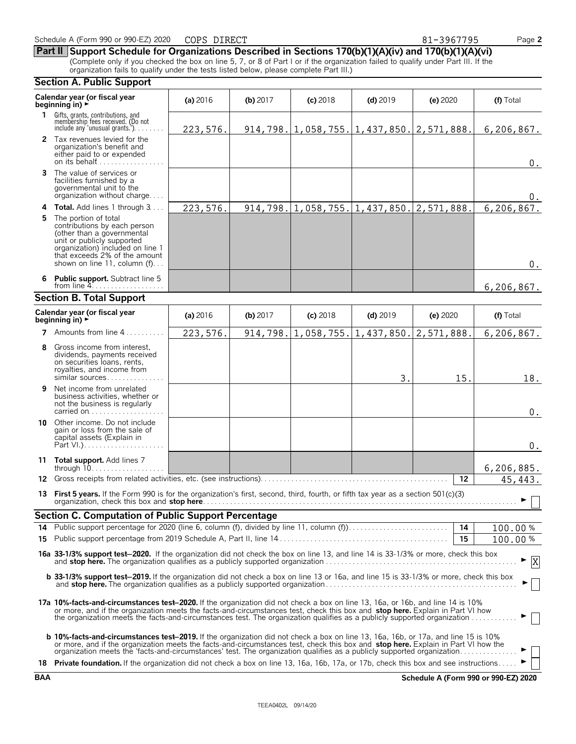Schedule A (Form 990 or 990-EZ) 2020 COPS DIRECT 81-3967795

## Part II Support Schedule for Organizations Described in Sections 170(b)(1)(A)(iv) and 170(b)(1)(A)(vi)

(Complete only if you checked the box on line 5, 7, or 8 of Part I or if the organization failed to qualify under Part III. If the organization fails to qualify under the tests listed below, please complete Part III.)

### Section A. Public Support

| Calendar year (or fiscal year beginning in) ► | (a) 2016 | (b) 2017 | (c) 2018 | (d) 2019 | (e) 2020 | (f) Total |
|---|---|---|---|---|---|---|
| **1** Gifts, grants, contributions, and membership fees received. (Do not include any 'unusual grants.') | 223,576. | 914,798. | 1,058,755. | 1,437,850. | 2,571,888. | 6,206,867. |
| **2** Tax revenues levied for the organization's benefit and either paid to or expended on its behalf | | | | | | 0. |
| **3** The value of services or facilities furnished by a governmental unit to the organization without charge | | | | | | 0. |
| **4 Total.** Add lines 1 through 3 | 223,576. | 914,798. | 1,058,755. | 1,437,850. | 2,571,888. | 6,206,867. |
| **5** The portion of total contributions by each person (other than a governmental unit or publicly supported organization) included on line 1 that exceeds 2% of the amount shown on line 11, column (f) | | | | | | 0. |
| **6 Public support.** Subtract line 5 from line 4 | | | | | | 6,206,867. |

### Section B. Total Support

| Calendar year (or fiscal year beginning in) ► | (a) 2016 | (b) 2017 | (c) 2018 | (d) 2019 | (e) 2020 | (f) Total |
|---|---|---|---|---|---|---|
| **7** Amounts from line 4 | 223,576. | 914,798. | 1,058,755. | 1,437,850. | 2,571,888. | 6,206,867. |
| **8** Gross income from interest, dividends, payments received on securities loans, rents, royalties, and income from similar sources | | | | 3. | 15. | 18. |
| **9** Net income from unrelated business activities, whether or not the business is regularly carried on | | | | | | 0. |
| **10** Other income. Do not include gain or loss from the sale of capital assets (Explain in Part VI.) | | | | | | 0. |
| **11 Total support.** Add lines 7 through 10 | | | | | | 6,206,885. |

**12** Gross receipts from related activities, etc. (see instructions) — **12** — 45,443.

**13 First 5 years.** If the Form 990 is for the organization's first, second, third, fourth, or fifth tax year as a section 501(c)(3) organization, check this box and **stop here** ► ☐

### Section C. Computation of Public Support Percentage

**14** Public support percentage for 2020 (line 6, column (f), divided by line 11, column (f)) — **14** — 100.00 %

**15** Public support percentage from 2019 Schedule A, Part II, line 14 — **15** — 100.00 %

**16a 33-1/3% support test–2020.** If the organization did not check the box on line 13, and line 14 is 33-1/3% or more, check this box and **stop here.** The organization qualifies as a publicly supported organization ► ☒

**b 33-1/3% support test–2019.** If the organization did not check a box on line 13 or 16a, and line 15 is 33-1/3% or more, check this box and **stop here.** The organization qualifies as a publicly supported organization ► ☐

**17a 10%-facts-and-circumstances test–2020.** If the organization did not check a box on line 13, 16a, or 16b, and line 14 is 10% or more, and if the organization meets the facts-and-circumstances test, check this box and **stop here.** Explain in Part VI how the organization meets the facts-and-circumstances test. The organization qualifies as a publicly supported organization ► ☐

**b 10%-facts-and-circumstances test–2019.** If the organization did not check a box on line 13, 16a, 16b, or 17a, and line 15 is 10% or more, and if the organization meets the facts-and-circumstances test, check this box and **stop here.** Explain in Part VI how the organization meets the 'facts-and-circumstances' test. The organization qualifies as a publicly supported organization ► ☐

**18 Private foundation.** If the organization did not check a box on line 13, 16a, 16b, 17a, or 17b, check this box and see instructions ► ☐

BAA **Schedule A (Form 990 or 990-EZ) 2020**

TEEA0402L 09/14/20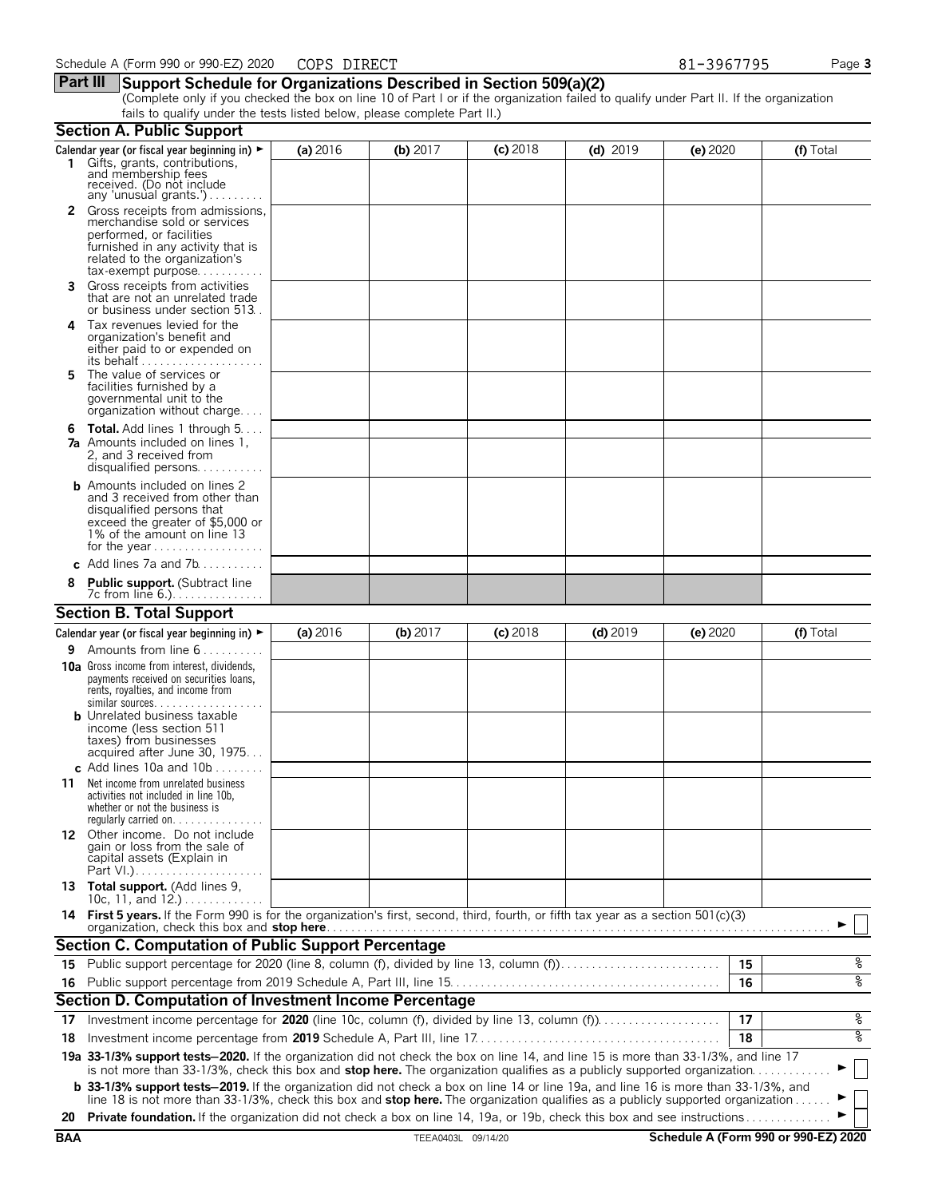Schedule A (Form 990 or 990-EZ) 2020 COPS DIRECT 81-3967795

## Part III Support Schedule for Organizations Described in Section 509(a)(2)

(Complete only if you checked the box on line 10 of Part I or if the organization failed to qualify under Part II. If the organization fails to qualify under the tests listed below, please complete Part II.)

### Section A. Public Support

| Calendar year (or fiscal year beginning in) ► | (a) 2016 | (b) 2017 | (c) 2018 | (d) 2019 | (e) 2020 | (f) Total |
|---|---|---|---|---|---|---|
| 1 Gifts, grants, contributions, and membership fees received. (Do not include any 'unusual grants.') | | | | | | |
| 2 Gross receipts from admissions, merchandise sold or services performed, or facilities furnished in any activity that is related to the organization's tax-exempt purpose | | | | | | |
| 3 Gross receipts from activities that are not an unrelated trade or business under section 513 | | | | | | |
| 4 Tax revenues levied for the organization's benefit and either paid to or expended on its behalf | | | | | | |
| 5 The value of services or facilities furnished by a governmental unit to the organization without charge | | | | | | |
| 6 **Total.** Add lines 1 through 5 | | | | | | |
| 7a Amounts included on lines 1, 2, and 3 received from disqualified persons | | | | | | |
| b Amounts included on lines 2 and 3 received from other than disqualified persons that exceed the greater of $5,000 or 1% of the amount on line 13 for the year | | | | | | |
| c Add lines 7a and 7b | | | | | | |
| 8 **Public support.** (Subtract line 7c from line 6.) | | | | | | |

### Section B. Total Support

| Calendar year (or fiscal year beginning in) ► | (a) 2016 | (b) 2017 | (c) 2018 | (d) 2019 | (e) 2020 | (f) Total |
|---|---|---|---|---|---|---|
| 9 Amounts from line 6 | | | | | | |
| 10a Gross income from interest, dividends, payments received on securities loans, rents, royalties, and income from similar sources | | | | | | |
| b Unrelated business taxable income (less section 511 taxes) from businesses acquired after June 30, 1975 | | | | | | |
| c Add lines 10a and 10b | | | | | | |
| 11 Net income from unrelated business activities not included in line 10b, whether or not the business is regularly carried on | | | | | | |
| 12 Other income. Do not include gain or loss from the sale of capital assets (Explain in Part VI.) | | | | | | |
| 13 **Total support.** (Add lines 9, 10c, 11, and 12.) | | | | | | |

14 **First 5 years.** If the Form 990 is for the organization's first, second, third, fourth, or fifth tax year as a section 501(c)(3) organization, check this box and **stop here** ► ☐

### Section C. Computation of Public Support Percentage

| | | | |
|---|---|---|---|
| 15 | Public support percentage for 2020 (line 8, column (f), divided by line 13, column (f)) | 15 | % |
| 16 | Public support percentage from 2019 Schedule A, Part III, line 15 | 16 | % |

### Section D. Computation of Investment Income Percentage

| | | | |
|---|---|---|---|
| 17 | Investment income percentage for **2020** (line 10c, column (f), divided by line 13, column (f)) | 17 | % |
| 18 | Investment income percentage from **2019** Schedule A, Part III, line 17 | 18 | % |

19a **33-1/3% support tests–2020.** If the organization did not check the box on line 14, and line 15 is more than 33-1/3%, and line 17 is not more than 33-1/3%, check this box and **stop here.** The organization qualifies as a publicly supported organization ► ☐

b **33-1/3% support tests–2019.** If the organization did not check a box on line 14 or line 19a, and line 16 is more than 33-1/3%, and line 18 is not more than 33-1/3%, check this box and **stop here.** The organization qualifies as a publicly supported organization ► ☐

20 **Private foundation.** If the organization did not check a box on line 14, 19a, or 19b, check this box and see instructions ► ☐

BAA TEEA0403L 09/14/20 **Schedule A (Form 990 or 990-EZ) 2020**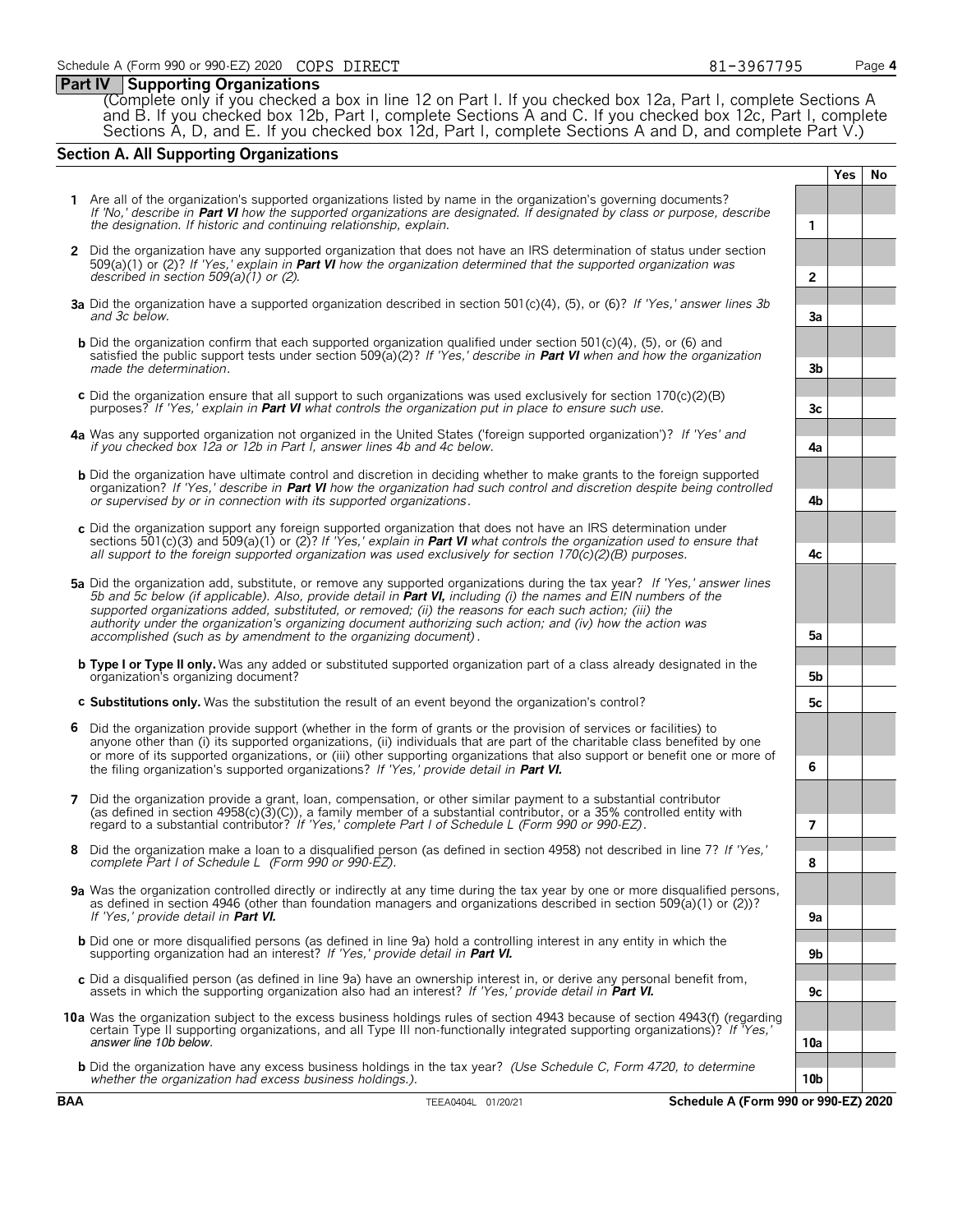Schedule A (Form 990 or 990-EZ) 2020 COPS DIRECT 81-3967795

## Part IV Supporting Organizations

(Complete only if you checked a box in line 12 on Part I. If you checked box 12a, Part I, complete Sections A and B. If you checked box 12b, Part I, complete Sections A and C. If you checked box 12c, Part I, complete Sections A, D, and E. If you checked box 12d, Part I, complete Sections A and D, and complete Part V.)

### Section A. All Supporting Organizations

| | | | Yes | No |
|---|---|---|---|---|
| **1** | Are all of the organization's supported organizations listed by name in the organization's governing documents? *If 'No,' describe in **Part VI** how the supported organizations are designated. If designated by class or purpose, describe the designation. If historic and continuing relationship, explain.* | 1 | | |
| **2** | Did the organization have any supported organization that does not have an IRS determination of status under section 509(a)(1) or (2)? *If 'Yes,' explain in **Part VI** how the organization determined that the supported organization was described in section 509(a)(1) or (2).* | 2 | | |
| **3a** | Did the organization have a supported organization described in section 501(c)(4), (5), or (6)? *If 'Yes,' answer lines 3b and 3c below.* | 3a | | |
| **b** | Did the organization confirm that each supported organization qualified under section 501(c)(4), (5), or (6) and satisfied the public support tests under section 509(a)(2)? *If 'Yes,' describe in **Part VI** when and how the organization made the determination.* | 3b | | |
| **c** | Did the organization ensure that all support to such organizations was used exclusively for section 170(c)(2)(B) purposes? *If 'Yes,' explain in **Part VI** what controls the organization put in place to ensure such use.* | 3c | | |
| **4a** | Was any supported organization not organized in the United States ('foreign supported organization')? *If 'Yes' and if you checked box 12a or 12b in Part I, answer lines 4b and 4c below.* | 4a | | |
| **b** | Did the organization have ultimate control and discretion in deciding whether to make grants to the foreign supported organization? *If 'Yes,' describe in **Part VI** how the organization had such control and discretion despite being controlled or supervised by or in connection with its supported organizations.* | 4b | | |
| **c** | Did the organization support any foreign supported organization that does not have an IRS determination under sections 501(c)(3) and 509(a)(1) or (2)? *If 'Yes,' explain in **Part VI** what controls the organization used to ensure that all support to the foreign supported organization was used exclusively for section 170(c)(2)(B) purposes.* | 4c | | |
| **5a** | Did the organization add, substitute, or remove any supported organizations during the tax year? *If 'Yes,' answer lines 5b and 5c below (if applicable). Also, provide detail in **Part VI**, including (i) the names and EIN numbers of the supported organizations added, substituted, or removed; (ii) the reasons for each such action; (iii) the authority under the organization's organizing document authorizing such action; and (iv) how the action was accomplished (such as by amendment to the organizing document).* | 5a | | |
| **b** | **Type I or Type II only.** Was any added or substituted supported organization part of a class already designated in the organization's organizing document? | 5b | | |
| **c** | **Substitutions only.** Was the substitution the result of an event beyond the organization's control? | 5c | | |
| **6** | Did the organization provide support (whether in the form of grants or the provision of services or facilities) to anyone other than (i) its supported organizations, (ii) individuals that are part of the charitable class benefited by one or more of its supported organizations, or (iii) other supporting organizations that also support or benefit one or more of the filing organization's supported organizations? *If 'Yes,' provide detail in **Part VI.*** | 6 | | |
| **7** | Did the organization provide a grant, loan, compensation, or other similar payment to a substantial contributor (as defined in section 4958(c)(3)(C)), a family member of a substantial contributor, or a 35% controlled entity with regard to a substantial contributor? *If 'Yes,' complete Part I of Schedule L (Form 990 or 990-EZ).* | 7 | | |
| **8** | Did the organization make a loan to a disqualified person (as defined in section 4958) not described in line 7? *If 'Yes,' complete Part I of Schedule L (Form 990 or 990-EZ).* | 8 | | |
| **9a** | Was the organization controlled directly or indirectly at any time during the tax year by one or more disqualified persons, as defined in section 4946 (other than foundation managers and organizations described in section 509(a)(1) or (2))? *If 'Yes,' provide detail in **Part VI.*** | 9a | | |
| **b** | Did one or more disqualified persons (as defined in line 9a) hold a controlling interest in any entity in which the supporting organization had an interest? *If 'Yes,' provide detail in **Part VI.*** | 9b | | |
| **c** | Did a disqualified person (as defined in line 9a) have an ownership interest in, or derive any personal benefit from, assets in which the supporting organization also had an interest? *If 'Yes,' provide detail in **Part VI.*** | 9c | | |
| **10a** | Was the organization subject to the excess business holdings rules of section 4943 because of section 4943(f) (regarding certain Type II supporting organizations, and all Type III non-functionally integrated supporting organizations)? *If 'Yes,' answer line 10b below.* | 10a | | |
| **b** | Did the organization have any excess business holdings in the tax year? *(Use Schedule C, Form 4720, to determine whether the organization had excess business holdings.).* | 10b | | |

BAA TEEA0404L 01/20/21 Schedule A (Form 990 or 990-EZ) 2020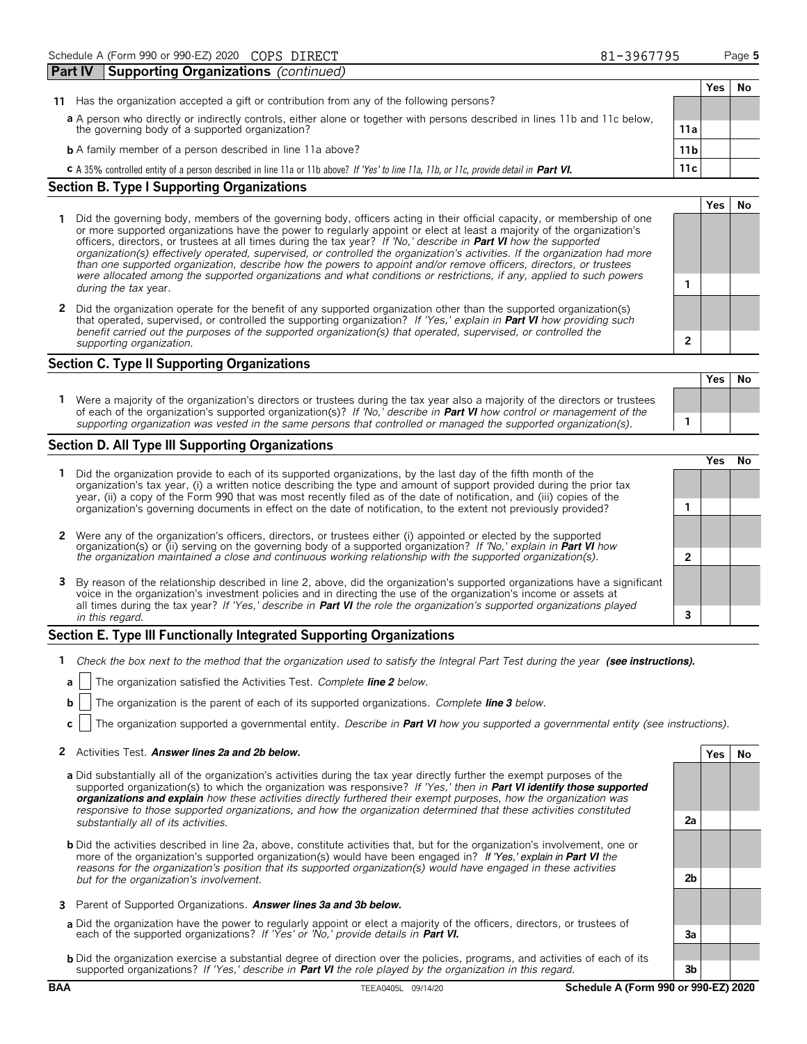Schedule A (Form 990 or 990-EZ) 2020 COPS DIRECT 81-3967795

## Part IV Supporting Organizations *(continued)*

| | | | Yes | No |
|---|---|---|---|---|
| **11** | Has the organization accepted a gift or contribution from any of the following persons? | | | |
| | **a** A person who directly or indirectly controls, either alone or together with persons described in lines 11b and 11c below, the governing body of a supported organization? | 11a | | |
| | **b** A family member of a person described in line 11a above? | 11b | | |
| | **c** A 35% controlled entity of a person described in line 11a or 11b above? *If 'Yes' to line 11a, 11b, or 11c, provide detail in* ***Part VI.*** | 11c | | |

### Section B. Type I Supporting Organizations

| | | | Yes | No |
|---|---|---|---|---|
| **1** | Did the governing body, members of the governing body, officers acting in their official capacity, or membership of one or more supported organizations have the power to regularly appoint or elect at least a majority of the organization's officers, directors, or trustees at all times during the tax year? *If 'No,' describe in* ***Part VI*** *how the supported organization(s) effectively operated, supervised, or controlled the organization's activities. If the organization had more than one supported organization, describe how the powers to appoint and/or remove officers, directors, or trustees were allocated among the supported organizations and what conditions or restrictions, if any, applied to such powers during the tax* year. | 1 | | |
| **2** | Did the organization operate for the benefit of any supported organization other than the supported organization(s) that operated, supervised, or controlled the supporting organization? *If 'Yes,' explain in* ***Part VI*** *how providing such benefit carried out the purposes of the supported organization(s) that operated, supervised, or controlled the supporting organization.* | 2 | | |

### Section C. Type II Supporting Organizations

| | | | Yes | No |
|---|---|---|---|---|
| **1** | Were a majority of the organization's directors or trustees during the tax year also a majority of the directors or trustees of each of the organization's supported organization(s)? *If 'No,' describe in* ***Part VI*** *how control or management of the supporting organization was vested in the same persons that controlled or managed the supported organization(s).* | 1 | | |

### Section D. All Type III Supporting Organizations

| | | | Yes | No |
|---|---|---|---|---|
| **1** | Did the organization provide to each of its supported organizations, by the last day of the fifth month of the organization's tax year, (i) a written notice describing the type and amount of support provided during the prior tax year, (ii) a copy of the Form 990 that was most recently filed as of the date of notification, and (iii) copies of the organization's governing documents in effect on the date of notification, to the extent not previously provided? | 1 | | |
| **2** | Were any of the organization's officers, directors, or trustees either (i) appointed or elected by the supported organization(s) or (ii) serving on the governing body of a supported organization? *If 'No,' explain in* ***Part VI*** *how the organization maintained a close and continuous working relationship with the supported organization(s).* | 2 | | |
| **3** | By reason of the relationship described in line 2, above, did the organization's supported organizations have a significant voice in the organization's investment policies and in directing the use of the organization's income or assets at all times during the tax year? *If 'Yes,' describe in* ***Part VI*** *the role the organization's supported organizations played in this regard.* | 3 | | |

### Section E. Type III Functionally Integrated Supporting Organizations

**1** *Check the box next to the method that the organization used to satisfy the Integral Part Test during the year* ***(see instructions).***

- **a** ☐ The organization satisfied the Activities Test. *Complete* ***line 2*** *below.*
- **b** ☐ The organization is the parent of each of its supported organizations. *Complete* ***line 3*** *below.*
- **c** ☐ The organization supported a governmental entity. *Describe in* ***Part VI*** *how you supported a governmental entity (see instructions).*

| | | | Yes | No |
|---|---|---|---|---|
| **2** | Activities Test. ***Answer lines 2a and 2b below.*** | | | |
| | **a** Did substantially all of the organization's activities during the tax year directly further the exempt purposes of the supported organization(s) to which the organization was responsive? *If 'Yes,' then in* ***Part VI identify those supported organizations and explain*** *how these activities directly furthered their exempt purposes, how the organization was responsive to those supported organizations, and how the organization determined that these activities constituted substantially all of its activities.* | 2a | | |
| | **b** Did the activities described in line 2a, above, constitute activities that, but for the organization's involvement, one or more of the organization's supported organization(s) would have been engaged in? *If 'Yes,' explain in* ***Part VI*** *the reasons for the organization's position that its supported organization(s) would have engaged in these activities but for the organization's involvement.* | 2b | | |
| **3** | Parent of Supported Organizations. ***Answer lines 3a and 3b below.*** | | | |
| | **a** Did the organization have the power to regularly appoint or elect a majority of the officers, directors, or trustees of each of the supported organizations? *If 'Yes' or 'No,' provide details in* ***Part VI.*** | 3a | | |
| | **b** Did the organization exercise a substantial degree of direction over the policies, programs, and activities of each of its supported organizations? *If 'Yes,' describe in* ***Part VI*** *the role played by the organization in this regard.* | 3b | | |

BAA TEEA0405L 09/14/20 Schedule A (Form 990 or 990-EZ) 2020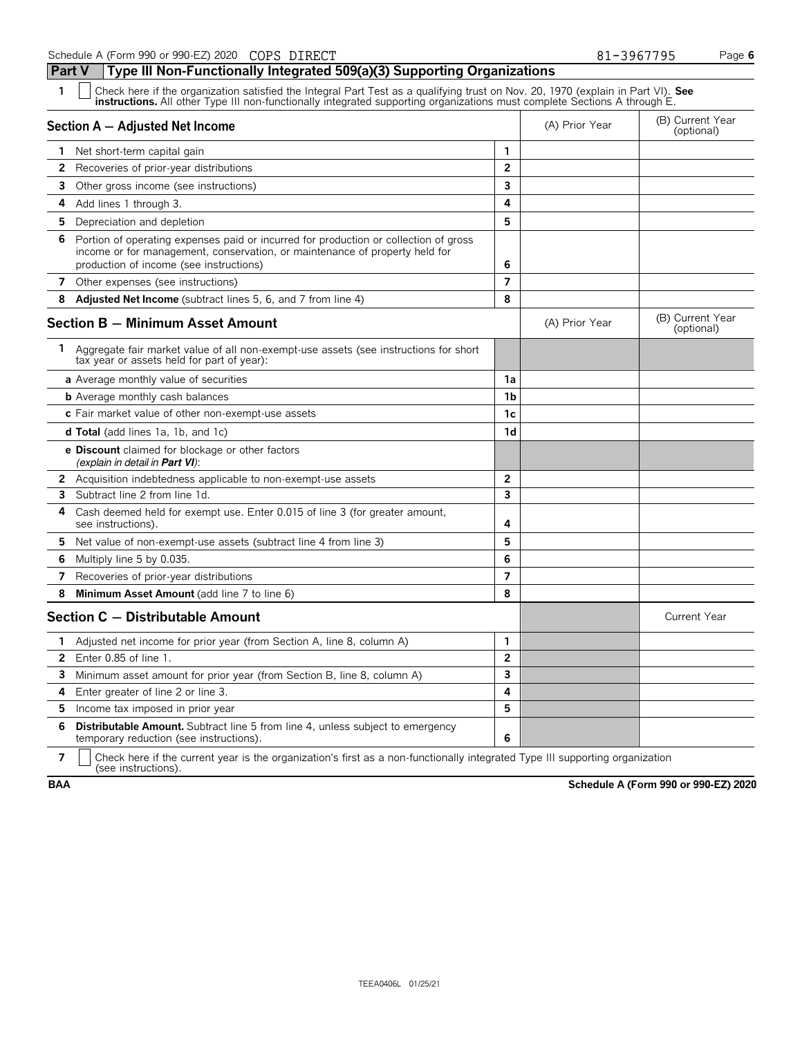Schedule A (Form 990 or 990-EZ) 2020 COPS DIRECT 81-3967795

## Part V — Type III Non-Functionally Integrated 509(a)(3) Supporting Organizations

1 ☐ Check here if the organization satisfied the Integral Part Test as a qualifying trust on Nov. 20, 1970 (explain in Part VI). **See instructions.** All other Type III non-functionally integrated supporting organizations must complete Sections A through E.

| Section A — Adjusted Net Income | | (A) Prior Year | (B) Current Year (optional) |
|---|---|---|---|
| 1 Net short-term capital gain | 1 | | |
| 2 Recoveries of prior-year distributions | 2 | | |
| 3 Other gross income (see instructions) | 3 | | |
| 4 Add lines 1 through 3. | 4 | | |
| 5 Depreciation and depletion | 5 | | |
| 6 Portion of operating expenses paid or incurred for production or collection of gross income or for management, conservation, or maintenance of property held for production of income (see instructions) | 6 | | |
| 7 Other expenses (see instructions) | 7 | | |
| 8 **Adjusted Net Income** (subtract lines 5, 6, and 7 from line 4) | 8 | | |

| Section B — Minimum Asset Amount | | (A) Prior Year | (B) Current Year (optional) |
|---|---|---|---|
| 1 Aggregate fair market value of all non-exempt-use assets (see instructions for short tax year or assets held for part of year): | | | |
| **a** Average monthly value of securities | 1a | | |
| **b** Average monthly cash balances | 1b | | |
| **c** Fair market value of other non-exempt-use assets | 1c | | |
| **d Total** (add lines 1a, 1b, and 1c) | 1d | | |
| **e Discount** claimed for blockage or other factors *(explain in detail in **Part VI**)*: | | | |
| 2 Acquisition indebtedness applicable to non-exempt-use assets | 2 | | |
| 3 Subtract line 2 from line 1d. | 3 | | |
| 4 Cash deemed held for exempt use. Enter 0.015 of line 3 (for greater amount, see instructions). | 4 | | |
| 5 Net value of non-exempt-use assets (subtract line 4 from line 3) | 5 | | |
| 6 Multiply line 5 by 0.035. | 6 | | |
| 7 Recoveries of prior-year distributions | 7 | | |
| 8 **Minimum Asset Amount** (add line 7 to line 6) | 8 | | |

| Section C — Distributable Amount | | | Current Year |
|---|---|---|---|
| 1 Adjusted net income for prior year (from Section A, line 8, column A) | 1 | | |
| 2 Enter 0.85 of line 1. | 2 | | |
| 3 Minimum asset amount for prior year (from Section B, line 8, column A) | 3 | | |
| 4 Enter greater of line 2 or line 3. | 4 | | |
| 5 Income tax imposed in prior year | 5 | | |
| 6 **Distributable Amount.** Subtract line 5 from line 4, unless subject to emergency temporary reduction (see instructions). | 6 | | |

7 ☐ Check here if the current year is the organization's first as a non-functionally integrated Type III supporting organization (see instructions).

BAA Schedule A (Form 990 or 990-EZ) 2020

TEEA0406L 01/25/21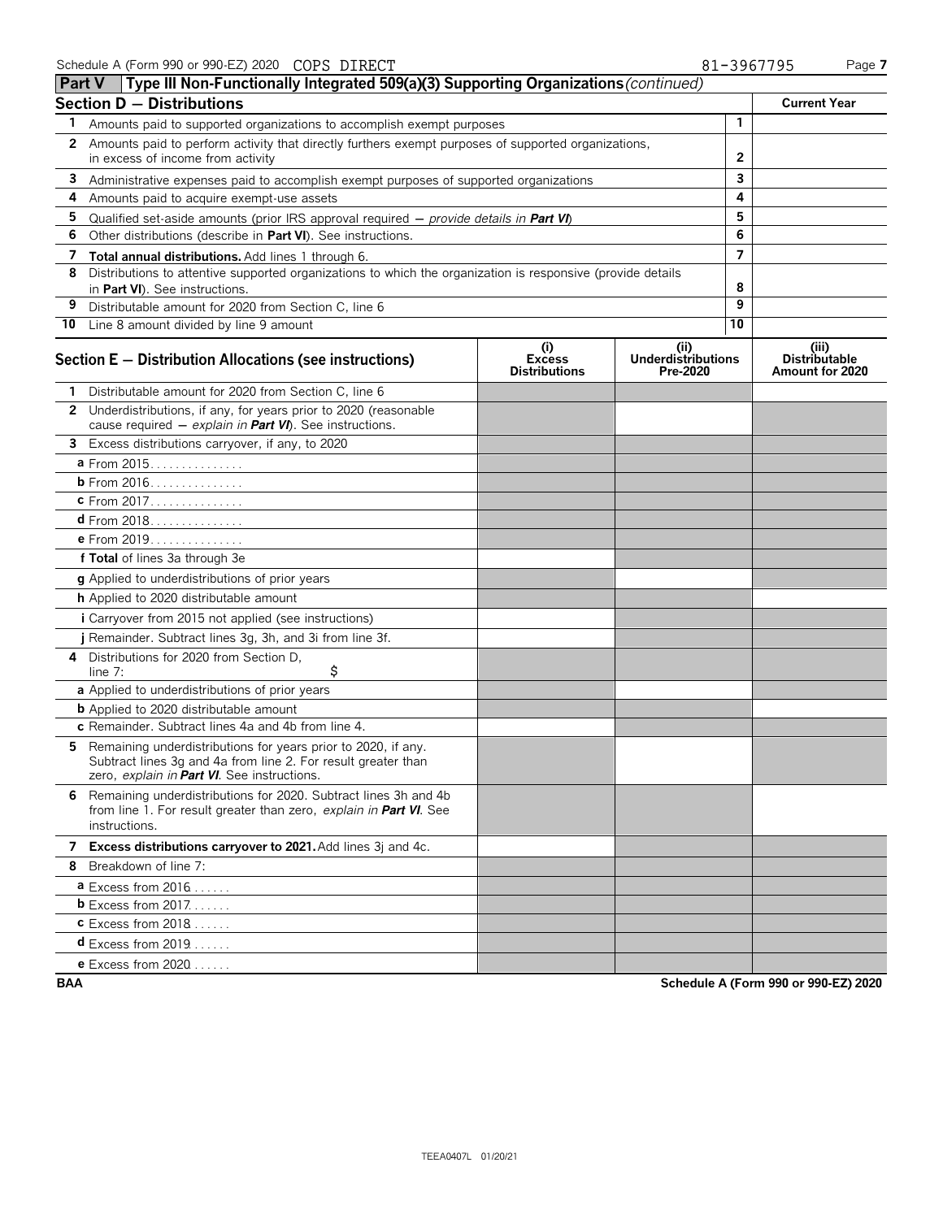Schedule A (Form 990 or 990-EZ) 2020 COPS DIRECT 81-3967795

## Part V Type III Non-Functionally Integrated 509(a)(3) Supporting Organizations *(continued)*

| Section D — Distributions | | Current Year |
|---|---|---|
| 1 Amounts paid to supported organizations to accomplish exempt purposes | 1 | |
| 2 Amounts paid to perform activity that directly furthers exempt purposes of supported organizations, in excess of income from activity | 2 | |
| 3 Administrative expenses paid to accomplish exempt purposes of supported organizations | 3 | |
| 4 Amounts paid to acquire exempt-use assets | 4 | |
| 5 Qualified set-aside amounts (prior IRS approval required — *provide details in **Part VI***) | 5 | |
| 6 Other distributions (describe in **Part VI**). See instructions. | 6 | |
| 7 **Total annual distributions.** Add lines 1 through 6. | 7 | |
| 8 Distributions to attentive supported organizations to which the organization is responsive (provide details in **Part VI**). See instructions. | 8 | |
| 9 Distributable amount for 2020 from Section C, line 6 | 9 | |
| 10 Line 8 amount divided by line 9 amount | 10 | |

| Section E — Distribution Allocations (see instructions) | (i) Excess Distributions | (ii) Underdistributions Pre-2020 | (iii) Distributable Amount for 2020 |
|---|---|---|---|
| 1 Distributable amount for 2020 from Section C, line 6 | | | |
| 2 Underdistributions, if any, for years prior to 2020 (reasonable cause required — *explain in **Part VI***). See instructions. | | | |
| 3 Excess distributions carryover, if any, to 2020 | | | |
| a From 2015 | | | |
| b From 2016 | | | |
| c From 2017 | | | |
| d From 2018 | | | |
| e From 2019 | | | |
| f **Total** of lines 3a through 3e | | | |
| g Applied to underdistributions of prior years | | | |
| h Applied to 2020 distributable amount | | | |
| i Carryover from 2015 not applied (see instructions) | | | |
| j Remainder. Subtract lines 3g, 3h, and 3i from line 3f. | | | |
| 4 Distributions for 2020 from Section D, line 7: $ | | | |
| a Applied to underdistributions of prior years | | | |
| b Applied to 2020 distributable amount | | | |
| c Remainder. Subtract lines 4a and 4b from line 4. | | | |
| 5 Remaining underdistributions for years prior to 2020, if any. Subtract lines 3g and 4a from line 2. For result greater than zero, *explain in **Part VI***. See instructions. | | | |
| 6 Remaining underdistributions for 2020. Subtract lines 3h and 4b from line 1. For result greater than zero, *explain in **Part VI***. See instructions. | | | |
| 7 **Excess distributions carryover to 2021.** Add lines 3j and 4c. | | | |
| 8 Breakdown of line 7: | | | |
| a Excess from 2016 | | | |
| b Excess from 2017 | | | |
| c Excess from 2018 | | | |
| d Excess from 2019 | | | |
| e Excess from 2020 | | | |

BAA Schedule A (Form 990 or 990-EZ) 2020

TEEA0407L 01/20/21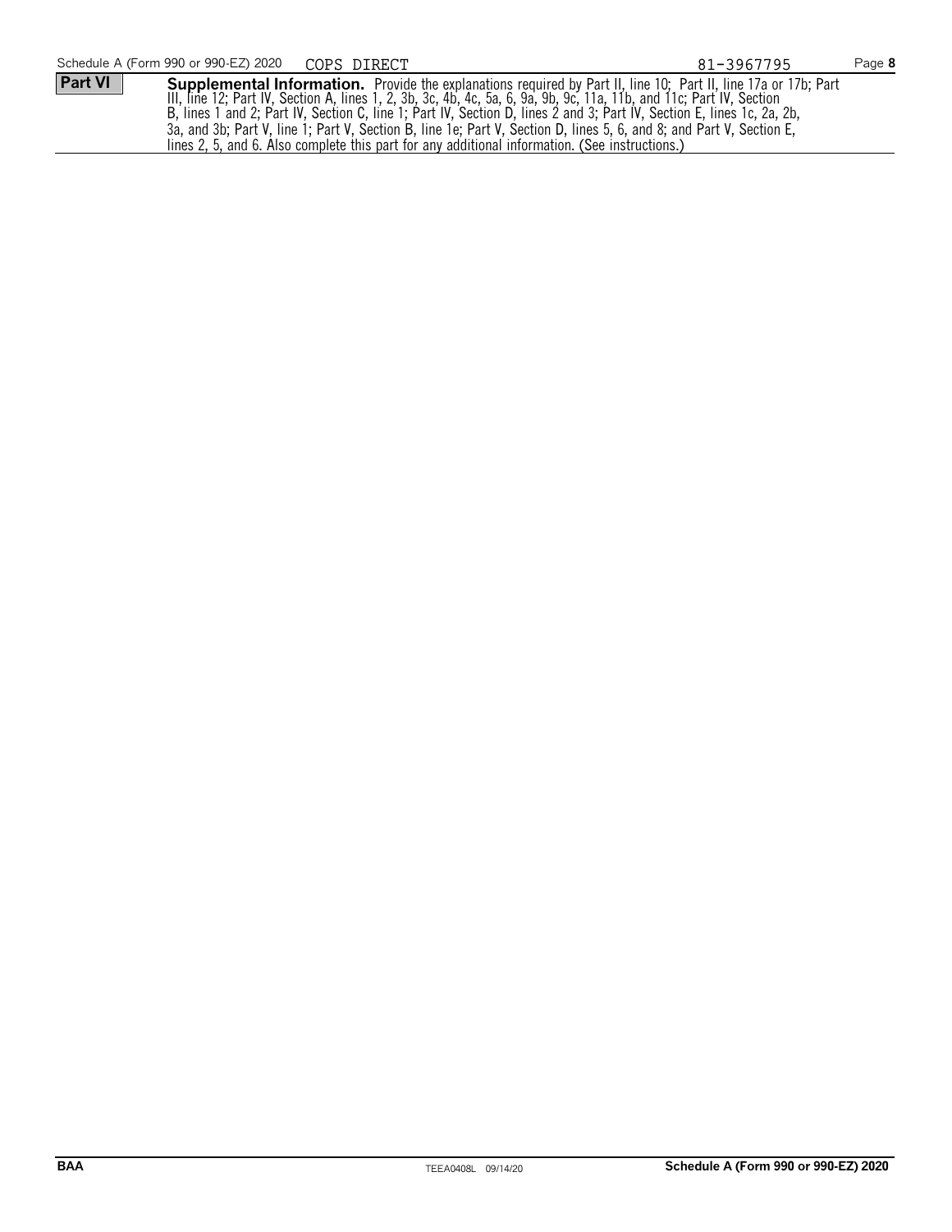Schedule A (Form 990 or 990-EZ) 2020 COPS DIRECT 81-3967795

**Part VI** **Supplemental Information.** Provide the explanations required by Part II, line 10; Part II, line 17a or 17b; Part III, line 12; Part IV, Section A, lines 1, 2, 3b, 3c, 4b, 4c, 5a, 6, 9a, 9b, 9c, 11a, 11b, and 11c; Part IV, Section B, lines 1 and 2; Part IV, Section C, line 1; Part IV, Section D, lines 2 and 3; Part IV, Section E, lines 1c, 2a, 2b, 3a, and 3b; Part V, line 1; Part V, Section B, line 1e; Part V, Section D, lines 5, 6, and 8; and Part V, Section E, lines 2, 5, and 6. Also complete this part for any additional information. (See instructions.)

BAA TEEA0408L 09/14/20 **Schedule A (Form 990 or 990-EZ) 2020**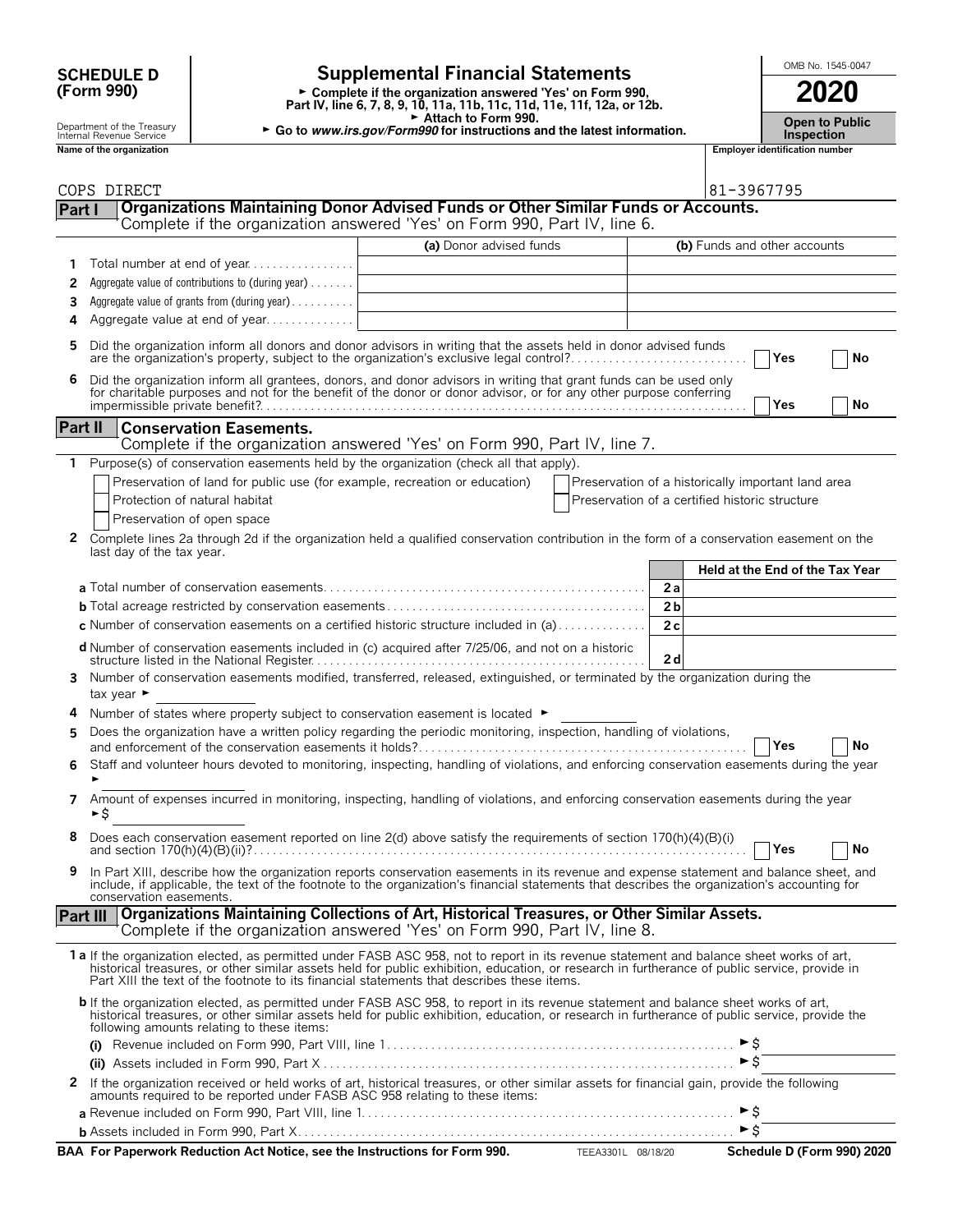**SCHEDULE D (Form 990)**

Department of the Treasury
Internal Revenue Service

# Supplemental Financial Statements

► Complete if the organization answered 'Yes' on Form 990, Part IV, line 6, 7, 8, 9, 10, 11a, 11b, 11c, 11d, 11e, 11f, 12a, or 12b.
► Attach to Form 990.
► Go to *www.irs.gov/Form990* for instructions and the latest information.

OMB No. 1545-0047

**2020**

**Open to Public Inspection**

| Name of the organization | Employer identification number |
|---|---|
| COPS DIRECT | 81-3967795 |

## Part I Organizations Maintaining Donor Advised Funds or Other Similar Funds or Accounts.

Complete if the organization answered 'Yes' on Form 990, Part IV, line 6.

| | | (a) Donor advised funds | (b) Funds and other accounts |
|---|---|---|---|
| 1 | Total number at end of year | | |
| 2 | Aggregate value of contributions to (during year) | | |
| 3 | Aggregate value of grants from (during year) | | |
| 4 | Aggregate value at end of year | | |

5 Did the organization inform all donors and donor advisors in writing that the assets held in donor advised funds are the organization's property, subject to the organization's exclusive legal control? ☐ Yes ☐ No

6 Did the organization inform all grantees, donors, and donor advisors in writing that grant funds can be used only for charitable purposes and not for the benefit of the donor or donor advisor, or for any other purpose conferring impermissible private benefit? ☐ Yes ☐ No

## Part II Conservation Easements.

Complete if the organization answered 'Yes' on Form 990, Part IV, line 7.

1 Purpose(s) of conservation easements held by the organization (check all that apply).

☐ Preservation of land for public use (for example, recreation or education)
☐ Protection of natural habitat
☐ Preservation of open space
☐ Preservation of a historically important land area
☐ Preservation of a certified historic structure

2 Complete lines 2a through 2d if the organization held a qualified conservation contribution in the form of a conservation easement on the last day of the tax year.

| | | Held at the End of the Tax Year |
|---|---|---|
| **a** Total number of conservation easements | 2a | |
| **b** Total acreage restricted by conservation easements | 2b | |
| **c** Number of conservation easements on a certified historic structure included in (a) | 2c | |
| **d** Number of conservation easements included in (c) acquired after 7/25/06, and not on a historic structure listed in the National Register | 2d | |

3 Number of conservation easements modified, transferred, released, extinguished, or terminated by the organization during the tax year ►

4 Number of states where property subject to conservation easement is located ►

5 Does the organization have a written policy regarding the periodic monitoring, inspection, handling of violations, and enforcement of the conservation easements it holds? ☐ Yes ☐ No

6 Staff and volunteer hours devoted to monitoring, inspecting, handling of violations, and enforcing conservation easements during the year ►

7 Amount of expenses incurred in monitoring, inspecting, handling of violations, and enforcing conservation easements during the year ►$

8 Does each conservation easement reported on line 2(d) above satisfy the requirements of section 170(h)(4)(B)(i) and section 170(h)(4)(B)(ii)? ☐ Yes ☐ No

9 In Part XIII, describe how the organization reports conservation easements in its revenue and expense statement and balance sheet, and include, if applicable, the text of the footnote to the organization's financial statements that describes the organization's accounting for conservation easements.

## Part III Organizations Maintaining Collections of Art, Historical Treasures, or Other Similar Assets.

Complete if the organization answered 'Yes' on Form 990, Part IV, line 8.

**1a** If the organization elected, as permitted under FASB ASC 958, not to report in its revenue statement and balance sheet works of art, historical treasures, or other similar assets held for public exhibition, education, or research in furtherance of public service, provide in Part XIII the text of the footnote to its financial statements that describes these items.

**b** If the organization elected, as permitted under FASB ASC 958, to report in its revenue statement and balance sheet works of art, historical treasures, or other similar assets held for public exhibition, education, or research in furtherance of public service, provide the following amounts relating to these items:

**(i)** Revenue included on Form 990, Part VIII, line 1 ►$

**(ii)** Assets included in Form 990, Part X ►$

2 If the organization received or held works of art, historical treasures, or other similar assets for financial gain, provide the following amounts required to be reported under FASB ASC 958 relating to these items:

**a** Revenue included on Form 990, Part VIII, line 1 ►$

**b** Assets included in Form 990, Part X ►$

**BAA For Paperwork Reduction Act Notice, see the Instructions for Form 990.** TEEA3301L 08/18/20 **Schedule D (Form 990) 2020**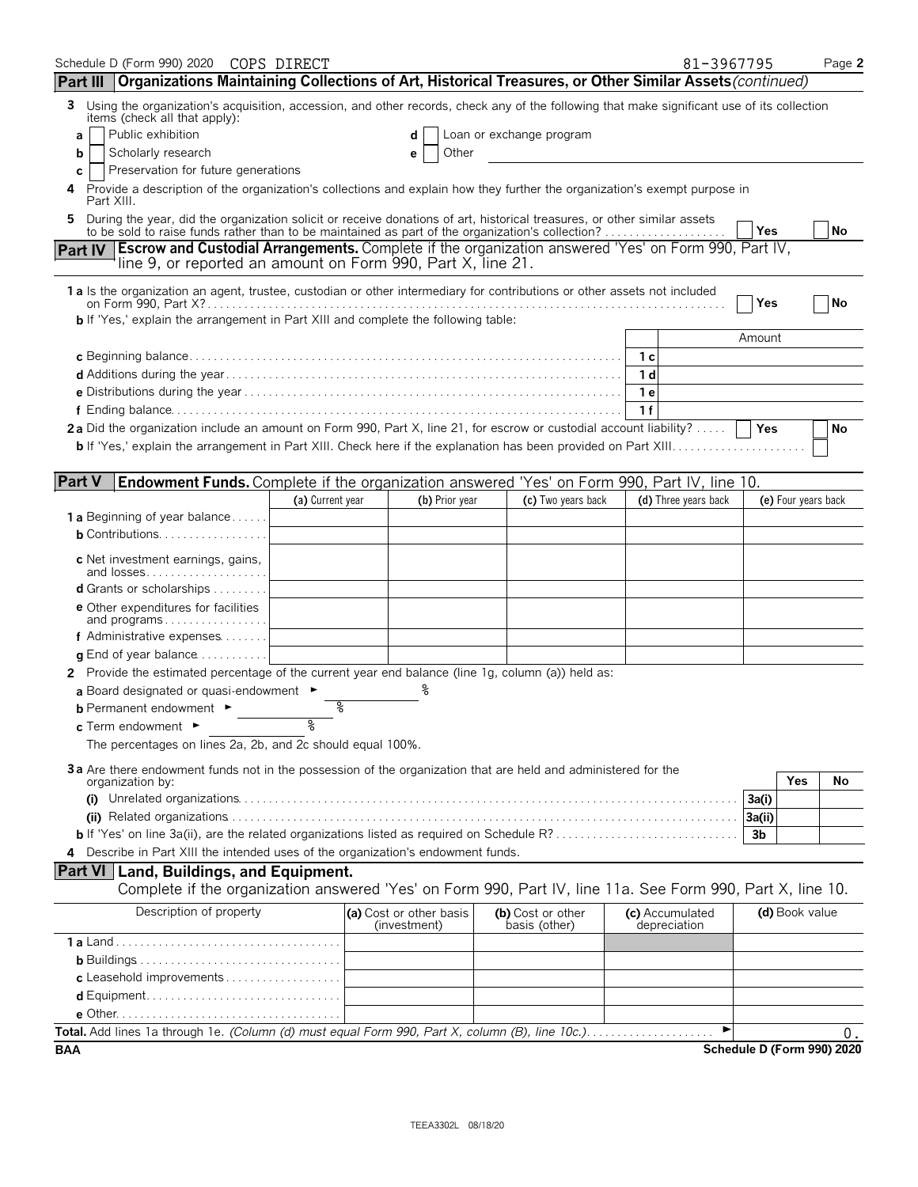Schedule D (Form 990) 2020 COPS DIRECT 81-3967795

## Part III Organizations Maintaining Collections of Art, Historical Treasures, or Other Similar Assets *(continued)*

3 Using the organization's acquisition, accession, and other records, check any of the following that make significant use of its collection items (check all that apply):

- a ☐ Public exhibition
- b ☐ Scholarly research
- c ☐ Preservation for future generations
- d ☐ Loan or exchange program
- e ☐ Other

4 Provide a description of the organization's collections and explain how they further the organization's exempt purpose in Part XIII.

5 During the year, did the organization solicit or receive donations of art, historical treasures, or other similar assets to be sold to raise funds rather than to be maintained as part of the organization's collection? ☐ Yes ☐ No

## Part IV Escrow and Custodial Arrangements.

Complete if the organization answered 'Yes' on Form 990, Part IV, line 9, or reported an amount on Form 990, Part X, line 21.

1a Is the organization an agent, trustee, custodian or other intermediary for contributions or other assets not included on Form 990, Part X? ☐ Yes ☐ No

b If 'Yes,' explain the arrangement in Part XIII and complete the following table:

| | | Amount |
|---|---|---|
| c Beginning balance | 1c | |
| d Additions during the year | 1d | |
| e Distributions during the year | 1e | |
| f Ending balance | 1f | |

2a Did the organization include an amount on Form 990, Part X, line 21, for escrow or custodial account liability? ☐ Yes ☐ No

b If 'Yes,' explain the arrangement in Part XIII. Check here if the explanation has been provided on Part XIII ☐

## Part V Endowment Funds.

Complete if the organization answered 'Yes' on Form 990, Part IV, line 10.

| | (a) Current year | (b) Prior year | (c) Two years back | (d) Three years back | (e) Four years back |
|---|---|---|---|---|---|
| 1a Beginning of year balance | | | | | |
| b Contributions | | | | | |
| c Net investment earnings, gains, and losses | | | | | |
| d Grants or scholarships | | | | | |
| e Other expenditures for facilities and programs | | | | | |
| f Administrative expenses | | | | | |
| g End of year balance | | | | | |

2 Provide the estimated percentage of the current year end balance (line 1g, column (a)) held as:

a Board designated or quasi-endowment ► %

b Permanent endowment ► %

c Term endowment ► %

The percentages on lines 2a, 2b, and 2c should equal 100%.

3a Are there endowment funds not in the possession of the organization that are held and administered for the organization by:

| | | Yes | No |
|---|---|---|---|
| (i) Unrelated organizations | 3a(i) | | |
| (ii) Related organizations | 3a(ii) | | |
| b If 'Yes' on line 3a(ii), are the related organizations listed as required on Schedule R? | 3b | | |

4 Describe in Part XIII the intended uses of the organization's endowment funds.

## Part VI Land, Buildings, and Equipment.

Complete if the organization answered 'Yes' on Form 990, Part IV, line 11a. See Form 990, Part X, line 10.

| Description of property | (a) Cost or other basis (investment) | (b) Cost or other basis (other) | (c) Accumulated depreciation | (d) Book value |
|---|---|---|---|---|
| 1a Land | | | | |
| b Buildings | | | | |
| c Leasehold improvements | | | | |
| d Equipment | | | | |
| e Other | | | | |
| **Total.** Add lines 1a through 1e. *(Column (d) must equal Form 990, Part X, column (B), line 10c.)* ► | | | | 0. |

BAA Schedule D (Form 990) 2020

TEEA3302L 08/18/20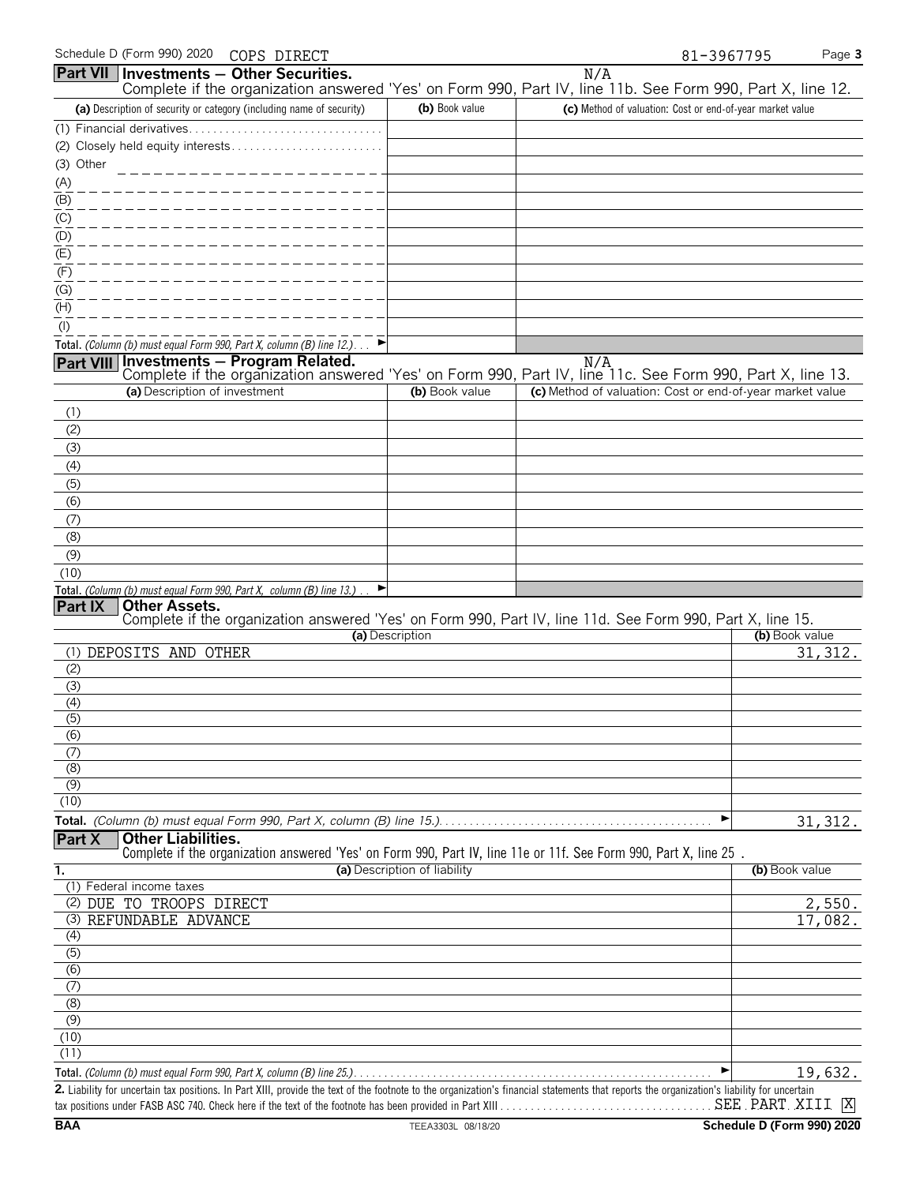Schedule D (Form 990) 2020 COPS DIRECT 81-3967795 Page 3

## Part VII Investments — Other Securities.

N/A

Complete if the organization answered 'Yes' on Form 990, Part IV, line 11b. See Form 990, Part X, line 12.

| (a) Description of security or category (including name of security) | (b) Book value | (c) Method of valuation: Cost or end-of-year market value |
|---|---|---|
| (1) Financial derivatives | | |
| (2) Closely held equity interests | | |
| (3) Other | | |
| (A) | | |
| (B) | | |
| (C) | | |
| (D) | | |
| (E) | | |
| (F) | | |
| (G) | | |
| (H) | | |
| (I) | | |
| **Total.** *(Column (b) must equal Form 990, Part X, column (B) line 12.)* ► | | |

## Part VIII Investments — Program Related.

N/A

Complete if the organization answered 'Yes' on Form 990, Part IV, line 11c. See Form 990, Part X, line 13.

| (a) Description of investment | (b) Book value | (c) Method of valuation: Cost or end-of-year market value |
|---|---|---|
| (1) | | |
| (2) | | |
| (3) | | |
| (4) | | |
| (5) | | |
| (6) | | |
| (7) | | |
| (8) | | |
| (9) | | |
| (10) | | |
| **Total.** *(Column (b) must equal Form 990, Part X, column (B) line 13.)* ► | | |

## Part IX Other Assets.

Complete if the organization answered 'Yes' on Form 990, Part IV, line 11d. See Form 990, Part X, line 15.

| (a) Description | (b) Book value |
|---|---|
| (1) DEPOSITS AND OTHER | 31,312. |
| (2) | |
| (3) | |
| (4) | |
| (5) | |
| (6) | |
| (7) | |
| (8) | |
| (9) | |
| (10) | |
| **Total.** *(Column (b) must equal Form 990, Part X, column (B) line 15.)* ► | 31,312. |

## Part X Other Liabilities.

Complete if the organization answered 'Yes' on Form 990, Part IV, line 11e or 11f. See Form 990, Part X, line 25 .

| 1. (a) Description of liability | (b) Book value |
|---|---|
| (1) Federal income taxes | |
| (2) DUE TO TROOPS DIRECT | 2,550. |
| (3) REFUNDABLE ADVANCE | 17,082. |
| (4) | |
| (5) | |
| (6) | |
| (7) | |
| (8) | |
| (9) | |
| (10) | |
| (11) | |
| **Total.** *(Column (b) must equal Form 990, Part X, column (B) line 25.)* ► | 19,632. |

**2.** Liability for uncertain tax positions. In Part XIII, provide the text of the footnote to the organization's financial statements that reports the organization's liability for uncertain tax positions under FASB ASC 740. Check here if the text of the footnote has been provided in Part XIII SEE PART XIII [X]

BAA TEEA3303L 08/18/20 Schedule D (Form 990) 2020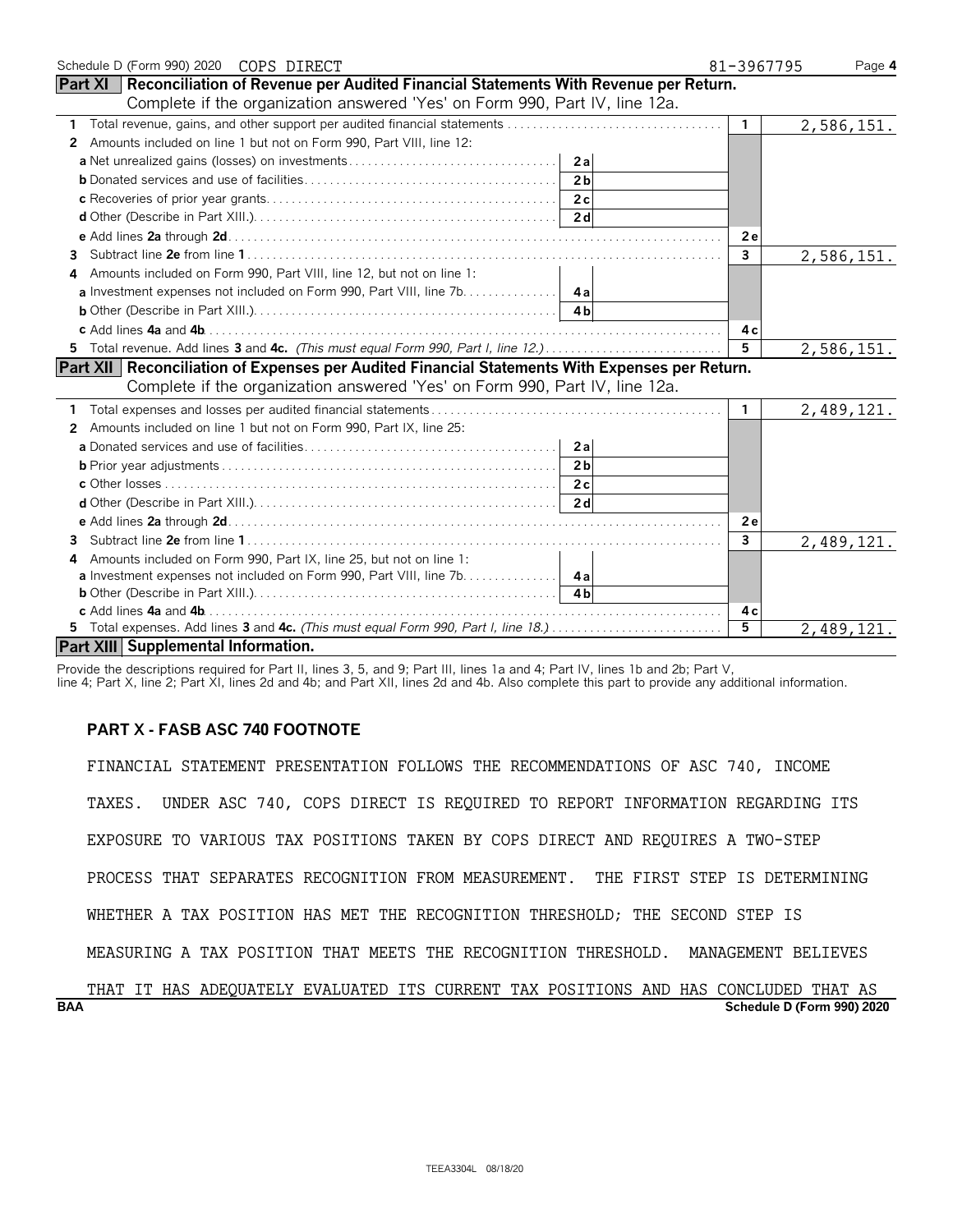Schedule D (Form 990) 2020 COPS DIRECT 81-3967795

## Part XI Reconciliation of Revenue per Audited Financial Statements With Revenue per Return.

Complete if the organization answered 'Yes' on Form 990, Part IV, line 12a.

| | | | | |
|---|---|---|---|---|
| 1 | Total revenue, gains, and other support per audited financial statements | | 1 | 2,586,151. |
| 2 | Amounts included on line 1 but not on Form 990, Part VIII, line 12: | | | |
| | a Net unrealized gains (losses) on investments | 2a | | |
| | b Donated services and use of facilities | 2b | | |
| | c Recoveries of prior year grants | 2c | | |
| | d Other (Describe in Part XIII.) | 2d | | |
| | e Add lines 2a through 2d | | 2e | |
| 3 | Subtract line 2e from line 1 | | 3 | 2,586,151. |
| 4 | Amounts included on Form 990, Part VIII, line 12, but not on line 1: | | | |
| | a Investment expenses not included on Form 990, Part VIII, line 7b | 4a | | |
| | b Other (Describe in Part XIII.) | 4b | | |
| | c Add lines 4a and 4b | | 4c | |
| 5 | Total revenue. Add lines 3 and 4c. *(This must equal Form 990, Part I, line 12.)* | | 5 | 2,586,151. |

## Part XII Reconciliation of Expenses per Audited Financial Statements With Expenses per Return.

Complete if the organization answered 'Yes' on Form 990, Part IV, line 12a.

| | | | | |
|---|---|---|---|---|
| 1 | Total expenses and losses per audited financial statements | | 1 | 2,489,121. |
| 2 | Amounts included on line 1 but not on Form 990, Part IX, line 25: | | | |
| | a Donated services and use of facilities | 2a | | |
| | b Prior year adjustments | 2b | | |
| | c Other losses | 2c | | |
| | d Other (Describe in Part XIII.) | 2d | | |
| | e Add lines 2a through 2d | | 2e | |
| 3 | Subtract line 2e from line 1 | | 3 | 2,489,121. |
| 4 | Amounts included on Form 990, Part IX, line 25, but not on line 1: | | | |
| | a Investment expenses not included on Form 990, Part VIII, line 7b | 4a | | |
| | b Other (Describe in Part XIII.) | 4b | | |
| | c Add lines 4a and 4b | | 4c | |
| 5 | Total expenses. Add lines 3 and 4c. *(This must equal Form 990, Part I, line 18.)* | | 5 | 2,489,121. |

## Part XIII Supplemental Information.

Provide the descriptions required for Part II, lines 3, 5, and 9; Part III, lines 1a and 4; Part IV, lines 1b and 2b; Part V, line 4; Part X, line 2; Part XI, lines 2d and 4b; and Part XII, lines 2d and 4b. Also complete this part to provide any additional information.

**PART X - FASB ASC 740 FOOTNOTE**

FINANCIAL STATEMENT PRESENTATION FOLLOWS THE RECOMMENDATIONS OF ASC 740, INCOME TAXES. UNDER ASC 740, COPS DIRECT IS REQUIRED TO REPORT INFORMATION REGARDING ITS EXPOSURE TO VARIOUS TAX POSITIONS TAKEN BY COPS DIRECT AND REQUIRES A TWO-STEP PROCESS THAT SEPARATES RECOGNITION FROM MEASUREMENT. THE FIRST STEP IS DETERMINING WHETHER A TAX POSITION HAS MET THE RECOGNITION THRESHOLD; THE SECOND STEP IS MEASURING A TAX POSITION THAT MEETS THE RECOGNITION THRESHOLD. MANAGEMENT BELIEVES THAT IT HAS ADEQUATELY EVALUATED ITS CURRENT TAX POSITIONS AND HAS CONCLUDED THAT AS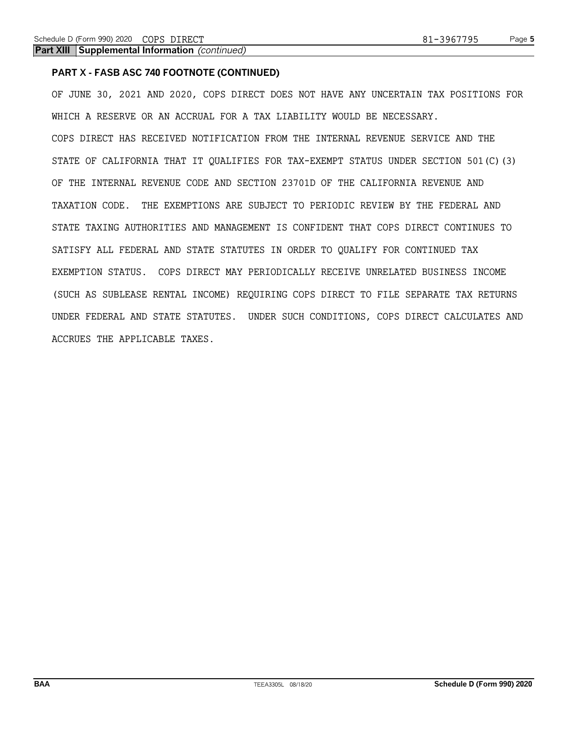**Part XIII Supplemental Information** *(continued)*

**PART X - FASB ASC 740 FOOTNOTE (CONTINUED)**

OF JUNE 30, 2021 AND 2020, COPS DIRECT DOES NOT HAVE ANY UNCERTAIN TAX POSITIONS FOR WHICH A RESERVE OR AN ACCRUAL FOR A TAX LIABILITY WOULD BE NECESSARY.

COPS DIRECT HAS RECEIVED NOTIFICATION FROM THE INTERNAL REVENUE SERVICE AND THE STATE OF CALIFORNIA THAT IT QUALIFIES FOR TAX-EXEMPT STATUS UNDER SECTION 501(C)(3) OF THE INTERNAL REVENUE CODE AND SECTION 23701D OF THE CALIFORNIA REVENUE AND TAXATION CODE. THE EXEMPTIONS ARE SUBJECT TO PERIODIC REVIEW BY THE FEDERAL AND STATE TAXING AUTHORITIES AND MANAGEMENT IS CONFIDENT THAT COPS DIRECT CONTINUES TO SATISFY ALL FEDERAL AND STATE STATUTES IN ORDER TO QUALIFY FOR CONTINUED TAX EXEMPTION STATUS. COPS DIRECT MAY PERIODICALLY RECEIVE UNRELATED BUSINESS INCOME (SUCH AS SUBLEASE RENTAL INCOME) REQUIRING COPS DIRECT TO FILE SEPARATE TAX RETURNS UNDER FEDERAL AND STATE STATUTES. UNDER SUCH CONDITIONS, COPS DIRECT CALCULATES AND ACCRUES THE APPLICABLE TAXES.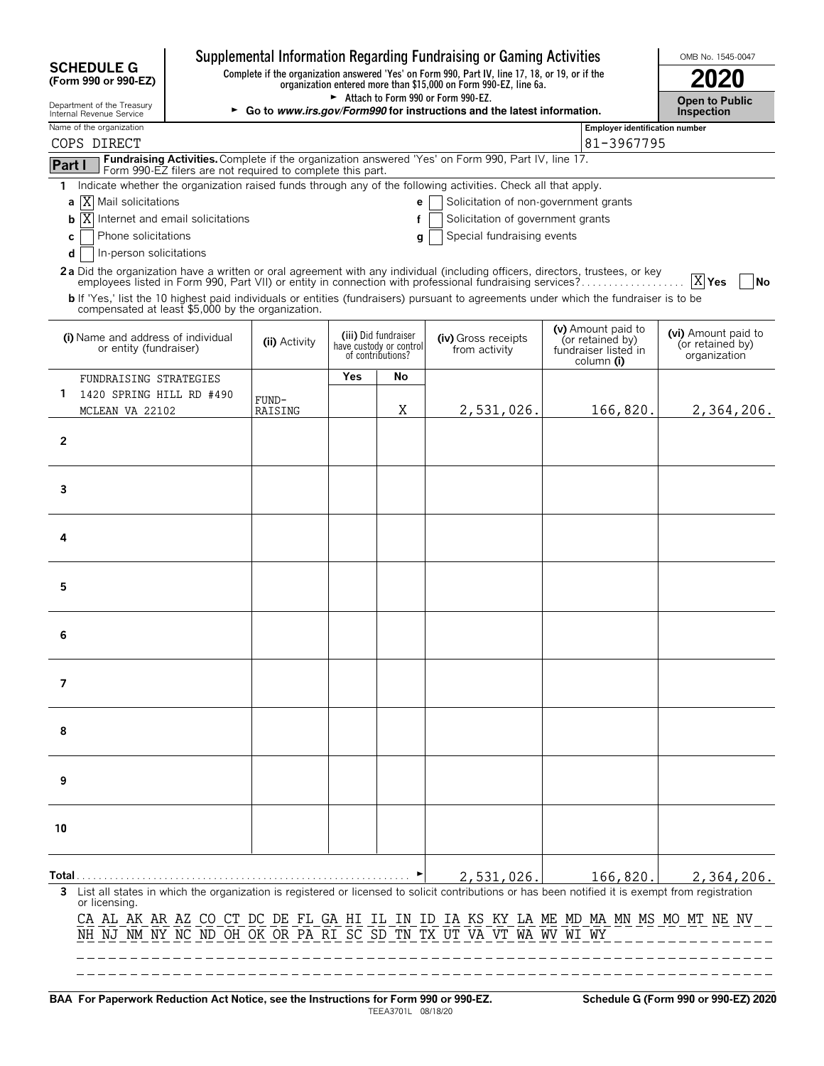# SCHEDULE G (Form 990 or 990-EZ)

Department of the Treasury
Internal Revenue Service

## Supplemental Information Regarding Fundraising or Gaming Activities

**Complete if the organization answered 'Yes' on Form 990, Part IV, line 17, 18, or 19, or if the organization entered more than $15,000 on Form 990-EZ, line 6a.**

► Attach to Form 990 or Form 990-EZ.

► Go to *www.irs.gov/Form990* for instructions and the latest information.

OMB No. 1545-0047

**2020**

**Open to Public Inspection**

Name of the organization: COPS DIRECT

Employer identification number: 81-3967795

**Part I** **Fundraising Activities.** Complete if the organization answered 'Yes' on Form 990, Part IV, line 17. Form 990-EZ filers are not required to complete this part.

1 Indicate whether the organization raised funds through any of the following activities. Check all that apply.

- a [X] Mail solicitations
- b [X] Internet and email solicitations
- c [ ] Phone solicitations
- d [ ] In-person solicitations
- e [ ] Solicitation of non-government grants
- f [ ] Solicitation of government grants
- g [ ] Special fundraising events

**2a** Did the organization have a written or oral agreement with any individual (including officers, directors, trustees, or key employees listed in Form 990, Part VII) or entity in connection with professional fundraising services? [X] Yes [ ] No

**b** If 'Yes,' list the 10 highest paid individuals or entities (fundraisers) pursuant to agreements under which the fundraiser is to be compensated at least $5,000 by the organization.

| | (i) Name and address of individual or entity (fundraiser) | (ii) Activity | (iii) Did fundraiser have custody or control of contributions? Yes | No | (iv) Gross receipts from activity | (v) Amount paid to (or retained by) fundraiser listed in column (i) | (vi) Amount paid to (or retained by) organization |
|---|---|---|---|---|---|---|---|
| 1 | FUNDRAISING STRATEGIES 1420 SPRING HILL RD #490 MCLEAN VA 22102 | FUND-RAISING | | X | 2,531,026. | 166,820. | 2,364,206. |
| 2 | | | | | | | |
| 3 | | | | | | | |
| 4 | | | | | | | |
| 5 | | | | | | | |
| 6 | | | | | | | |
| 7 | | | | | | | |
| 8 | | | | | | | |
| 9 | | | | | | | |
| 10 | | | | | | | |
| **Total** | | | | | 2,531,026. | 166,820. | 2,364,206. |

3 List all states in which the organization is registered or licensed to solicit contributions or has been notified it is exempt from registration or licensing.

CA AL AK AR AZ CO CT DC DE FL GA HI IL IN ID IA KS KY LA ME MD MA MN MS MO MT NE NV NH NJ NM NY NC ND OH OK OR PA RI SC SD TN TX UT VA VT WA WV WI WY

**BAA For Paperwork Reduction Act Notice, see the Instructions for Form 990 or 990-EZ.** TEEA3701L 08/18/20 **Schedule G (Form 990 or 990-EZ) 2020**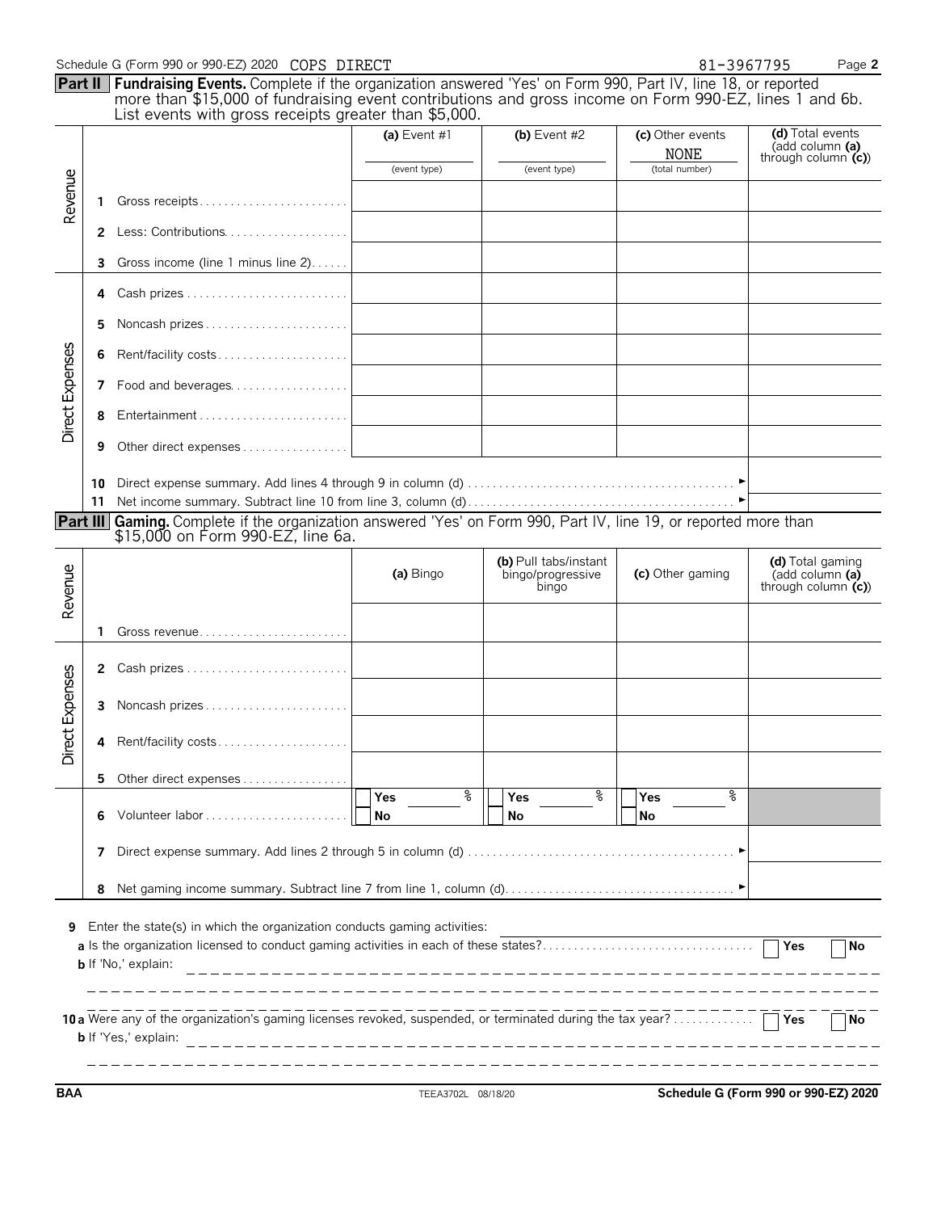Schedule G (Form 990 or 990-EZ) 2020 COPS DIRECT 81-3967795

**Part II** **Fundraising Events.** Complete if the organization answered 'Yes' on Form 990, Part IV, line 18, or reported more than $15,000 of fundraising event contributions and gross income on Form 990-EZ, lines 1 and 6b. List events with gross receipts greater than $5,000.

| | | | (a) Event #1 | (b) Event #2 | (c) Other events | (d) Total events (add column (a) through column (c)) |
|---|---|---|---|---|---|---|
| | | | (event type) | (event type) | NONE (total number) | |
| Revenue | 1 | Gross receipts | | | | |
| | 2 | Less: Contributions | | | | |
| | 3 | Gross income (line 1 minus line 2) | | | | |
| Direct Expenses | 4 | Cash prizes | | | | |
| | 5 | Noncash prizes | | | | |
| | 6 | Rent/facility costs | | | | |
| | 7 | Food and beverages | | | | |
| | 8 | Entertainment | | | | |
| | 9 | Other direct expenses | | | | |
| | 10 | Direct expense summary. Add lines 4 through 9 in column (d) | | | | |
| | 11 | Net income summary. Subtract line 10 from line 3, column (d) | | | | |

**Part III** **Gaming.** Complete if the organization answered 'Yes' on Form 990, Part IV, line 19, or reported more than $15,000 on Form 990-EZ, line 6a.

| | | | (a) Bingo | (b) Pull tabs/instant bingo/progressive bingo | (c) Other gaming | (d) Total gaming (add column (a) through column (c)) |
|---|---|---|---|---|---|---|
| Revenue | 1 | Gross revenue | | | | |
| Direct Expenses | 2 | Cash prizes | | | | |
| | 3 | Noncash prizes | | | | |
| | 4 | Rent/facility costs | | | | |
| | 5 | Other direct expenses | | | | |
| | 6 | Volunteer labor | Yes % / No | Yes % / No | Yes % / No | |
| | 7 | Direct expense summary. Add lines 2 through 5 in column (d) | | | | |
| | 8 | Net gaming income summary. Subtract line 7 from line 1, column (d) | | | | |

**9** Enter the state(s) in which the organization conducts gaming activities:

**a** Is the organization licensed to conduct gaming activities in each of these states? ☐ Yes ☐ No

**b** If 'No,' explain:

**10a** Were any of the organization's gaming licenses revoked, suspended, or terminated during the tax year? ☐ Yes ☐ No

**b** If 'Yes,' explain:

BAA TEEA3702L 08/18/20 Schedule G (Form 990 or 990-EZ) 2020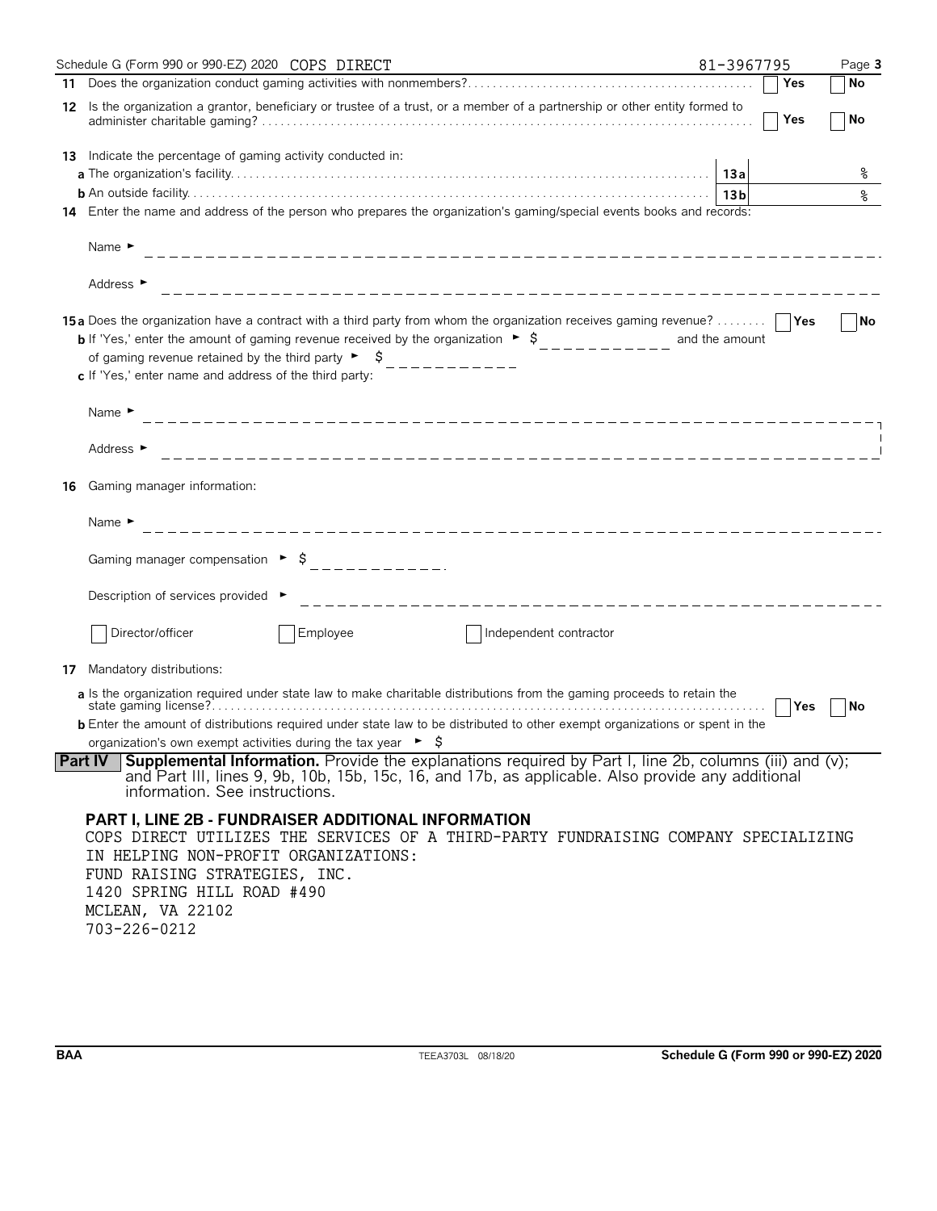Schedule G (Form 990 or 990-EZ) 2020 COPS DIRECT 81-3967795

**11** Does the organization conduct gaming activities with nonmembers? Yes No

**12** Is the organization a grantor, beneficiary or trustee of a trust, or a member of a partnership or other entity formed to administer charitable gaming? Yes No

**13** Indicate the percentage of gaming activity conducted in:

**a** The organization's facility. **13a** %

**b** An outside facility. **13b** %

**14** Enter the name and address of the person who prepares the organization's gaming/special events books and records:

Name ►

Address ►

**15a** Does the organization have a contract with a third party from whom the organization receives gaming revenue? Yes No

**b** If 'Yes,' enter the amount of gaming revenue received by the organization ► $ and the amount of gaming revenue retained by the third party ► $

**c** If 'Yes,' enter name and address of the third party:

Name ►

Address ►

**16** Gaming manager information:

Name ►

Gaming manager compensation ► $

Description of services provided ►

Director/officer Employee Independent contractor

**17** Mandatory distributions:

**a** Is the organization required under state law to make charitable distributions from the gaming proceeds to retain the state gaming license? Yes No

**b** Enter the amount of distributions required under state law to be distributed to other exempt organizations or spent in the organization's own exempt activities during the tax year ► $

**Part IV Supplemental Information.** Provide the explanations required by Part I, line 2b, columns (iii) and (v); and Part III, lines 9, 9b, 10b, 15b, 15c, 16, and 17b, as applicable. Also provide any additional information. See instructions.

**PART I, LINE 2B - FUNDRAISER ADDITIONAL INFORMATION**

COPS DIRECT UTILIZES THE SERVICES OF A THIRD-PARTY FUNDRAISING COMPANY SPECIALIZING IN HELPING NON-PROFIT ORGANIZATIONS:
FUND RAISING STRATEGIES, INC.
1420 SPRING HILL ROAD #490
MCLEAN, VA 22102
703-226-0212

BAA TEEA3703L 08/18/20 Schedule G (Form 990 or 990-EZ) 2020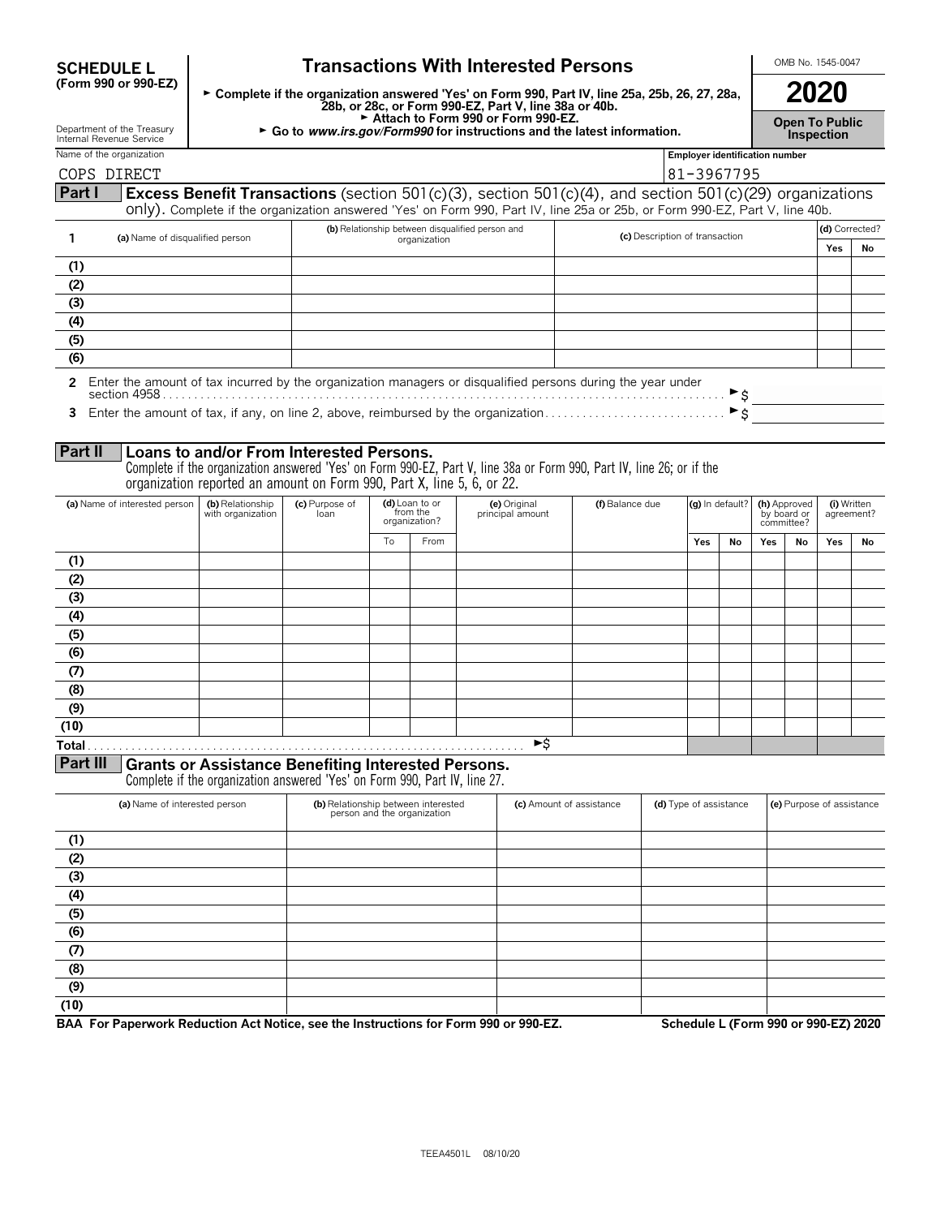**SCHEDULE L (Form 990 or 990-EZ)**

Department of the Treasury
Internal Revenue Service

# Transactions With Interested Persons

► **Complete if the organization answered 'Yes' on Form 990, Part IV, line 25a, 25b, 26, 27, 28a, 28b, or 28c, or Form 990-EZ, Part V, line 38a or 40b.**
► **Attach to Form 990 or Form 990-EZ.**
► **Go to *www.irs.gov/Form990* for instructions and the latest information.**

OMB No. 1545-0047

**2020**

**Open To Public Inspection**

Name of the organization: COPS DIRECT

Employer identification number: 81-3967795

## Part I Excess Benefit Transactions (section 501(c)(3), section 501(c)(4), and section 501(c)(29) organizations only).

Complete if the organization answered 'Yes' on Form 990, Part IV, line 25a or 25b, or Form 990-EZ, Part V, line 40b.

| 1 | (a) Name of disqualified person | (b) Relationship between disqualified person and organization | (c) Description of transaction | (d) Corrected? | |
|---|---|---|---|---|---|
| | | | | Yes | No |
| (1) | | | | | |
| (2) | | | | | |
| (3) | | | | | |
| (4) | | | | | |
| (5) | | | | | |
| (6) | | | | | |

**2** Enter the amount of tax incurred by the organization managers or disqualified persons during the year under section 4958 . . . ► $

**3** Enter the amount of tax, if any, on line 2, above, reimbursed by the organization . . . ► $

## Part II Loans to and/or From Interested Persons.

Complete if the organization answered 'Yes' on Form 990-EZ, Part V, line 38a or Form 990, Part IV, line 26; or if the organization reported an amount on Form 990, Part X, line 5, 6, or 22.

| | (a) Name of interested person | (b) Relationship with organization | (c) Purpose of loan | (d) Loan to or from the organization? | | (e) Original principal amount | (f) Balance due | (g) In default? | | (h) Approved by board or committee? | | (i) Written agreement? | |
|---|---|---|---|---|---|---|---|---|---|---|---|---|---|
| | | | | To | From | | | Yes | No | Yes | No | Yes | No |
| (1) | | | | | | | | | | | | | |
| (2) | | | | | | | | | | | | | |
| (3) | | | | | | | | | | | | | |
| (4) | | | | | | | | | | | | | |
| (5) | | | | | | | | | | | | | |
| (6) | | | | | | | | | | | | | |
| (7) | | | | | | | | | | | | | |
| (8) | | | | | | | | | | | | | |
| (9) | | | | | | | | | | | | | |
| (10) | | | | | | | | | | | | | |
| **Total** | | | | | | ► $ | | | | | | | |

## Part III Grants or Assistance Benefiting Interested Persons.

Complete if the organization answered 'Yes' on Form 990, Part IV, line 27.

| | (a) Name of interested person | (b) Relationship between interested person and the organization | (c) Amount of assistance | (d) Type of assistance | (e) Purpose of assistance |
|---|---|---|---|---|---|
| (1) | | | | | |
| (2) | | | | | |
| (3) | | | | | |
| (4) | | | | | |
| (5) | | | | | |
| (6) | | | | | |
| (7) | | | | | |
| (8) | | | | | |
| (9) | | | | | |
| (10) | | | | | |

**BAA For Paperwork Reduction Act Notice, see the Instructions for Form 990 or 990-EZ.** **Schedule L (Form 990 or 990-EZ) 2020**

TEEA4501L 08/10/20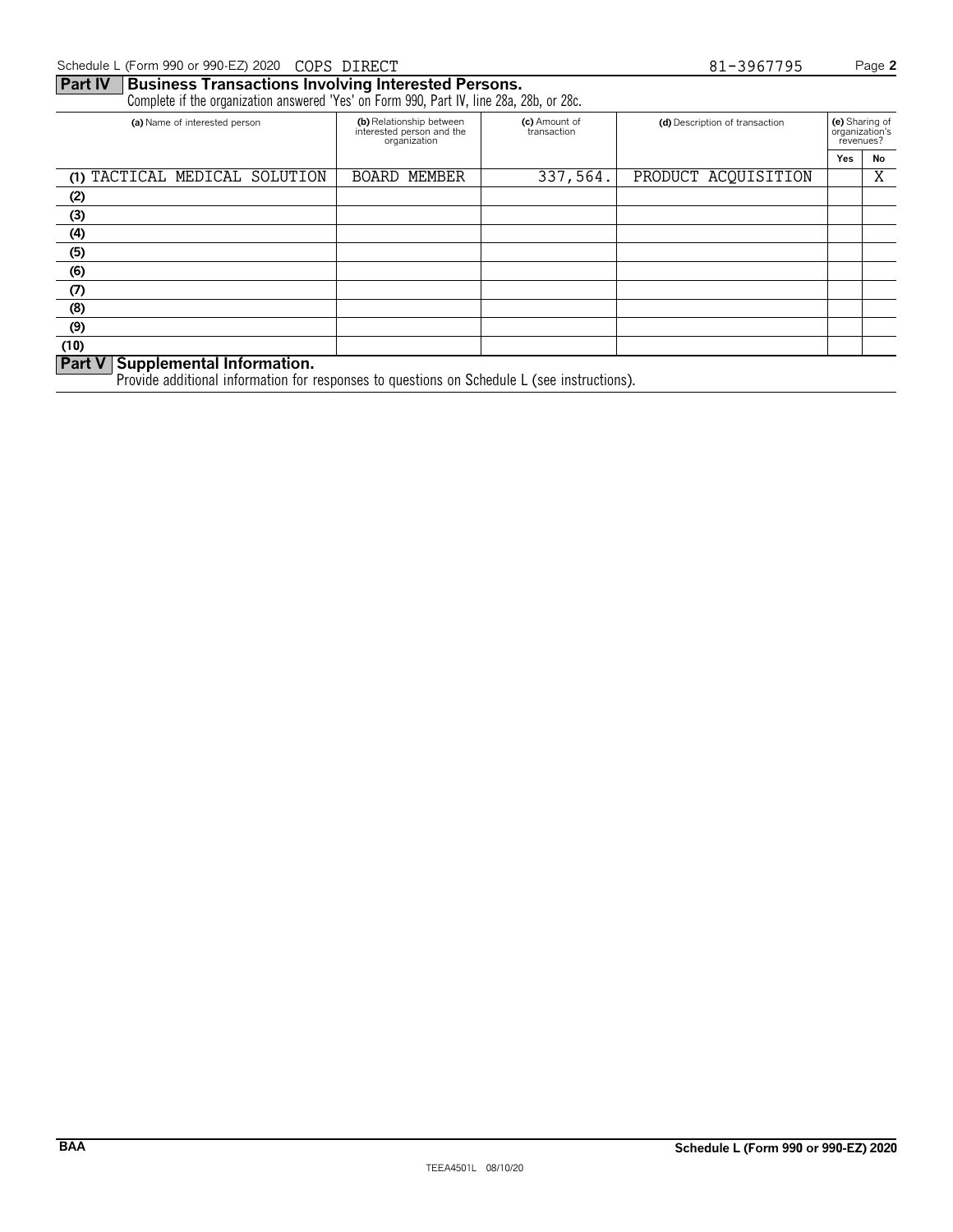Schedule L (Form 990 or 990-EZ) 2020 COPS DIRECT 81-3967795

## Part IV Business Transactions Involving Interested Persons.

Complete if the organization answered 'Yes' on Form 990, Part IV, line 28a, 28b, or 28c.

| (a) Name of interested person | (b) Relationship between interested person and the organization | (c) Amount of transaction | (d) Description of transaction | (e) Sharing of organization's revenues? | |
|---|---|---|---|---|---|
| | | | | Yes | No |
| (1) TACTICAL MEDICAL SOLUTION | BOARD MEMBER | 337,564. | PRODUCT ACQUISITION | | X |
| (2) | | | | | |
| (3) | | | | | |
| (4) | | | | | |
| (5) | | | | | |
| (6) | | | | | |
| (7) | | | | | |
| (8) | | | | | |
| (9) | | | | | |
| (10) | | | | | |

## Part V Supplemental Information.

Provide additional information for responses to questions on Schedule L (see instructions).

BAA Schedule L (Form 990 or 990-EZ) 2020

TEEA4501L 08/10/20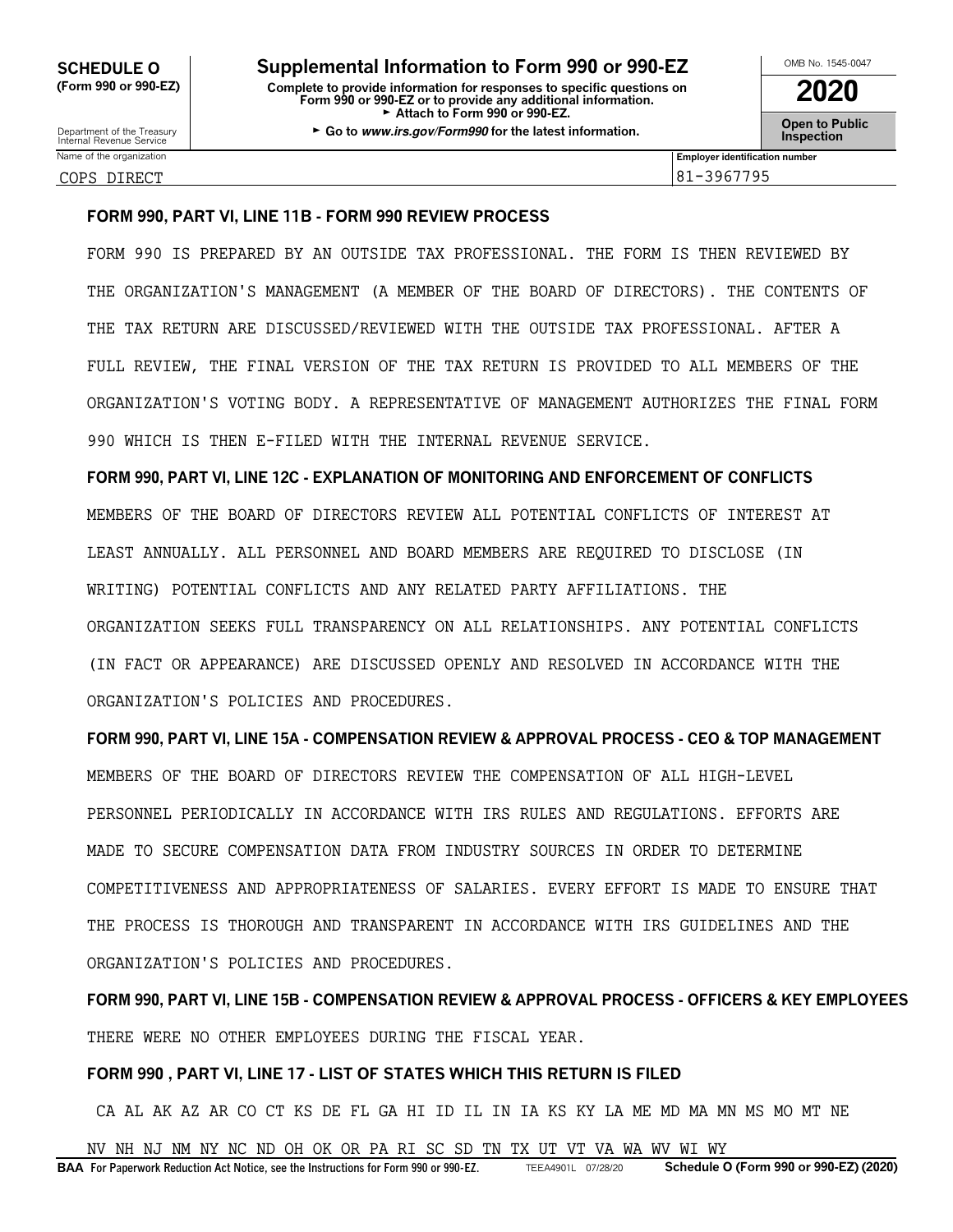**SCHEDULE O**
**(Form 990 or 990-EZ)**

Department of the Treasury
Internal Revenue Service

# Supplemental Information to Form 990 or 990-EZ

**Complete to provide information for responses to specific questions on Form 990 or 990-EZ or to provide any additional information.**
► **Attach to Form 990 or 990-EZ.**
► **Go to *www.irs.gov/Form990* for the latest information.**

OMB No. 1545-0047

**2020**

**Open to Public Inspection**

| Name of the organization | Employer identification number |
|---|---|
| COPS DIRECT | 81-3967795 |

**FORM 990, PART VI, LINE 11B - FORM 990 REVIEW PROCESS**

FORM 990 IS PREPARED BY AN OUTSIDE TAX PROFESSIONAL. THE FORM IS THEN REVIEWED BY THE ORGANIZATION'S MANAGEMENT (A MEMBER OF THE BOARD OF DIRECTORS). THE CONTENTS OF THE TAX RETURN ARE DISCUSSED/REVIEWED WITH THE OUTSIDE TAX PROFESSIONAL. AFTER A FULL REVIEW, THE FINAL VERSION OF THE TAX RETURN IS PROVIDED TO ALL MEMBERS OF THE ORGANIZATION'S VOTING BODY. A REPRESENTATIVE OF MANAGEMENT AUTHORIZES THE FINAL FORM 990 WHICH IS THEN E-FILED WITH THE INTERNAL REVENUE SERVICE.

**FORM 990, PART VI, LINE 12C - EXPLANATION OF MONITORING AND ENFORCEMENT OF CONFLICTS**

MEMBERS OF THE BOARD OF DIRECTORS REVIEW ALL POTENTIAL CONFLICTS OF INTEREST AT LEAST ANNUALLY. ALL PERSONNEL AND BOARD MEMBERS ARE REQUIRED TO DISCLOSE (IN WRITING) POTENTIAL CONFLICTS AND ANY RELATED PARTY AFFILIATIONS. THE ORGANIZATION SEEKS FULL TRANSPARENCY ON ALL RELATIONSHIPS. ANY POTENTIAL CONFLICTS (IN FACT OR APPEARANCE) ARE DISCUSSED OPENLY AND RESOLVED IN ACCORDANCE WITH THE ORGANIZATION'S POLICIES AND PROCEDURES.

**FORM 990, PART VI, LINE 15A - COMPENSATION REVIEW & APPROVAL PROCESS - CEO & TOP MANAGEMENT**

MEMBERS OF THE BOARD OF DIRECTORS REVIEW THE COMPENSATION OF ALL HIGH-LEVEL PERSONNEL PERIODICALLY IN ACCORDANCE WITH IRS RULES AND REGULATIONS. EFFORTS ARE MADE TO SECURE COMPENSATION DATA FROM INDUSTRY SOURCES IN ORDER TO DETERMINE COMPETITIVENESS AND APPROPRIATENESS OF SALARIES. EVERY EFFORT IS MADE TO ENSURE THAT THE PROCESS IS THOROUGH AND TRANSPARENT IN ACCORDANCE WITH IRS GUIDELINES AND THE ORGANIZATION'S POLICIES AND PROCEDURES.

**FORM 990, PART VI, LINE 15B - COMPENSATION REVIEW & APPROVAL PROCESS - OFFICERS & KEY EMPLOYEES**

THERE WERE NO OTHER EMPLOYEES DURING THE FISCAL YEAR.

**FORM 990 , PART VI, LINE 17 - LIST OF STATES WHICH THIS RETURN IS FILED**

CA AL AK AZ AR CO CT KS DE FL GA HI ID IL IN IA KS KY LA ME MD MA MN MS MO MT NE NV NH NJ NM NY NC ND OH OK OR PA RI SC SD TN TX UT VT VA WA WV WI WY

**BAA** For Paperwork Reduction Act Notice, see the Instructions for Form 990 or 990-EZ. TEEA4901L 07/28/20 **Schedule O (Form 990 or 990-EZ) (2020)**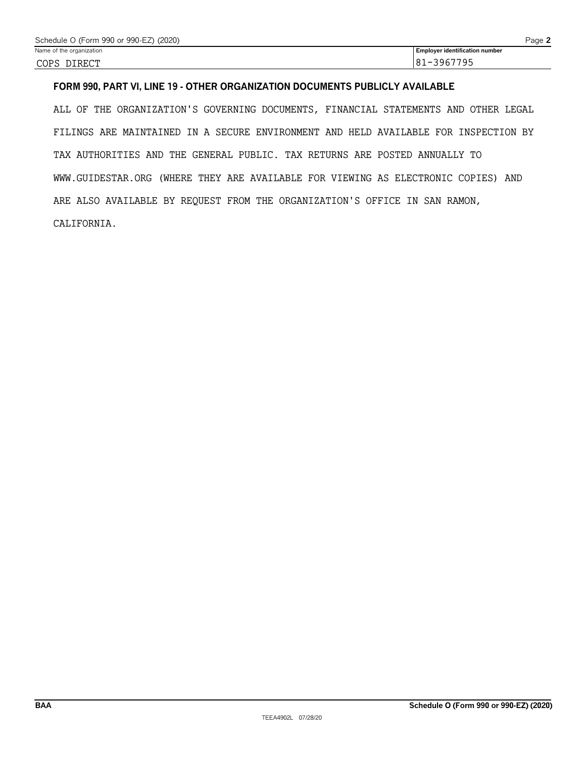Name of the organization: COPS DIRECT

Employer identification number: 81-3967795

**FORM 990, PART VI, LINE 19 - OTHER ORGANIZATION DOCUMENTS PUBLICLY AVAILABLE**

ALL OF THE ORGANIZATION'S GOVERNING DOCUMENTS, FINANCIAL STATEMENTS AND OTHER LEGAL FILINGS ARE MAINTAINED IN A SECURE ENVIRONMENT AND HELD AVAILABLE FOR INSPECTION BY TAX AUTHORITIES AND THE GENERAL PUBLIC. TAX RETURNS ARE POSTED ANNUALLY TO WWW.GUIDESTAR.ORG (WHERE THEY ARE AVAILABLE FOR VIEWING AS ELECTRONIC COPIES) AND ARE ALSO AVAILABLE BY REQUEST FROM THE ORGANIZATION'S OFFICE IN SAN RAMON, CALIFORNIA.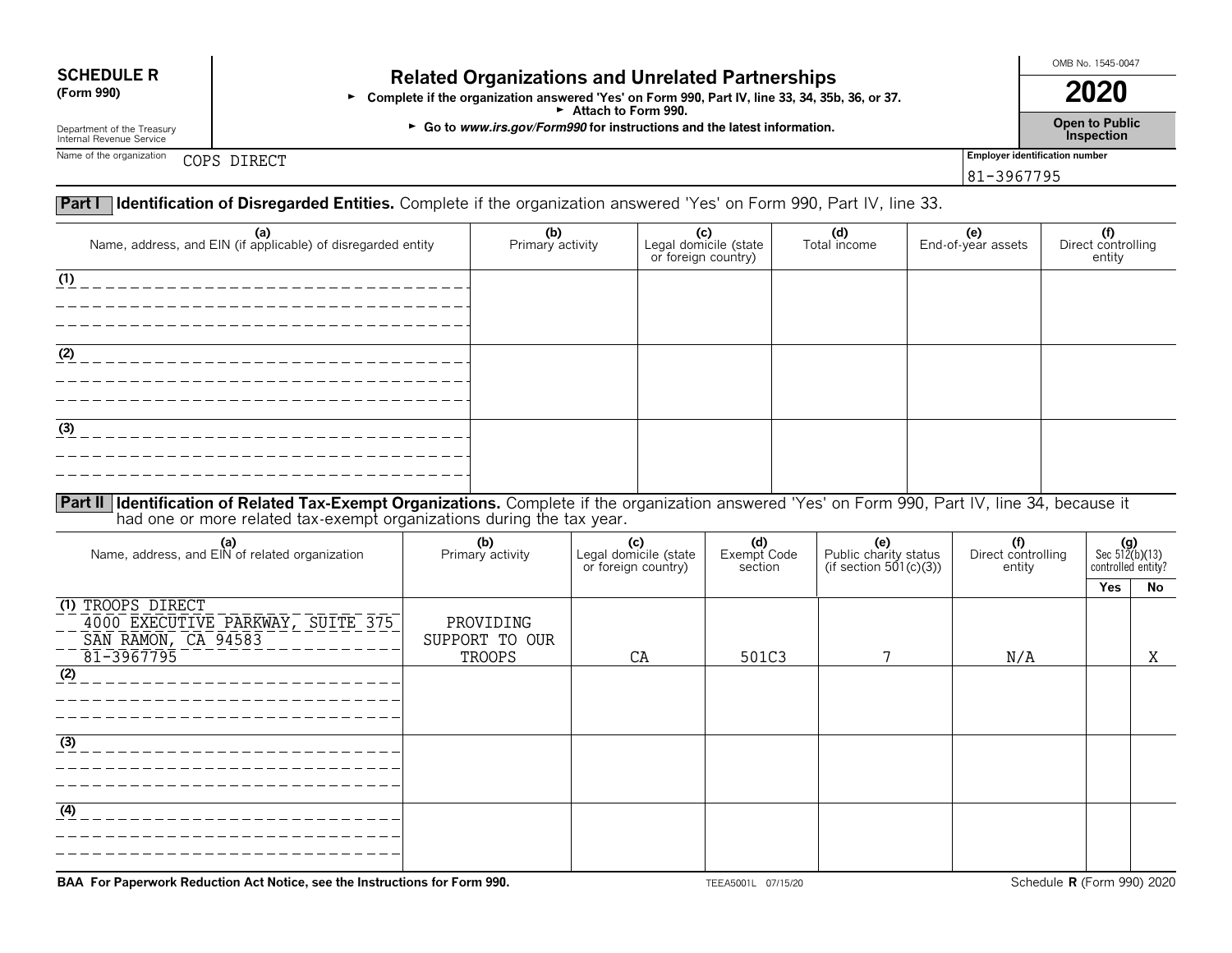**SCHEDULE R**
**(Form 990)**

Department of the Treasury
Internal Revenue Service

# Related Organizations and Unrelated Partnerships

► **Complete if the organization answered 'Yes' on Form 990, Part IV, line 33, 34, 35b, 36, or 37.**
► **Attach to Form 990.**
► **Go to *www.irs.gov/Form990* for instructions and the latest information.**

OMB No. 1545-0047

**2020**

**Open to Public Inspection**

Name of the organization: COPS DIRECT

Employer identification number: 81-3967795

**Part I** **Identification of Disregarded Entities.** Complete if the organization answered 'Yes' on Form 990, Part IV, line 33.

| (a) Name, address, and EIN (if applicable) of disregarded entity | (b) Primary activity | (c) Legal domicile (state or foreign country) | (d) Total income | (e) End-of-year assets | (f) Direct controlling entity |
|---|---|---|---|---|---|
| (1) | | | | | |
| (2) | | | | | |
| (3) | | | | | |

**Part II** **Identification of Related Tax-Exempt Organizations.** Complete if the organization answered 'Yes' on Form 990, Part IV, line 34, because it had one or more related tax-exempt organizations during the tax year.

| (a) Name, address, and EIN of related organization | (b) Primary activity | (c) Legal domicile (state or foreign country) | (d) Exempt Code section | (e) Public charity status (if section 501(c)(3)) | (f) Direct controlling entity | (g) Sec 512(b)(13) controlled entity? Yes | No |
|---|---|---|---|---|---|---|---|
| (1) TROOPS DIRECT 4000 EXECUTIVE PARKWAY, SUITE 375 SAN RAMON, CA 94583 81-3967795 | PROVIDING SUPPORT TO OUR TROOPS | CA | 501C3 | 7 | N/A | | X |
| (2) | | | | | | | |
| (3) | | | | | | | |
| (4) | | | | | | | |

**BAA For Paperwork Reduction Act Notice, see the Instructions for Form 990.** TEEA5001L 07/15/20 Schedule **R** (Form 990) 2020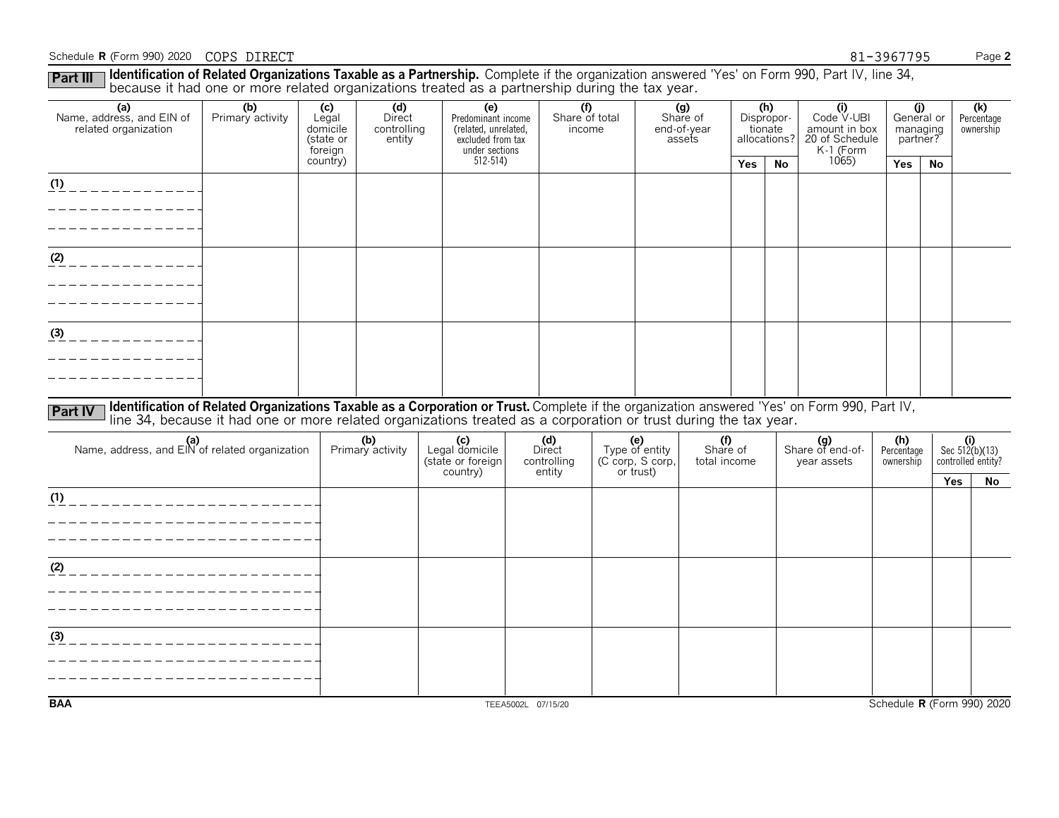Schedule R (Form 990) 2020 COPS DIRECT 81-3967795 Page 2

**Part III** **Identification of Related Organizations Taxable as a Partnership.** Complete if the organization answered 'Yes' on Form 990, Part IV, line 34, because it had one or more related organizations treated as a partnership during the tax year.

| (a) Name, address, and EIN of related organization | (b) Primary activity | (c) Legal domicile (state or foreign country) | (d) Direct controlling entity | (e) Predominant income (related, unrelated, excluded from tax under sections 512-514) | (f) Share of total income | (g) Share of end-of-year assets | (h) Disproportionate allocations? | | (i) Code V-UBI amount in box 20 of Schedule K-1 (Form 1065) | (j) General or managing partner? | | (k) Percentage ownership |
|---|---|---|---|---|---|---|---|---|---|---|---|---|
| | | | | | | | Yes | No | | Yes | No | |
| (1) | | | | | | | | | | | | |
| (2) | | | | | | | | | | | | |
| (3) | | | | | | | | | | | | |

**Part IV** **Identification of Related Organizations Taxable as a Corporation or Trust.** Complete if the organization answered 'Yes' on Form 990, Part IV, line 34, because it had one or more related organizations treated as a corporation or trust during the tax year.

| (a) Name, address, and EIN of related organization | (b) Primary activity | (c) Legal domicile (state or foreign country) | (d) Direct controlling entity | (e) Type of entity (C corp, S corp, or trust) | (f) Share of total income | (g) Share of end-of-year assets | (h) Percentage ownership | (i) Sec 512(b)(13) controlled entity? | |
|---|---|---|---|---|---|---|---|---|---|
| | | | | | | | | Yes | No |
| (1) | | | | | | | | | |
| (2) | | | | | | | | | |
| (3) | | | | | | | | | |

BAA TEEA5002L 07/15/20 Schedule R (Form 990) 2020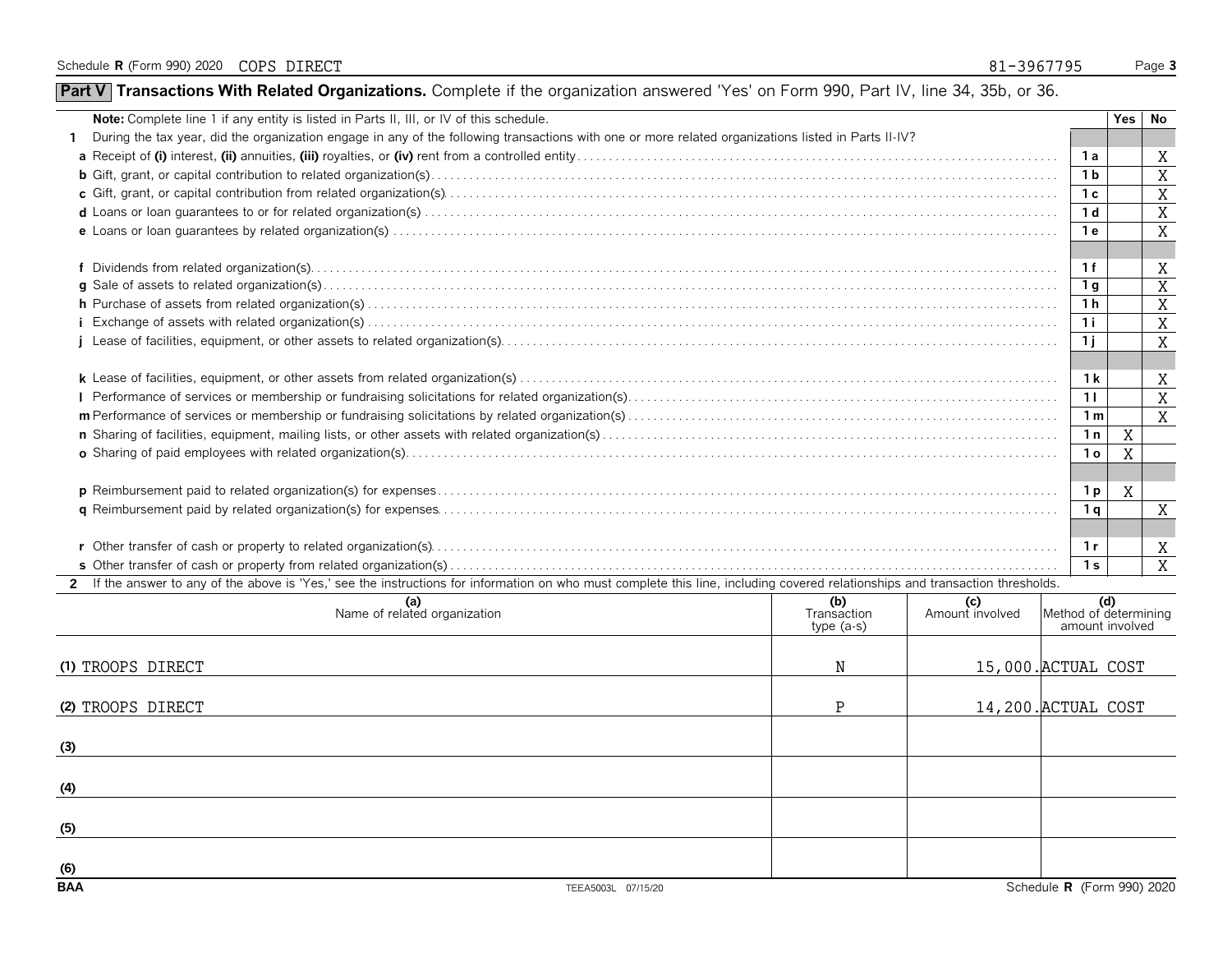Schedule R (Form 990) 2020 COPS DIRECT 81-3967795

## Part V Transactions With Related Organizations. Complete if the organization answered 'Yes' on Form 990, Part IV, line 34, 35b, or 36.

| Note: Complete line 1 if any entity is listed in Parts II, III, or IV of this schedule. | | Yes | No |
|---|---|---|---|
| 1 During the tax year, did the organization engage in any of the following transactions with one or more related organizations listed in Parts II-IV? | | | |
| a Receipt of (i) interest, (ii) annuities, (iii) royalties, or (iv) rent from a controlled entity | 1a | | X |
| b Gift, grant, or capital contribution to related organization(s) | 1b | | X |
| c Gift, grant, or capital contribution from related organization(s) | 1c | | X |
| d Loans or loan guarantees to or for related organization(s) | 1d | | X |
| e Loans or loan guarantees by related organization(s) | 1e | | X |
| f Dividends from related organization(s) | 1f | | X |
| g Sale of assets to related organization(s) | 1g | | X |
| h Purchase of assets from related organization(s) | 1h | | X |
| i Exchange of assets with related organization(s) | 1i | | X |
| j Lease of facilities, equipment, or other assets to related organization(s) | 1j | | X |
| k Lease of facilities, equipment, or other assets from related organization(s) | 1k | | X |
| l Performance of services or membership or fundraising solicitations for related organization(s) | 1l | | X |
| m Performance of services or membership or fundraising solicitations by related organization(s) | 1m | | X |
| n Sharing of facilities, equipment, mailing lists, or other assets with related organization(s) | 1n | X | |
| o Sharing of paid employees with related organization(s) | 1o | X | |
| p Reimbursement paid to related organization(s) for expenses | 1p | X | |
| q Reimbursement paid by related organization(s) for expenses | 1q | | X |
| r Other transfer of cash or property to related organization(s) | 1r | | X |
| s Other transfer of cash or property from related organization(s) | 1s | | X |

2 If the answer to any of the above is 'Yes,' see the instructions for information on who must complete this line, including covered relationships and transaction thresholds.

| (a) Name of related organization | (b) Transaction type (a-s) | (c) Amount involved | (d) Method of determining amount involved |
|---|---|---|---|
| (1) TROOPS DIRECT | N | 15,000. | ACTUAL COST |
| (2) TROOPS DIRECT | P | 14,200. | ACTUAL COST |
| (3) | | | |
| (4) | | | |
| (5) | | | |
| (6) | | | |

BAA TEEA5003L 07/15/20 Schedule R (Form 990) 2020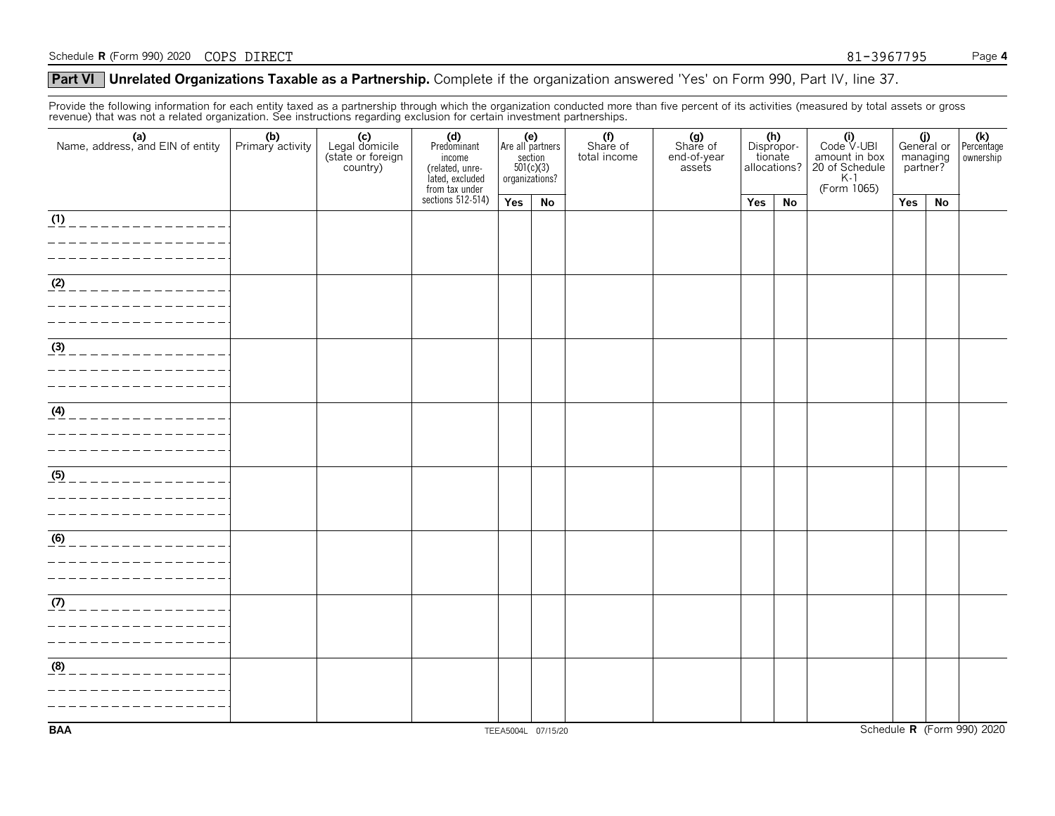## Part VI Unrelated Organizations Taxable as a Partnership. Complete if the organization answered 'Yes' on Form 990, Part IV, line 37.

Provide the following information for each entity taxed as a partnership through which the organization conducted more than five percent of its activities (measured by total assets or gross revenue) that was not a related organization. See instructions regarding exclusion for certain investment partnerships.

| (a) Name, address, and EIN of entity | (b) Primary activity | (c) Legal domicile (state or foreign country) | (d) Predominant income (related, unrelated, excluded from tax under sections 512-514) | (e) Are all partners section 501(c)(3) organizations? | | (f) Share of total income | (g) Share of end-of-year assets | (h) Disproportionate allocations? | | (i) Code V-UBI amount in box 20 of Schedule K-1 (Form 1065) | (j) General or managing partner? | | (k) Percentage ownership |
|---|---|---|---|---|---|---|---|---|---|---|---|---|---|
| | | | | Yes | No | | | Yes | No | | Yes | No | |
| (1) | | | | | | | | | | | | | |
| (2) | | | | | | | | | | | | | |
| (3) | | | | | | | | | | | | | |
| (4) | | | | | | | | | | | | | |
| (5) | | | | | | | | | | | | | |
| (6) | | | | | | | | | | | | | |
| (7) | | | | | | | | | | | | | |
| (8) | | | | | | | | | | | | | |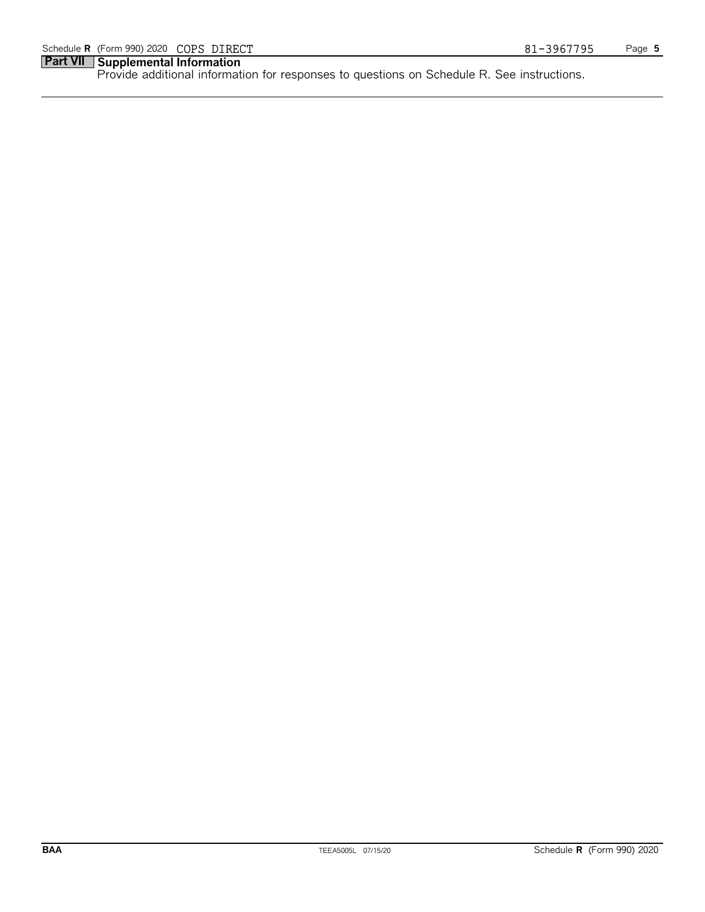## Part VII Supplemental Information

Provide additional information for responses to questions on Schedule R. See instructions.